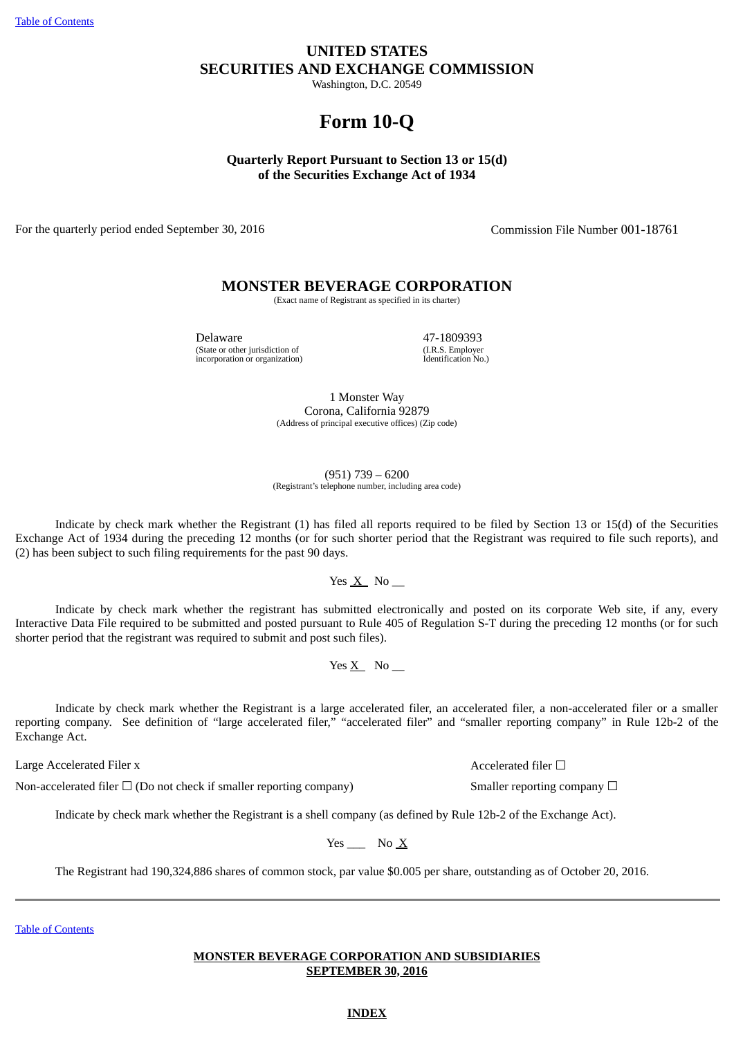[Table of Contents](#)

# UNITED STATES
# SECURITIES AND EXCHANGE COMMISSION

Washington, D.C. 20549

# Form 10-Q

**Quarterly Report Pursuant to Section 13 or 15(d)**
**of the Securities Exchange Act of 1934**

For the quarterly period ended September 30, 2016 | Commission File Number 001-18761

## MONSTER BEVERAGE CORPORATION

(Exact name of Registrant as specified in its charter)

| | |
|---|---|
| Delaware | 47-1809393 |
| (State or other jurisdiction of incorporation or organization) | (I.R.S. Employer Identification No.) |

1 Monster Way
Corona, California 92879
(Address of principal executive offices) (Zip code)

(951) 739 – 6200
(Registrant's telephone number, including area code)

Indicate by check mark whether the Registrant (1) has filed all reports required to be filed by Section 13 or 15(d) of the Securities Exchange Act of 1934 during the preceding 12 months (or for such shorter period that the Registrant was required to file such reports), and (2) has been subject to such filing requirements for the past 90 days.

Yes X No __

Indicate by check mark whether the registrant has submitted electronically and posted on its corporate Web site, if any, every Interactive Data File required to be submitted and posted pursuant to Rule 405 of Regulation S-T during the preceding 12 months (or for such shorter period that the registrant was required to submit and post such files).

Yes X No __

Indicate by check mark whether the Registrant is a large accelerated filer, an accelerated filer, a non-accelerated filer or a smaller reporting company. See definition of "large accelerated filer," "accelerated filer" and "smaller reporting company" in Rule 12b-2 of the Exchange Act.

| | |
|---|---|
| Large Accelerated Filer x | Accelerated filer ☐ |
| Non-accelerated filer ☐ (Do not check if smaller reporting company) | Smaller reporting company ☐ |

Indicate by check mark whether the Registrant is a shell company (as defined by Rule 12b-2 of the Exchange Act).

Yes ___ No X

The Registrant had 190,324,886 shares of common stock, par value $0.005 per share, outstanding as of October 20, 2016.

---

[Table of Contents](#)

**MONSTER BEVERAGE CORPORATION AND SUBSIDIARIES**
**SEPTEMBER 30, 2016**

**INDEX**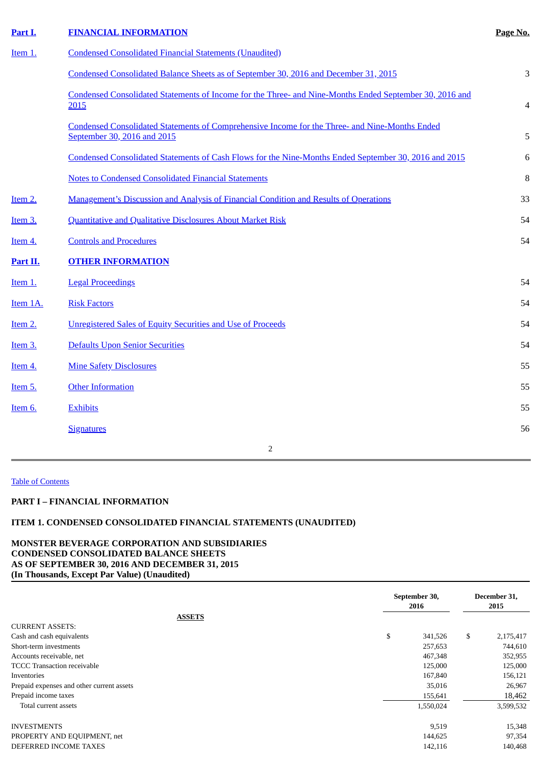| Part I. | FINANCIAL INFORMATION | Page No. |
|---|---|---|
| Item 1. | Condensed Consolidated Financial Statements (Unaudited) | |
| | Condensed Consolidated Balance Sheets as of September 30, 2016 and December 31, 2015 | 3 |
| | Condensed Consolidated Statements of Income for the Three- and Nine-Months Ended September 30, 2016 and 2015 | 4 |
| | Condensed Consolidated Statements of Comprehensive Income for the Three- and Nine-Months Ended September 30, 2016 and 2015 | 5 |
| | Condensed Consolidated Statements of Cash Flows for the Nine-Months Ended September 30, 2016 and 2015 | 6 |
| | Notes to Condensed Consolidated Financial Statements | 8 |
| Item 2. | Management's Discussion and Analysis of Financial Condition and Results of Operations | 33 |
| Item 3. | Quantitative and Qualitative Disclosures About Market Risk | 54 |
| Item 4. | Controls and Procedures | 54 |
| **Part II.** | **OTHER INFORMATION** | |
| Item 1. | Legal Proceedings | 54 |
| Item 1A. | Risk Factors | 54 |
| Item 2. | Unregistered Sales of Equity Securities and Use of Proceeds | 54 |
| Item 3. | Defaults Upon Senior Securities | 54 |
| Item 4. | Mine Safety Disclosures | 55 |
| Item 5. | Other Information | 55 |
| Item 6. | Exhibits | 55 |
| | Signatures | 56 |

Table of Contents

## PART I – FINANCIAL INFORMATION

## ITEM 1. CONDENSED CONSOLIDATED FINANCIAL STATEMENTS (UNAUDITED)

**MONSTER BEVERAGE CORPORATION AND SUBSIDIARIES**
**CONDENSED CONSOLIDATED BALANCE SHEETS**
**AS OF SEPTEMBER 30, 2016 AND DECEMBER 31, 2015**
**(In Thousands, Except Par Value) (Unaudited)**

| ASSETS | September 30, 2016 | December 31, 2015 |
|---|---|---|
| CURRENT ASSETS: | | |
| Cash and cash equivalents | $ 341,526 | $ 2,175,417 |
| Short-term investments | 257,653 | 744,610 |
| Accounts receivable, net | 467,348 | 352,955 |
| TCCC Transaction receivable | 125,000 | 125,000 |
| Inventories | 167,840 | 156,121 |
| Prepaid expenses and other current assets | 35,016 | 26,967 |
| Prepaid income taxes | 155,641 | 18,462 |
| Total current assets | 1,550,024 | 3,599,532 |
| | | |
| INVESTMENTS | 9,519 | 15,348 |
| PROPERTY AND EQUIPMENT, net | 144,625 | 97,354 |
| DEFERRED INCOME TAXES | 142,116 | 140,468 |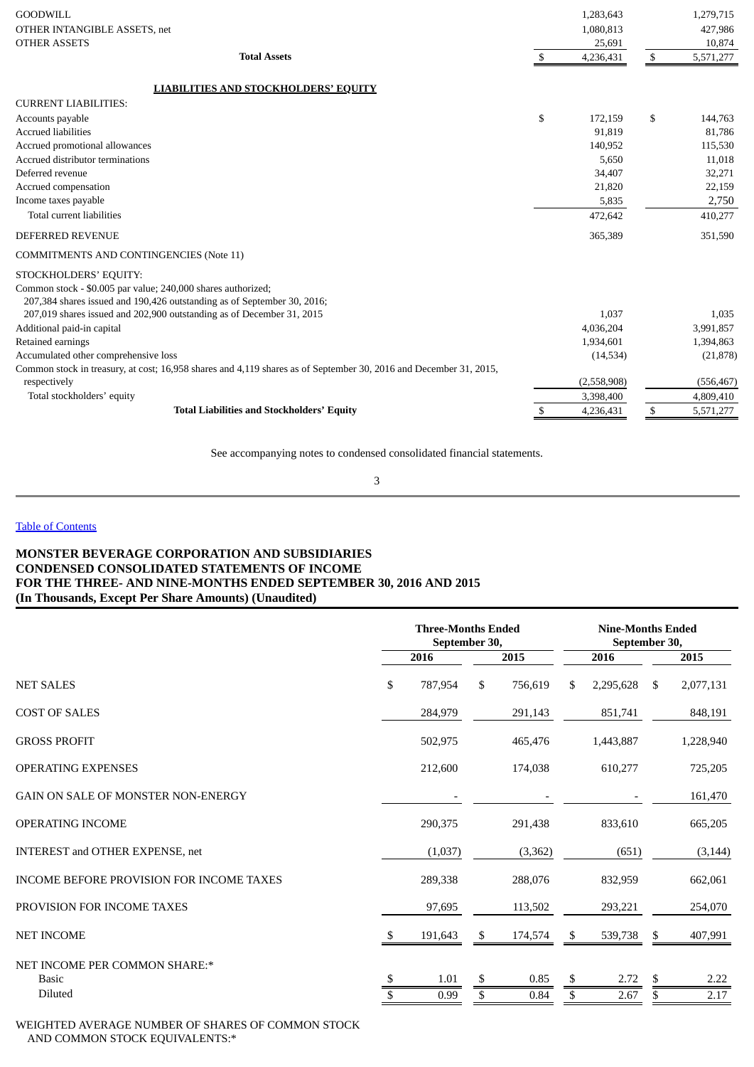| | | |
|---|---|---|
| GOODWILL | 1,283,643 | 1,279,715 |
| OTHER INTANGIBLE ASSETS, net | 1,080,813 | 427,986 |
| OTHER ASSETS | 25,691 | 10,874 |
| **Total Assets** | $ 4,236,431 | $ 5,571,277 |
| | | |
| **LIABILITIES AND STOCKHOLDERS' EQUITY** | | |
| CURRENT LIABILITIES: | | |
| Accounts payable | $ 172,159 | $ 144,763 |
| Accrued liabilities | 91,819 | 81,786 |
| Accrued promotional allowances | 140,952 | 115,530 |
| Accrued distributor terminations | 5,650 | 11,018 |
| Deferred revenue | 34,407 | 32,271 |
| Accrued compensation | 21,820 | 22,159 |
| Income taxes payable | 5,835 | 2,750 |
| Total current liabilities | 472,642 | 410,277 |
| DEFERRED REVENUE | 365,389 | 351,590 |
| COMMITMENTS AND CONTINGENCIES (Note 11) | | |
| STOCKHOLDERS' EQUITY: | | |
| Common stock - $0.005 par value; 240,000 shares authorized; 207,384 shares issued and 190,426 outstanding as of September 30, 2016; 207,019 shares issued and 202,900 outstanding as of December 31, 2015 | 1,037 | 1,035 |
| Additional paid-in capital | 4,036,204 | 3,991,857 |
| Retained earnings | 1,934,601 | 1,394,863 |
| Accumulated other comprehensive loss | (14,534) | (21,878) |
| Common stock in treasury, at cost; 16,958 shares and 4,119 shares as of September 30, 2016 and December 31, 2015, respectively | (2,558,908) | (556,467) |
| Total stockholders' equity | 3,398,400 | 4,809,410 |
| **Total Liabilities and Stockholders' Equity** | $ 4,236,431 | $ 5,571,277 |

See accompanying notes to condensed consolidated financial statements.

[Table of Contents]

**MONSTER BEVERAGE CORPORATION AND SUBSIDIARIES**
**CONDENSED CONSOLIDATED STATEMENTS OF INCOME**
**FOR THE THREE- AND NINE-MONTHS ENDED SEPTEMBER 30, 2016 AND 2015**
**(In Thousands, Except Per Share Amounts) (Unaudited)**

| | Three-Months Ended September 30, | | Nine-Months Ended September 30, | |
|---|---|---|---|---|
| | **2016** | **2015** | **2016** | **2015** |
| NET SALES | $ 787,954 | $ 756,619 | $ 2,295,628 | $ 2,077,131 |
| COST OF SALES | 284,979 | 291,143 | 851,741 | 848,191 |
| GROSS PROFIT | 502,975 | 465,476 | 1,443,887 | 1,228,940 |
| OPERATING EXPENSES | 212,600 | 174,038 | 610,277 | 725,205 |
| GAIN ON SALE OF MONSTER NON-ENERGY | - | - | - | 161,470 |
| OPERATING INCOME | 290,375 | 291,438 | 833,610 | 665,205 |
| INTEREST and OTHER EXPENSE, net | (1,037) | (3,362) | (651) | (3,144) |
| INCOME BEFORE PROVISION FOR INCOME TAXES | 289,338 | 288,076 | 832,959 | 662,061 |
| PROVISION FOR INCOME TAXES | 97,695 | 113,502 | 293,221 | 254,070 |
| NET INCOME | $ 191,643 | $ 174,574 | $ 539,738 | $ 407,991 |
| NET INCOME PER COMMON SHARE:* | | | | |
| Basic | $ 1.01 | $ 0.85 | $ 2.72 | $ 2.22 |
| Diluted | $ 0.99 | $ 0.84 | $ 2.67 | $ 2.17 |
| WEIGHTED AVERAGE NUMBER OF SHARES OF COMMON STOCK AND COMMON STOCK EQUIVALENTS:* | | | | |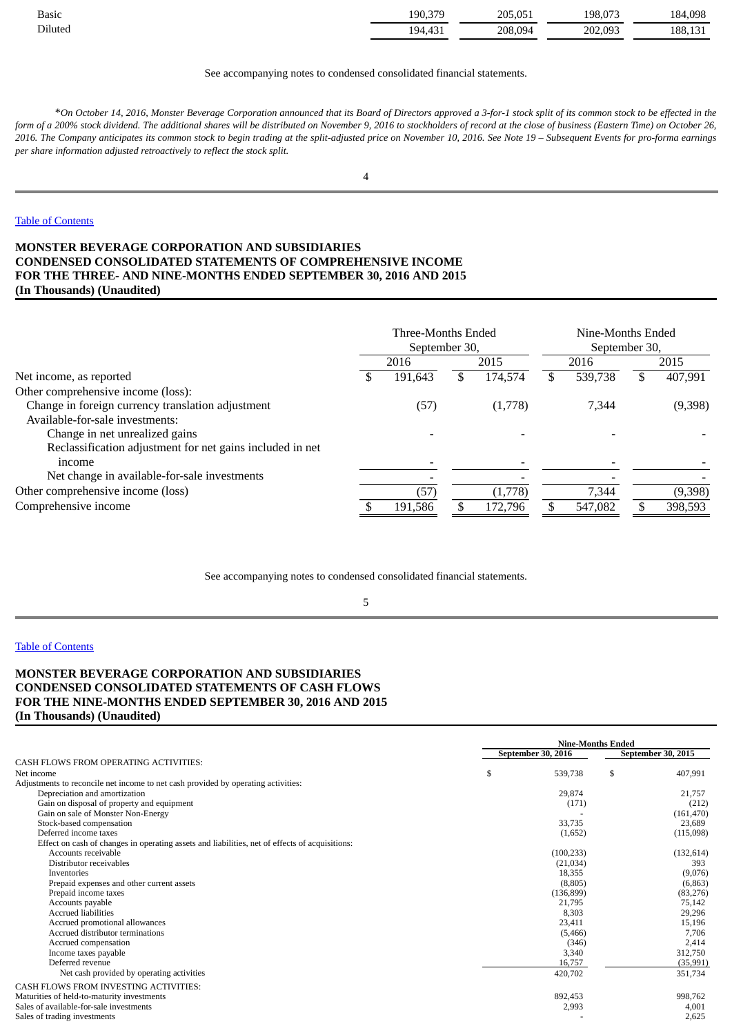| | | | | |
|---|---|---|---|---|
| Basic | 190,379 | 205,051 | 198,073 | 184,098 |
| Diluted | 194,431 | 208,094 | 202,093 | 188,131 |

See accompanying notes to condensed consolidated financial statements.

**On October 14, 2016, Monster Beverage Corporation announced that its Board of Directors approved a 3-for-1 stock split of its common stock to be effected in the form of a 200% stock dividend. The additional shares will be distributed on November 9, 2016 to stockholders of record at the close of business (Eastern Time) on October 26, 2016. The Company anticipates its common stock to begin trading at the split-adjusted price on November 10, 2016. See Note 19 – Subsequent Events for pro-forma earnings per share information adjusted retroactively to reflect the stock split.*

Table of Contents

**MONSTER BEVERAGE CORPORATION AND SUBSIDIARIES**
**CONDENSED CONSOLIDATED STATEMENTS OF COMPREHENSIVE INCOME**
**FOR THE THREE- AND NINE-MONTHS ENDED SEPTEMBER 30, 2016 AND 2015**
**(In Thousands) (Unaudited)**

| | Three-Months Ended September 30, | | Nine-Months Ended September 30, | |
|---|---|---|---|---|
| | 2016 | 2015 | 2016 | 2015 |
| Net income, as reported | $ 191,643 | $ 174,574 | $ 539,738 | $ 407,991 |
| Other comprehensive income (loss): | | | | |
| Change in foreign currency translation adjustment | (57) | (1,778) | 7,344 | (9,398) |
| Available-for-sale investments: | | | | |
| Change in net unrealized gains | - | - | - | - |
| Reclassification adjustment for net gains included in net income | - | - | - | - |
| Net change in available-for-sale investments | - | - | - | - |
| Other comprehensive income (loss) | (57) | (1,778) | 7,344 | (9,398) |
| Comprehensive income | $ 191,586 | $ 172,796 | $ 547,082 | $ 398,593 |

See accompanying notes to condensed consolidated financial statements.

Table of Contents

**MONSTER BEVERAGE CORPORATION AND SUBSIDIARIES**
**CONDENSED CONSOLIDATED STATEMENTS OF CASH FLOWS**
**FOR THE NINE-MONTHS ENDED SEPTEMBER 30, 2016 AND 2015**
**(In Thousands) (Unaudited)**

| | Nine-Months Ended | |
|---|---|---|
| | September 30, 2016 | September 30, 2015 |
| CASH FLOWS FROM OPERATING ACTIVITIES: | | |
| Net income | $ 539,738 | $ 407,991 |
| Adjustments to reconcile net income to net cash provided by operating activities: | | |
| Depreciation and amortization | 29,874 | 21,757 |
| Gain on disposal of property and equipment | (171) | (212) |
| Gain on sale of Monster Non-Energy | - | (161,470) |
| Stock-based compensation | 33,735 | 23,689 |
| Deferred income taxes | (1,652) | (115,098) |
| Effect on cash of changes in operating assets and liabilities, net of effects of acquisitions: | | |
| Accounts receivable | (100,233) | (132,614) |
| Distributor receivables | (21,034) | 393 |
| Inventories | 18,355 | (9,076) |
| Prepaid expenses and other current assets | (8,805) | (6,863) |
| Prepaid income taxes | (136,899) | (83,276) |
| Accounts payable | 21,795 | 75,142 |
| Accrued liabilities | 8,303 | 29,296 |
| Accrued promotional allowances | 23,411 | 15,196 |
| Accrued distributor terminations | (5,466) | 7,706 |
| Accrued compensation | (346) | 2,414 |
| Income taxes payable | 3,340 | 312,750 |
| Deferred revenue | 16,757 | (35,991) |
| Net cash provided by operating activities | 420,702 | 351,734 |
| CASH FLOWS FROM INVESTING ACTIVITIES: | | |
| Maturities of held-to-maturity investments | 892,453 | 998,762 |
| Sales of available-for-sale investments | 2,993 | 4,001 |
| Sales of trading investments | - | 2,625 |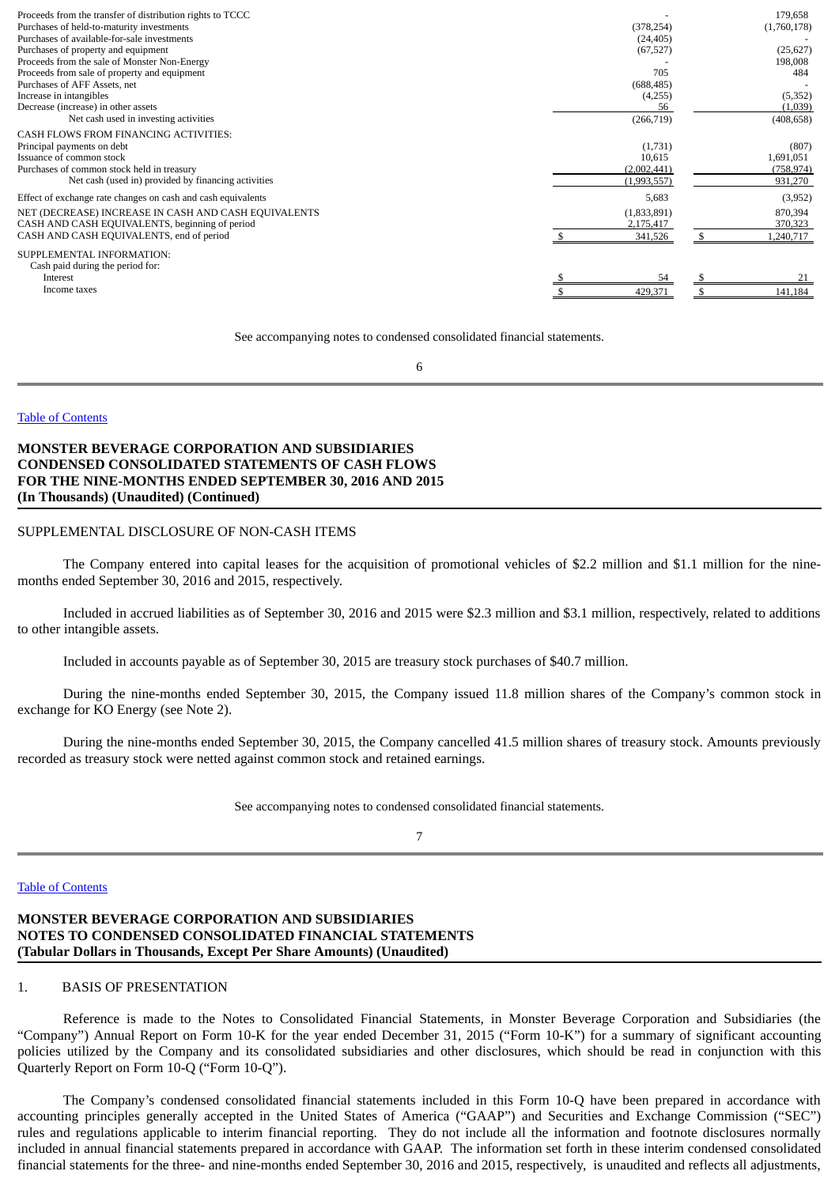| | 2016 | 2015 |
|---|---|---|
| Proceeds from the transfer of distribution rights to TCCC | - | 179,658 |
| Purchases of held-to-maturity investments | (378,254) | (1,760,178) |
| Purchases of available-for-sale investments | (24,405) | - |
| Purchases of property and equipment | (67,527) | (25,627) |
| Proceeds from the sale of Monster Non-Energy | - | 198,008 |
| Proceeds from sale of property and equipment | 705 | 484 |
| Purchases of AFF Assets, net | (688,485) | - |
| Increase in intangibles | (4,255) | (5,352) |
| Decrease (increase) in other assets | 56 | (1,039) |
| Net cash used in investing activities | (266,719) | (408,658) |
| CASH FLOWS FROM FINANCING ACTIVITIES: | | |
| Principal payments on debt | (1,731) | (807) |
| Issuance of common stock | 10,615 | 1,691,051 |
| Purchases of common stock held in treasury | (2,002,441) | (758,974) |
| Net cash (used in) provided by financing activities | (1,993,557) | 931,270 |
| Effect of exchange rate changes on cash and cash equivalents | 5,683 | (3,952) |
| NET (DECREASE) INCREASE IN CASH AND CASH EQUIVALENTS | (1,833,891) | 870,394 |
| CASH AND CASH EQUIVALENTS, beginning of period | 2,175,417 | 370,323 |
| CASH AND CASH EQUIVALENTS, end of period | $ 341,526 | $ 1,240,717 |
| SUPPLEMENTAL INFORMATION: | | |
| Cash paid during the period for: | | |
| Interest | $ 54 | $ 21 |
| Income taxes | $ 429,371 | $ 141,184 |

See accompanying notes to condensed consolidated financial statements.

**MONSTER BEVERAGE CORPORATION AND SUBSIDIARIES**
**CONDENSED CONSOLIDATED STATEMENTS OF CASH FLOWS**
**FOR THE NINE-MONTHS ENDED SEPTEMBER 30, 2016 AND 2015**
**(In Thousands) (Unaudited) (Continued)**

SUPPLEMENTAL DISCLOSURE OF NON-CASH ITEMS

The Company entered into capital leases for the acquisition of promotional vehicles of $2.2 million and $1.1 million for the nine-months ended September 30, 2016 and 2015, respectively.

Included in accrued liabilities as of September 30, 2016 and 2015 were $2.3 million and $3.1 million, respectively, related to additions to other intangible assets.

Included in accounts payable as of September 30, 2015 are treasury stock purchases of $40.7 million.

During the nine-months ended September 30, 2015, the Company issued 11.8 million shares of the Company's common stock in exchange for KO Energy (see Note 2).

During the nine-months ended September 30, 2015, the Company cancelled 41.5 million shares of treasury stock. Amounts previously recorded as treasury stock were netted against common stock and retained earnings.

See accompanying notes to condensed consolidated financial statements.

**MONSTER BEVERAGE CORPORATION AND SUBSIDIARIES**
**NOTES TO CONDENSED CONSOLIDATED FINANCIAL STATEMENTS**
**(Tabular Dollars in Thousands, Except Per Share Amounts) (Unaudited)**

1. BASIS OF PRESENTATION

Reference is made to the Notes to Consolidated Financial Statements, in Monster Beverage Corporation and Subsidiaries (the "Company") Annual Report on Form 10-K for the year ended December 31, 2015 ("Form 10-K") for a summary of significant accounting policies utilized by the Company and its consolidated subsidiaries and other disclosures, which should be read in conjunction with this Quarterly Report on Form 10-Q ("Form 10-Q").

The Company's condensed consolidated financial statements included in this Form 10-Q have been prepared in accordance with accounting principles generally accepted in the United States of America ("GAAP") and Securities and Exchange Commission ("SEC") rules and regulations applicable to interim financial reporting. They do not include all the information and footnote disclosures normally included in annual financial statements prepared in accordance with GAAP. The information set forth in these interim condensed consolidated financial statements for the three- and nine-months ended September 30, 2016 and 2015, respectively, is unaudited and reflects all adjustments,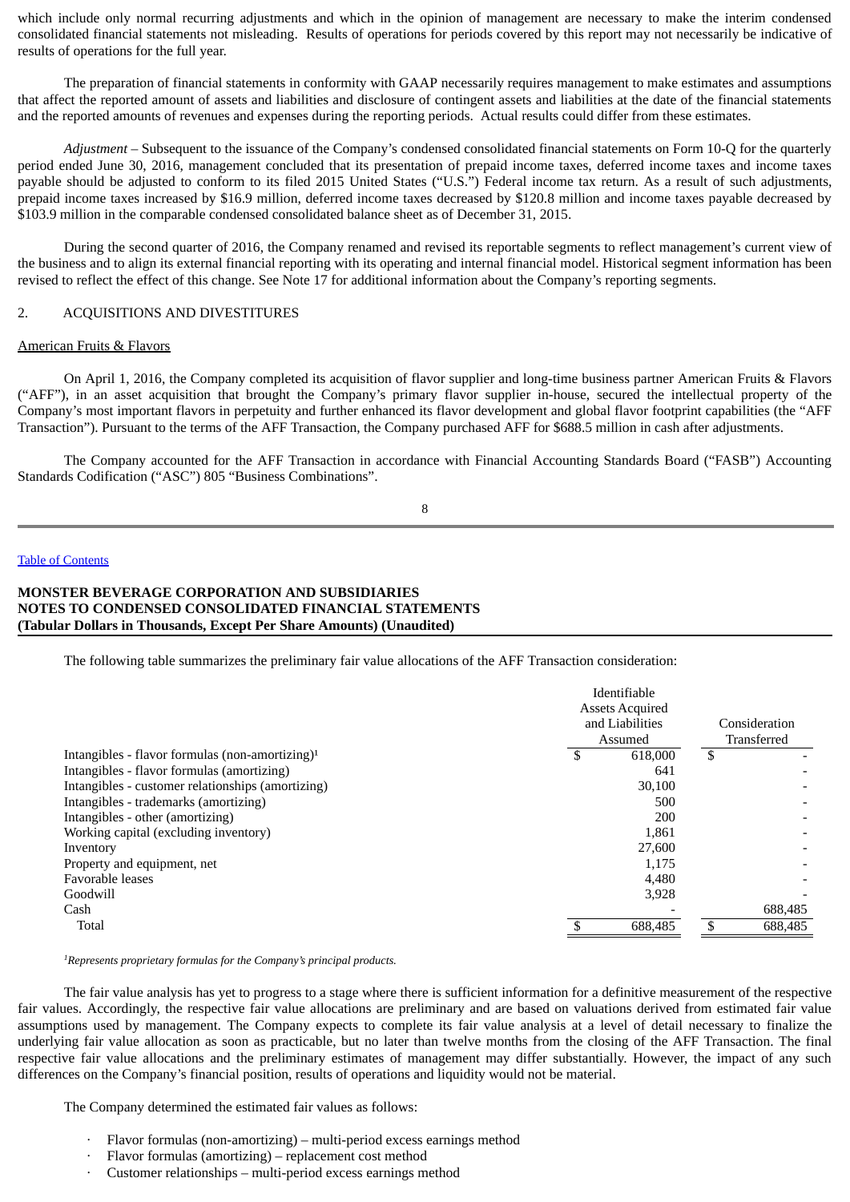which include only normal recurring adjustments and which in the opinion of management are necessary to make the interim condensed consolidated financial statements not misleading. Results of operations for periods covered by this report may not necessarily be indicative of results of operations for the full year.

The preparation of financial statements in conformity with GAAP necessarily requires management to make estimates and assumptions that affect the reported amount of assets and liabilities and disclosure of contingent assets and liabilities at the date of the financial statements and the reported amounts of revenues and expenses during the reporting periods. Actual results could differ from these estimates.

*Adjustment* – Subsequent to the issuance of the Company's condensed consolidated financial statements on Form 10-Q for the quarterly period ended June 30, 2016, management concluded that its presentation of prepaid income taxes, deferred income taxes and income taxes payable should be adjusted to conform to its filed 2015 United States ("U.S.") Federal income tax return. As a result of such adjustments, prepaid income taxes increased by $16.9 million, deferred income taxes decreased by $120.8 million and income taxes payable decreased by $103.9 million in the comparable condensed consolidated balance sheet as of December 31, 2015.

During the second quarter of 2016, the Company renamed and revised its reportable segments to reflect management's current view of the business and to align its external financial reporting with its operating and internal financial model. Historical segment information has been revised to reflect the effect of this change. See Note 17 for additional information about the Company's reporting segments.

2. ACQUISITIONS AND DIVESTITURES

American Fruits & Flavors

On April 1, 2016, the Company completed its acquisition of flavor supplier and long-time business partner American Fruits & Flavors ("AFF"), in an asset acquisition that brought the Company's primary flavor supplier in-house, secured the intellectual property of the Company's most important flavors in perpetuity and further enhanced its flavor development and global flavor footprint capabilities (the "AFF Transaction"). Pursuant to the terms of the AFF Transaction, the Company purchased AFF for $688.5 million in cash after adjustments.

The Company accounted for the AFF Transaction in accordance with Financial Accounting Standards Board ("FASB") Accounting Standards Codification ("ASC") 805 "Business Combinations".

**MONSTER BEVERAGE CORPORATION AND SUBSIDIARIES**
**NOTES TO CONDENSED CONSOLIDATED FINANCIAL STATEMENTS**
**(Tabular Dollars in Thousands, Except Per Share Amounts) (Unaudited)**

The following table summarizes the preliminary fair value allocations of the AFF Transaction consideration:

| | Identifiable Assets Acquired and Liabilities Assumed | Consideration Transferred |
|---|---|---|
| Intangibles - flavor formulas (non-amortizing)[1] | $ 618,000 | $ - |
| Intangibles - flavor formulas (amortizing) | 641 | - |
| Intangibles - customer relationships (amortizing) | 30,100 | - |
| Intangibles - trademarks (amortizing) | 500 | - |
| Intangibles - other (amortizing) | 200 | - |
| Working capital (excluding inventory) | 1,861 | - |
| Inventory | 27,600 | - |
| Property and equipment, net | 1,175 | - |
| Favorable leases | 4,480 | - |
| Goodwill | 3,928 | - |
| Cash | - | 688,485 |
| Total | $ 688,485 | $ 688,485 |

*[1]Represents proprietary formulas for the Company's principal products.*

The fair value analysis has yet to progress to a stage where there is sufficient information for a definitive measurement of the respective fair values. Accordingly, the respective fair value allocations are preliminary and are based on valuations derived from estimated fair value assumptions used by management. The Company expects to complete its fair value analysis at a level of detail necessary to finalize the underlying fair value allocation as soon as practicable, but no later than twelve months from the closing of the AFF Transaction. The final respective fair value allocations and the preliminary estimates of management may differ substantially. However, the impact of any such differences on the Company's financial position, results of operations and liquidity would not be material.

The Company determined the estimated fair values as follows:

- Flavor formulas (non-amortizing) – multi-period excess earnings method
- Flavor formulas (amortizing) – replacement cost method
- Customer relationships – multi-period excess earnings method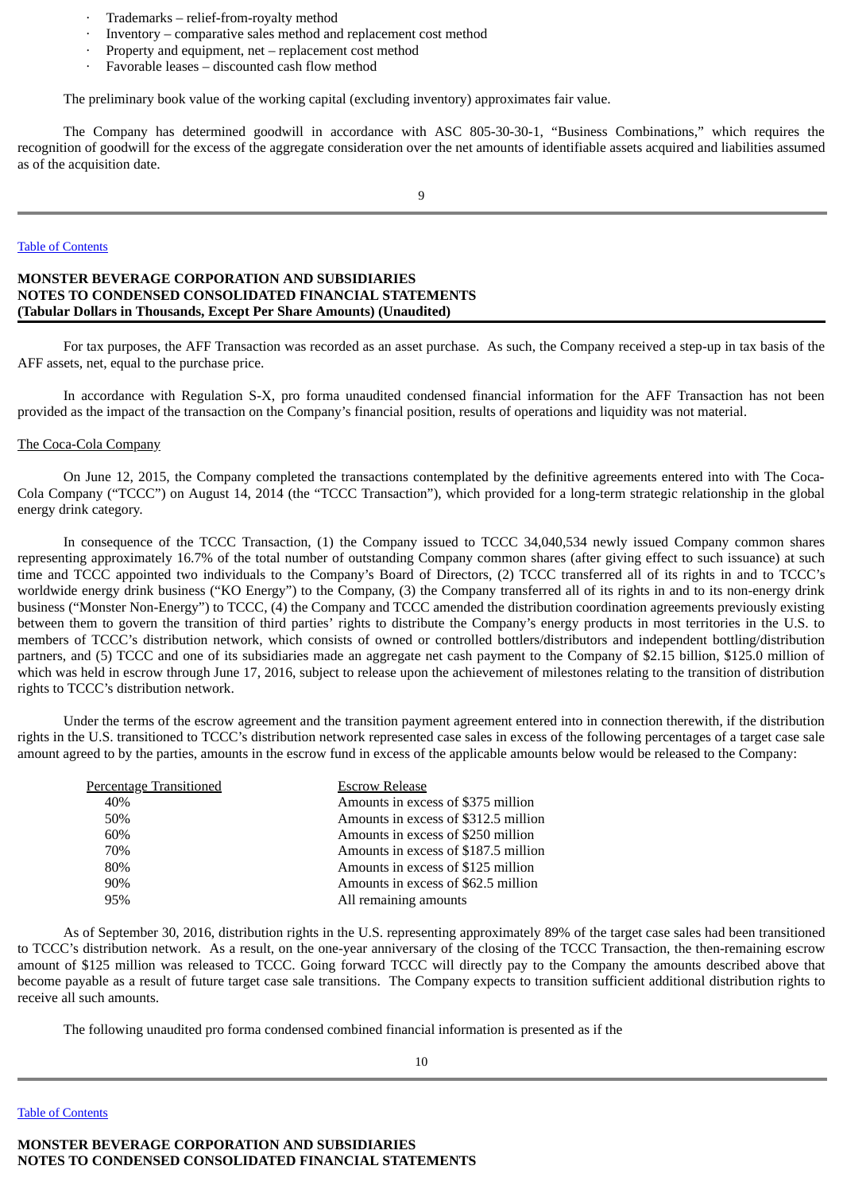- Trademarks – relief-from-royalty method
- Inventory – comparative sales method and replacement cost method
- Property and equipment, net – replacement cost method
- Favorable leases – discounted cash flow method

The preliminary book value of the working capital (excluding inventory) approximates fair value.

The Company has determined goodwill in accordance with ASC 805-30-30-1, "Business Combinations," which requires the recognition of goodwill for the excess of the aggregate consideration over the net amounts of identifiable assets acquired and liabilities assumed as of the acquisition date.

**MONSTER BEVERAGE CORPORATION AND SUBSIDIARIES**
**NOTES TO CONDENSED CONSOLIDATED FINANCIAL STATEMENTS**
**(Tabular Dollars in Thousands, Except Per Share Amounts) (Unaudited)**

For tax purposes, the AFF Transaction was recorded as an asset purchase. As such, the Company received a step-up in tax basis of the AFF assets, net, equal to the purchase price.

In accordance with Regulation S-X, pro forma unaudited condensed financial information for the AFF Transaction has not been provided as the impact of the transaction on the Company's financial position, results of operations and liquidity was not material.

The Coca-Cola Company

On June 12, 2015, the Company completed the transactions contemplated by the definitive agreements entered into with The Coca-Cola Company ("TCCC") on August 14, 2014 (the "TCCC Transaction"), which provided for a long-term strategic relationship in the global energy drink category.

In consequence of the TCCC Transaction, (1) the Company issued to TCCC 34,040,534 newly issued Company common shares representing approximately 16.7% of the total number of outstanding Company common shares (after giving effect to such issuance) at such time and TCCC appointed two individuals to the Company's Board of Directors, (2) TCCC transferred all of its rights in and to TCCC's worldwide energy drink business ("KO Energy") to the Company, (3) the Company transferred all of its rights in and to its non-energy drink business ("Monster Non-Energy") to TCCC, (4) the Company and TCCC amended the distribution coordination agreements previously existing between them to govern the transition of third parties' rights to distribute the Company's energy products in most territories in the U.S. to members of TCCC's distribution network, which consists of owned or controlled bottlers/distributors and independent bottling/distribution partners, and (5) TCCC and one of its subsidiaries made an aggregate net cash payment to the Company of $2.15 billion, $125.0 million of which was held in escrow through June 17, 2016, subject to release upon the achievement of milestones relating to the transition of distribution rights to TCCC's distribution network.

Under the terms of the escrow agreement and the transition payment agreement entered into in connection therewith, if the distribution rights in the U.S. transitioned to TCCC's distribution network represented case sales in excess of the following percentages of a target case sale amount agreed to by the parties, amounts in the escrow fund in excess of the applicable amounts below would be released to the Company:

| Percentage Transitioned | Escrow Release |
|---|---|
| 40% | Amounts in excess of $375 million |
| 50% | Amounts in excess of $312.5 million |
| 60% | Amounts in excess of $250 million |
| 70% | Amounts in excess of $187.5 million |
| 80% | Amounts in excess of $125 million |
| 90% | Amounts in excess of $62.5 million |
| 95% | All remaining amounts |

As of September 30, 2016, distribution rights in the U.S. representing approximately 89% of the target case sales had been transitioned to TCCC's distribution network. As a result, on the one-year anniversary of the closing of the TCCC Transaction, the then-remaining escrow amount of $125 million was released to TCCC. Going forward TCCC will directly pay to the Company the amounts described above that become payable as a result of future target case sale transitions. The Company expects to transition sufficient additional distribution rights to receive all such amounts.

The following unaudited pro forma condensed combined financial information is presented as if the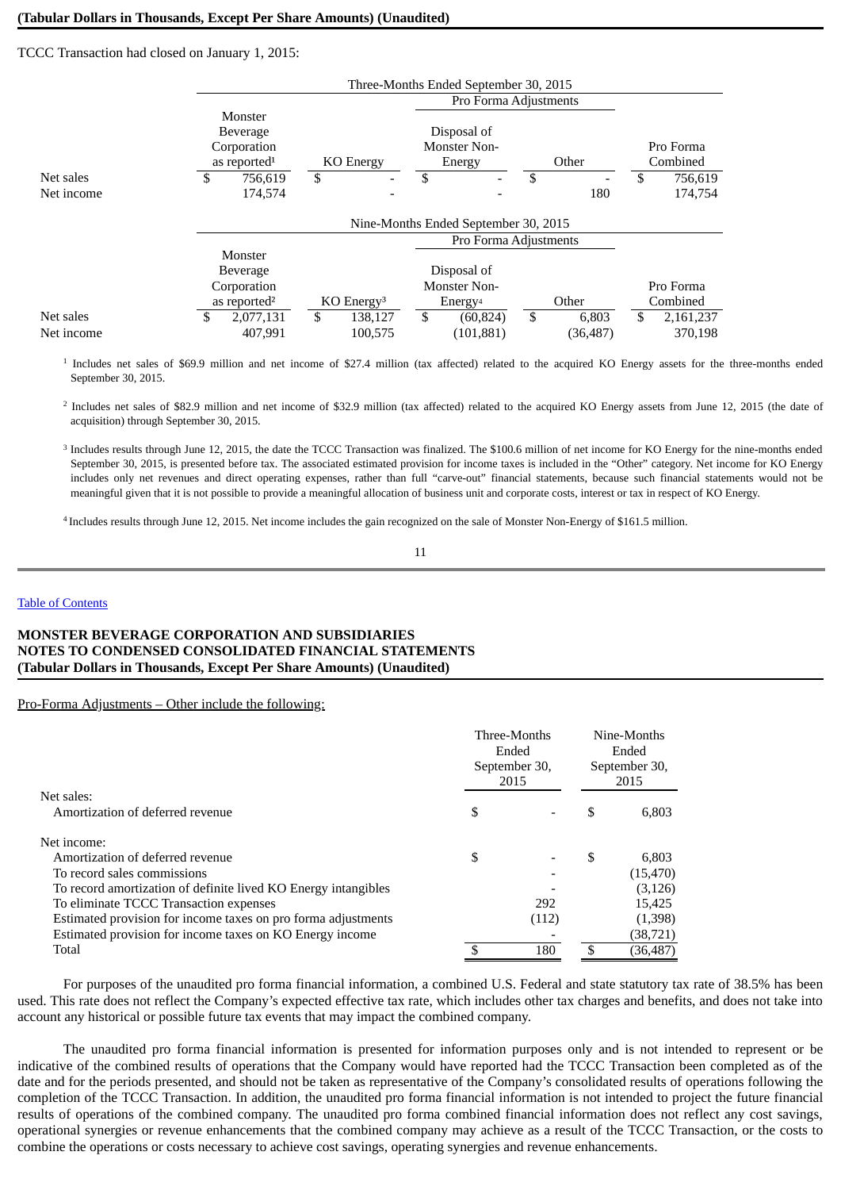TCCC Transaction had closed on January 1, 2015:

| | Three-Months Ended September 30, 2015 | | | | |
|---|---|---|---|---|---|
| | | | Pro Forma Adjustments | | |
| | Monster Beverage Corporation as reported[1] | KO Energy | Disposal of Monster Non-Energy | Other | Pro Forma Combined |
| Net sales | $ 756,619 | $ - | $ - | $ - | $ 756,619 |
| Net income | 174,574 | - | - | 180 | 174,754 |

| | Nine-Months Ended September 30, 2015 | | | | |
|---|---|---|---|---|---|
| | | | Pro Forma Adjustments | | |
| | Monster Beverage Corporation as reported[2] | KO Energy[3] | Disposal of Monster Non-Energy[4] | Other | Pro Forma Combined |
| Net sales | $ 2,077,131 | $ 138,127 | $ (60,824) | $ 6,803 | $ 2,161,237 |
| Net income | 407,991 | 100,575 | (101,881) | (36,487) | 370,198 |

[1] Includes net sales of $69.9 million and net income of $27.4 million (tax affected) related to the acquired KO Energy assets for the three-months ended September 30, 2015.

[2] Includes net sales of $82.9 million and net income of $32.9 million (tax affected) related to the acquired KO Energy assets from June 12, 2015 (the date of acquisition) through September 30, 2015.

[3] Includes results through June 12, 2015, the date the TCCC Transaction was finalized. The $100.6 million of net income for KO Energy for the nine-months ended September 30, 2015, is presented before tax. The associated estimated provision for income taxes is included in the "Other" category. Net income for KO Energy includes only net revenues and direct operating expenses, rather than full "carve-out" financial statements, because such financial statements would not be meaningful given that it is not possible to provide a meaningful allocation of business unit and corporate costs, interest or tax in respect of KO Energy.

[4] Includes results through June 12, 2015. Net income includes the gain recognized on the sale of Monster Non-Energy of $161.5 million.

[Table of Contents](#)

**MONSTER BEVERAGE CORPORATION AND SUBSIDIARIES**
**NOTES TO CONDENSED CONSOLIDATED FINANCIAL STATEMENTS**
**(Tabular Dollars in Thousands, Except Per Share Amounts) (Unaudited)**

Pro-Forma Adjustments – Other include the following:

| | Three-Months Ended September 30, 2015 | Nine-Months Ended September 30, 2015 |
|---|---|---|
| Net sales: | | |
| Amortization of deferred revenue | $ - | $ 6,803 |
| Net income: | | |
| Amortization of deferred revenue | $ - | $ 6,803 |
| To record sales commissions | - | (15,470) |
| To record amortization of definite lived KO Energy intangibles | - | (3,126) |
| To eliminate TCCC Transaction expenses | 292 | 15,425 |
| Estimated provision for income taxes on pro forma adjustments | (112) | (1,398) |
| Estimated provision for income taxes on KO Energy income | - | (38,721) |
| Total | $ 180 | $ (36,487) |

For purposes of the unaudited pro forma financial information, a combined U.S. Federal and state statutory tax rate of 38.5% has been used. This rate does not reflect the Company's expected effective tax rate, which includes other tax charges and benefits, and does not take into account any historical or possible future tax events that may impact the combined company.

The unaudited pro forma financial information is presented for information purposes only and is not intended to represent or be indicative of the combined results of operations that the Company would have reported had the TCCC Transaction been completed as of the date and for the periods presented, and should not be taken as representative of the Company's consolidated results of operations following the completion of the TCCC Transaction. In addition, the unaudited pro forma financial information is not intended to project the future financial results of operations of the combined company. The unaudited pro forma combined financial information does not reflect any cost savings, operational synergies or revenue enhancements that the combined company may achieve as a result of the TCCC Transaction, or the costs to combine the operations or costs necessary to achieve cost savings, operating synergies and revenue enhancements.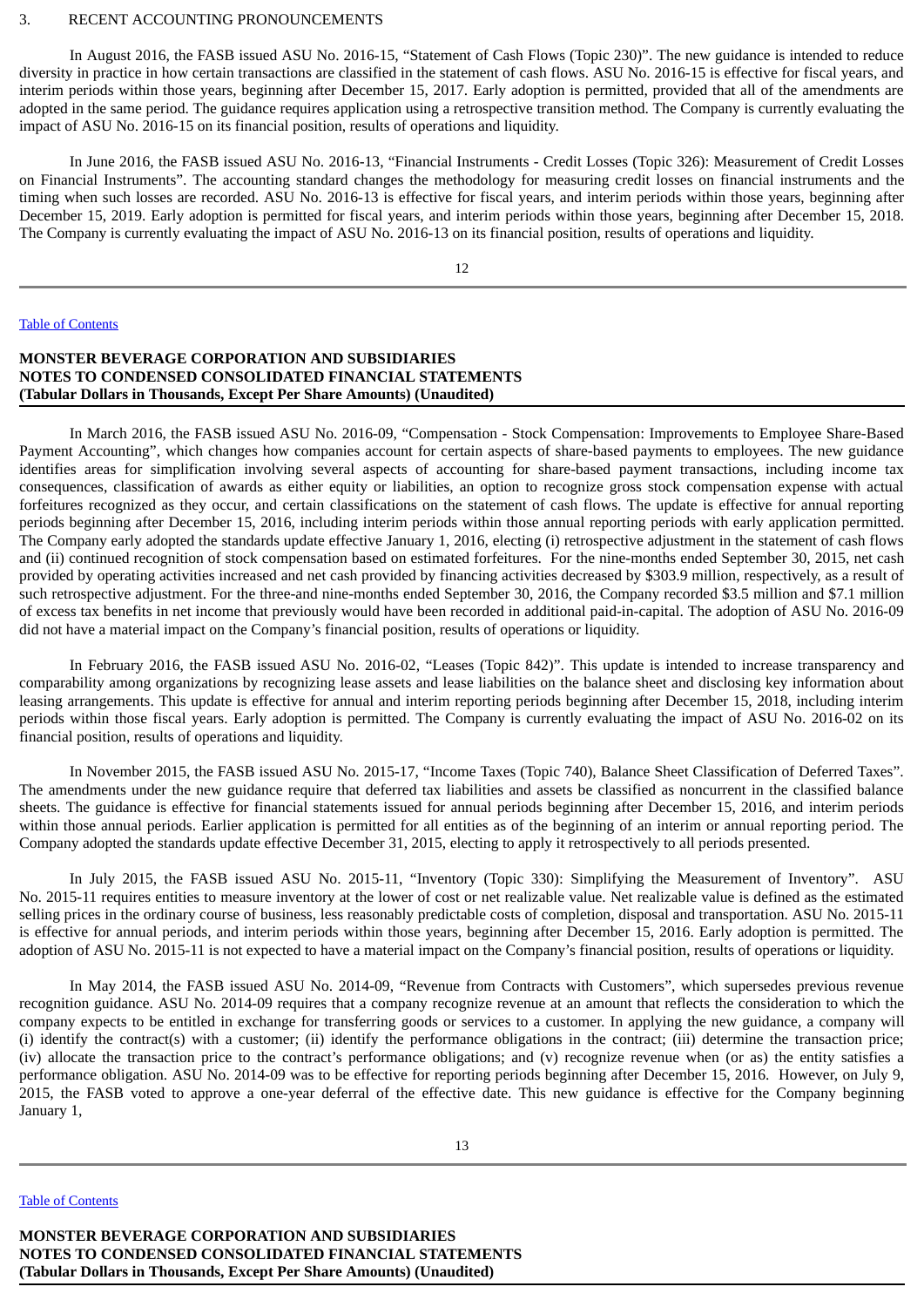3. RECENT ACCOUNTING PRONOUNCEMENTS

In August 2016, the FASB issued ASU No. 2016-15, "Statement of Cash Flows (Topic 230)". The new guidance is intended to reduce diversity in practice in how certain transactions are classified in the statement of cash flows. ASU No. 2016-15 is effective for fiscal years, and interim periods within those years, beginning after December 15, 2017. Early adoption is permitted, provided that all of the amendments are adopted in the same period. The guidance requires application using a retrospective transition method. The Company is currently evaluating the impact of ASU No. 2016-15 on its financial position, results of operations and liquidity.

In June 2016, the FASB issued ASU No. 2016-13, "Financial Instruments - Credit Losses (Topic 326): Measurement of Credit Losses on Financial Instruments". The accounting standard changes the methodology for measuring credit losses on financial instruments and the timing when such losses are recorded. ASU No. 2016-13 is effective for fiscal years, and interim periods within those years, beginning after December 15, 2019. Early adoption is permitted for fiscal years, and interim periods within those years, beginning after December 15, 2018. The Company is currently evaluating the impact of ASU No. 2016-13 on its financial position, results of operations and liquidity.

In March 2016, the FASB issued ASU No. 2016-09, "Compensation - Stock Compensation: Improvements to Employee Share-Based Payment Accounting", which changes how companies account for certain aspects of share-based payments to employees. The new guidance identifies areas for simplification involving several aspects of accounting for share-based payment transactions, including income tax consequences, classification of awards as either equity or liabilities, an option to recognize gross stock compensation expense with actual forfeitures recognized as they occur, and certain classifications on the statement of cash flows. The update is effective for annual reporting periods beginning after December 15, 2016, including interim periods within those annual reporting periods with early application permitted. The Company early adopted the standards update effective January 1, 2016, electing (i) retrospective adjustment in the statement of cash flows and (ii) continued recognition of stock compensation based on estimated forfeitures. For the nine-months ended September 30, 2015, net cash provided by operating activities increased and net cash provided by financing activities decreased by $303.9 million, respectively, as a result of such retrospective adjustment. For the three-and nine-months ended September 30, 2016, the Company recorded $3.5 million and $7.1 million of excess tax benefits in net income that previously would have been recorded in additional paid-in-capital. The adoption of ASU No. 2016-09 did not have a material impact on the Company's financial position, results of operations or liquidity.

In February 2016, the FASB issued ASU No. 2016-02, "Leases (Topic 842)". This update is intended to increase transparency and comparability among organizations by recognizing lease assets and lease liabilities on the balance sheet and disclosing key information about leasing arrangements. This update is effective for annual and interim reporting periods beginning after December 15, 2018, including interim periods within those fiscal years. Early adoption is permitted. The Company is currently evaluating the impact of ASU No. 2016-02 on its financial position, results of operations and liquidity.

In November 2015, the FASB issued ASU No. 2015-17, "Income Taxes (Topic 740), Balance Sheet Classification of Deferred Taxes". The amendments under the new guidance require that deferred tax liabilities and assets be classified as noncurrent in the classified balance sheets. The guidance is effective for financial statements issued for annual periods beginning after December 15, 2016, and interim periods within those annual periods. Earlier application is permitted for all entities as of the beginning of an interim or annual reporting period. The Company adopted the standards update effective December 31, 2015, electing to apply it retrospectively to all periods presented.

In July 2015, the FASB issued ASU No. 2015-11, "Inventory (Topic 330): Simplifying the Measurement of Inventory". ASU No. 2015-11 requires entities to measure inventory at the lower of cost or net realizable value. Net realizable value is defined as the estimated selling prices in the ordinary course of business, less reasonably predictable costs of completion, disposal and transportation. ASU No. 2015-11 is effective for annual periods, and interim periods within those years, beginning after December 15, 2016. Early adoption is permitted. The adoption of ASU No. 2015-11 is not expected to have a material impact on the Company's financial position, results of operations or liquidity.

In May 2014, the FASB issued ASU No. 2014-09, "Revenue from Contracts with Customers", which supersedes previous revenue recognition guidance. ASU No. 2014-09 requires that a company recognize revenue at an amount that reflects the consideration to which the company expects to be entitled in exchange for transferring goods or services to a customer. In applying the new guidance, a company will (i) identify the contract(s) with a customer; (ii) identify the performance obligations in the contract; (iii) determine the transaction price; (iv) allocate the transaction price to the contract's performance obligations; and (v) recognize revenue when (or as) the entity satisfies a performance obligation. ASU No. 2014-09 was to be effective for reporting periods beginning after December 15, 2016. However, on July 9, 2015, the FASB voted to approve a one-year deferral of the effective date. This new guidance is effective for the Company beginning January 1,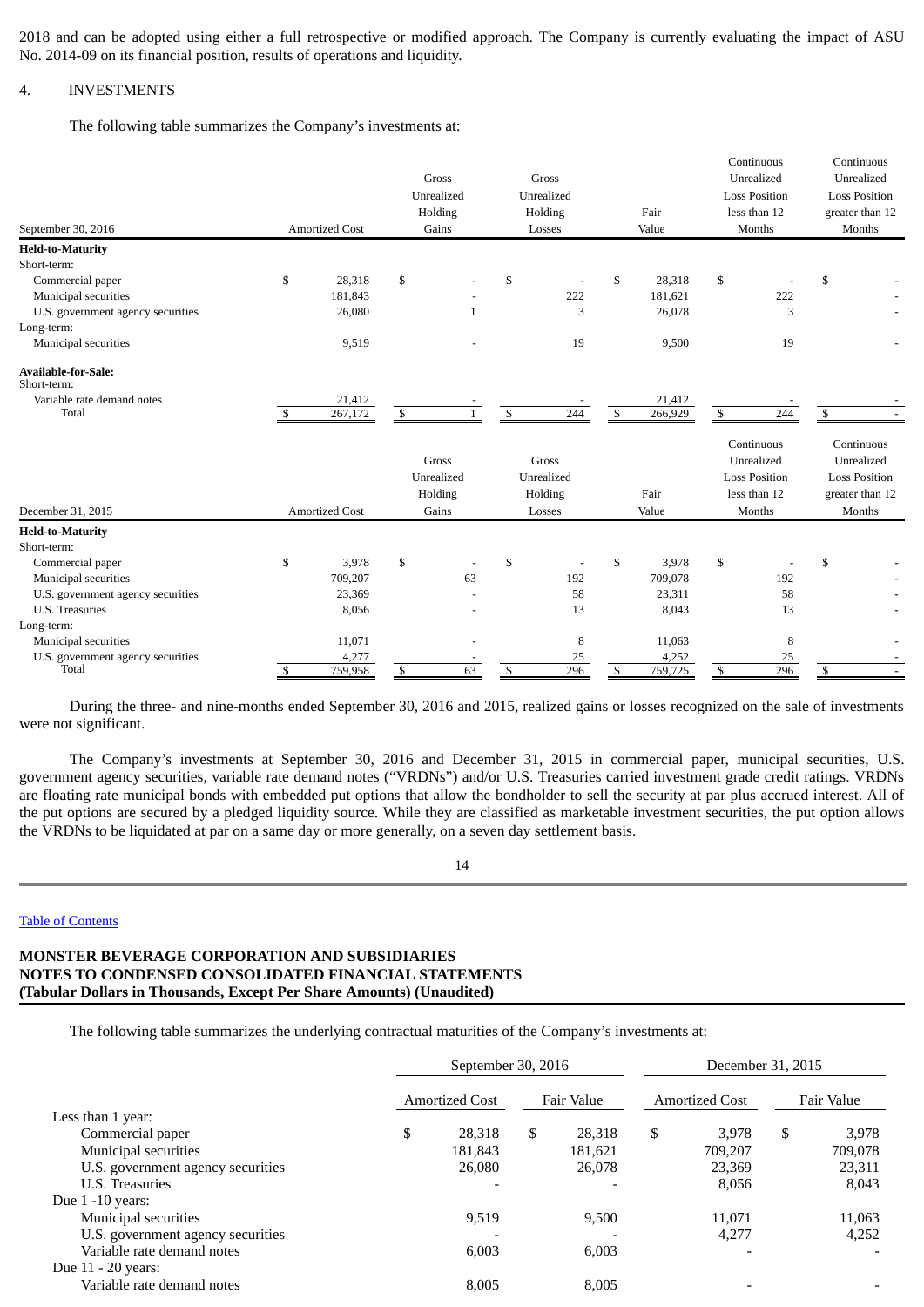2018 and can be adopted using either a full retrospective or modified approach. The Company is currently evaluating the impact of ASU No. 2014-09 on its financial position, results of operations and liquidity.

## 4. INVESTMENTS

The following table summarizes the Company's investments at:

| September 30, 2016 | Amortized Cost | Gross Unrealized Holding Gains | Gross Unrealized Holding Losses | Fair Value | Continuous Unrealized Loss Position less than 12 Months | Continuous Unrealized Loss Position greater than 12 Months |
|---|---|---|---|---|---|---|
| **Held-to-Maturity** | | | | | | |
| Short-term: | | | | | | |
| Commercial paper | $ 28,318 | $ - | $ - | $ 28,318 | $ - | $ - |
| Municipal securities | 181,843 | - | 222 | 181,621 | 222 | - |
| U.S. government agency securities | 26,080 | 1 | 3 | 26,078 | 3 | - |
| Long-term: | | | | | | |
| Municipal securities | 9,519 | - | 19 | 9,500 | 19 | - |
| **Available-for-Sale:** | | | | | | |
| Short-term: | | | | | | |
| Variable rate demand notes | 21,412 | - | - | 21,412 | - | - |
| Total | $ 267,172 | $ 1 | $ 244 | $ 266,929 | $ 244 | $ - |

| December 31, 2015 | Amortized Cost | Gross Unrealized Holding Gains | Gross Unrealized Holding Losses | Fair Value | Continuous Unrealized Loss Position less than 12 Months | Continuous Unrealized Loss Position greater than 12 Months |
|---|---|---|---|---|---|---|
| **Held-to-Maturity** | | | | | | |
| Short-term: | | | | | | |
| Commercial paper | $ 3,978 | $ - | $ - | $ 3,978 | $ - | $ - |
| Municipal securities | 709,207 | 63 | 192 | 709,078 | 192 | - |
| U.S. government agency securities | 23,369 | - | 58 | 23,311 | 58 | - |
| U.S. Treasuries | 8,056 | - | 13 | 8,043 | 13 | - |
| Long-term: | | | | | | |
| Municipal securities | 11,071 | - | 8 | 11,063 | 8 | - |
| U.S. government agency securities | 4,277 | - | 25 | 4,252 | 25 | - |
| Total | $ 759,958 | $ 63 | $ 296 | $ 759,725 | $ 296 | $ - |

During the three- and nine-months ended September 30, 2016 and 2015, realized gains or losses recognized on the sale of investments were not significant.

The Company's investments at September 30, 2016 and December 31, 2015 in commercial paper, municipal securities, U.S. government agency securities, variable rate demand notes ("VRDNs") and/or U.S. Treasuries carried investment grade credit ratings. VRDNs are floating rate municipal bonds with embedded put options that allow the bondholder to sell the security at par plus accrued interest. All of the put options are secured by a pledged liquidity source. While they are classified as marketable investment securities, the put option allows the VRDNs to be liquidated at par on a same day or more generally, on a seven day settlement basis.

**MONSTER BEVERAGE CORPORATION AND SUBSIDIARIES**
**NOTES TO CONDENSED CONSOLIDATED FINANCIAL STATEMENTS**
**(Tabular Dollars in Thousands, Except Per Share Amounts) (Unaudited)**

The following table summarizes the underlying contractual maturities of the Company's investments at:

| | September 30, 2016 | | December 31, 2015 | |
|---|---|---|---|---|
| | Amortized Cost | Fair Value | Amortized Cost | Fair Value |
| Less than 1 year: | | | | |
| Commercial paper | $ 28,318 | $ 28,318 | $ 3,978 | $ 3,978 |
| Municipal securities | 181,843 | 181,621 | 709,207 | 709,078 |
| U.S. government agency securities | 26,080 | 26,078 | 23,369 | 23,311 |
| U.S. Treasuries | - | - | 8,056 | 8,043 |
| Due 1 -10 years: | | | | |
| Municipal securities | 9,519 | 9,500 | 11,071 | 11,063 |
| U.S. government agency securities | - | - | 4,277 | 4,252 |
| Variable rate demand notes | 6,003 | 6,003 | - | - |
| Due 11 - 20 years: | | | | |
| Variable rate demand notes | 8,005 | 8,005 | - | - |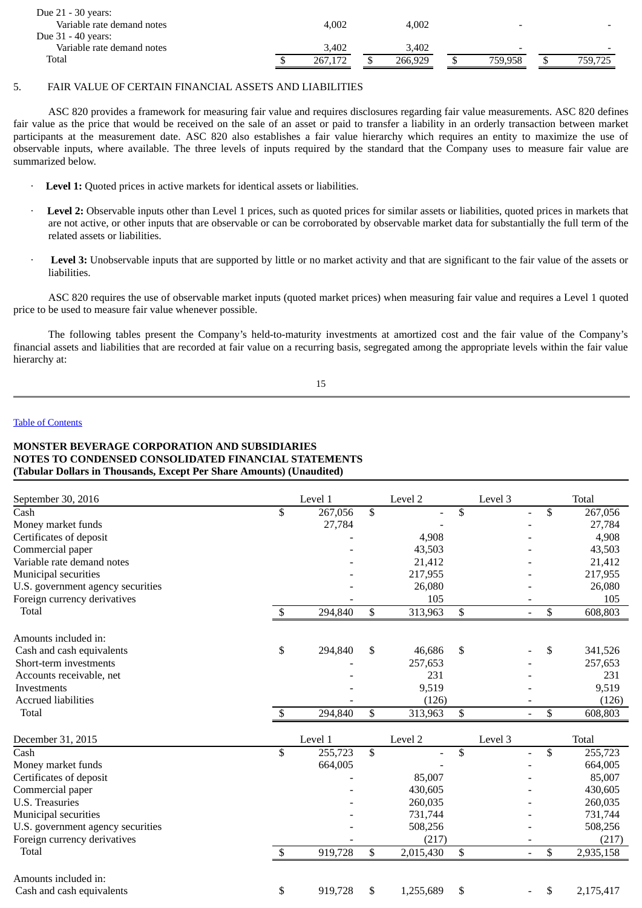| | | | | |
|---|---|---|---|---|
| Due 21 - 30 years: | | | | |
| Variable rate demand notes | 4,002 | 4,002 | - | - |
| Due 31 - 40 years: | | | | |
| Variable rate demand notes | 3,402 | 3,402 | - | - |
| Total | $ 267,172 | $ 266,929 | $ 759,958 | $ 759,725 |

5. FAIR VALUE OF CERTAIN FINANCIAL ASSETS AND LIABILITIES

ASC 820 provides a framework for measuring fair value and requires disclosures regarding fair value measurements. ASC 820 defines fair value as the price that would be received on the sale of an asset or paid to transfer a liability in an orderly transaction between market participants at the measurement date. ASC 820 also establishes a fair value hierarchy which requires an entity to maximize the use of observable inputs, where available. The three levels of inputs required by the standard that the Company uses to measure fair value are summarized below.

- **Level 1:** Quoted prices in active markets for identical assets or liabilities.
- **Level 2:** Observable inputs other than Level 1 prices, such as quoted prices for similar assets or liabilities, quoted prices in markets that are not active, or other inputs that are observable or can be corroborated by observable market data for substantially the full term of the related assets or liabilities.
- **Level 3:** Unobservable inputs that are supported by little or no market activity and that are significant to the fair value of the assets or liabilities.

ASC 820 requires the use of observable market inputs (quoted market prices) when measuring fair value and requires a Level 1 quoted price to be used to measure fair value whenever possible.

The following tables present the Company's held-to-maturity investments at amortized cost and the fair value of the Company's financial assets and liabilities that are recorded at fair value on a recurring basis, segregated among the appropriate levels within the fair value hierarchy at:

**MONSTER BEVERAGE CORPORATION AND SUBSIDIARIES**
**NOTES TO CONDENSED CONSOLIDATED FINANCIAL STATEMENTS**
**(Tabular Dollars in Thousands, Except Per Share Amounts) (Unaudited)**

| September 30, 2016 | Level 1 | Level 2 | Level 3 | Total |
|---|---|---|---|---|
| Cash | $ 267,056 | $ - | $ - | $ 267,056 |
| Money market funds | 27,784 | - | - | 27,784 |
| Certificates of deposit | - | 4,908 | - | 4,908 |
| Commercial paper | - | 43,503 | - | 43,503 |
| Variable rate demand notes | - | 21,412 | - | 21,412 |
| Municipal securities | - | 217,955 | - | 217,955 |
| U.S. government agency securities | - | 26,080 | - | 26,080 |
| Foreign currency derivatives | - | 105 | - | 105 |
| Total | $ 294,840 | $ 313,963 | $ - | $ 608,803 |
| | | | | |
| Amounts included in: | | | | |
| Cash and cash equivalents | $ 294,840 | $ 46,686 | $ - | $ 341,526 |
| Short-term investments | - | 257,653 | - | 257,653 |
| Accounts receivable, net | - | 231 | - | 231 |
| Investments | - | 9,519 | - | 9,519 |
| Accrued liabilities | - | (126) | - | (126) |
| Total | $ 294,840 | $ 313,963 | $ - | $ 608,803 |

| December 31, 2015 | Level 1 | Level 2 | Level 3 | Total |
|---|---|---|---|---|
| Cash | $ 255,723 | $ - | $ - | $ 255,723 |
| Money market funds | 664,005 | - | - | 664,005 |
| Certificates of deposit | - | 85,007 | - | 85,007 |
| Commercial paper | - | 430,605 | - | 430,605 |
| U.S. Treasuries | - | 260,035 | - | 260,035 |
| Municipal securities | - | 731,744 | - | 731,744 |
| U.S. government agency securities | - | 508,256 | - | 508,256 |
| Foreign currency derivatives | - | (217) | - | (217) |
| Total | $ 919,728 | $ 2,015,430 | $ - | $ 2,935,158 |
| | | | | |
| Amounts included in: | | | | |
| Cash and cash equivalents | $ 919,728 | $ 1,255,689 | $ - | $ 2,175,417 |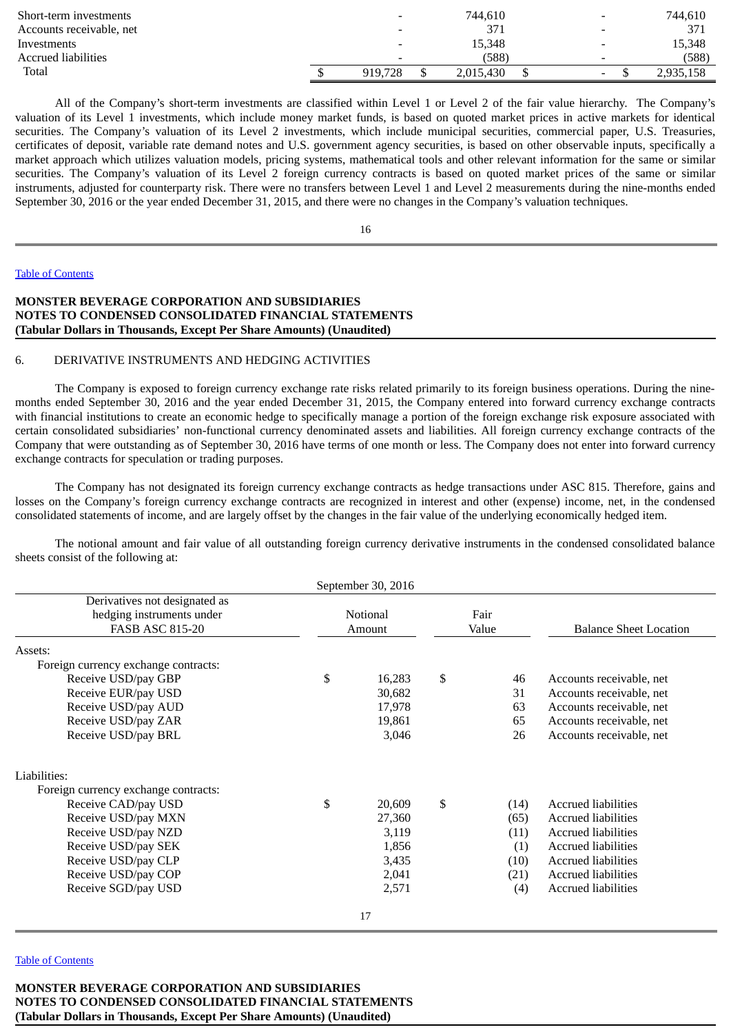| | | | | |
|---|---|---|---|---|
| Short-term investments | - | 744,610 | - | 744,610 |
| Accounts receivable, net | - | 371 | - | 371 |
| Investments | - | 15,348 | - | 15,348 |
| Accrued liabilities | - | (588) | - | (588) |
| Total | $ 919,728 | $ 2,015,430 | $ - | $ 2,935,158 |

All of the Company's short-term investments are classified within Level 1 or Level 2 of the fair value hierarchy. The Company's valuation of its Level 1 investments, which include money market funds, is based on quoted market prices in active markets for identical securities. The Company's valuation of its Level 2 investments, which include municipal securities, commercial paper, U.S. Treasuries, certificates of deposit, variable rate demand notes and U.S. government agency securities, is based on other observable inputs, specifically a market approach which utilizes valuation models, pricing systems, mathematical tools and other relevant information for the same or similar securities. The Company's valuation of its Level 2 foreign currency contracts is based on quoted market prices of the same or similar instruments, adjusted for counterparty risk. There were no transfers between Level 1 and Level 2 measurements during the nine-months ended September 30, 2016 or the year ended December 31, 2015, and there were no changes in the Company's valuation techniques.

**MONSTER BEVERAGE CORPORATION AND SUBSIDIARIES**
**NOTES TO CONDENSED CONSOLIDATED FINANCIAL STATEMENTS**
**(Tabular Dollars in Thousands, Except Per Share Amounts) (Unaudited)**

## 6. DERIVATIVE INSTRUMENTS AND HEDGING ACTIVITIES

The Company is exposed to foreign currency exchange rate risks related primarily to its foreign business operations. During the nine-months ended September 30, 2016 and the year ended December 31, 2015, the Company entered into forward currency exchange contracts with financial institutions to create an economic hedge to specifically manage a portion of the foreign exchange risk exposure associated with certain consolidated subsidiaries' non-functional currency denominated assets and liabilities. All foreign currency exchange contracts of the Company that were outstanding as of September 30, 2016 have terms of one month or less. The Company does not enter into forward currency exchange contracts for speculation or trading purposes.

The Company has not designated its foreign currency exchange contracts as hedge transactions under ASC 815. Therefore, gains and losses on the Company's foreign currency exchange contracts are recognized in interest and other (expense) income, net, in the condensed consolidated statements of income, and are largely offset by the changes in the fair value of the underlying economically hedged item.

The notional amount and fair value of all outstanding foreign currency derivative instruments in the condensed consolidated balance sheets consist of the following at:

| | September 30, 2016 | | |
|---|---|---|---|
| Derivatives not designated as hedging instruments under FASB ASC 815-20 | Notional Amount | Fair Value | Balance Sheet Location |
| Assets: | | | |
| Foreign currency exchange contracts: | | | |
| Receive USD/pay GBP | $ 16,283 | $ 46 | Accounts receivable, net |
| Receive EUR/pay USD | 30,682 | 31 | Accounts receivable, net |
| Receive USD/pay AUD | 17,978 | 63 | Accounts receivable, net |
| Receive USD/pay ZAR | 19,861 | 65 | Accounts receivable, net |
| Receive USD/pay BRL | 3,046 | 26 | Accounts receivable, net |
| Liabilities: | | | |
| Foreign currency exchange contracts: | | | |
| Receive CAD/pay USD | $ 20,609 | $ (14) | Accrued liabilities |
| Receive USD/pay MXN | 27,360 | (65) | Accrued liabilities |
| Receive USD/pay NZD | 3,119 | (11) | Accrued liabilities |
| Receive USD/pay SEK | 1,856 | (1) | Accrued liabilities |
| Receive USD/pay CLP | 3,435 | (10) | Accrued liabilities |
| Receive USD/pay COP | 2,041 | (21) | Accrued liabilities |
| Receive SGD/pay USD | 2,571 | (4) | Accrued liabilities |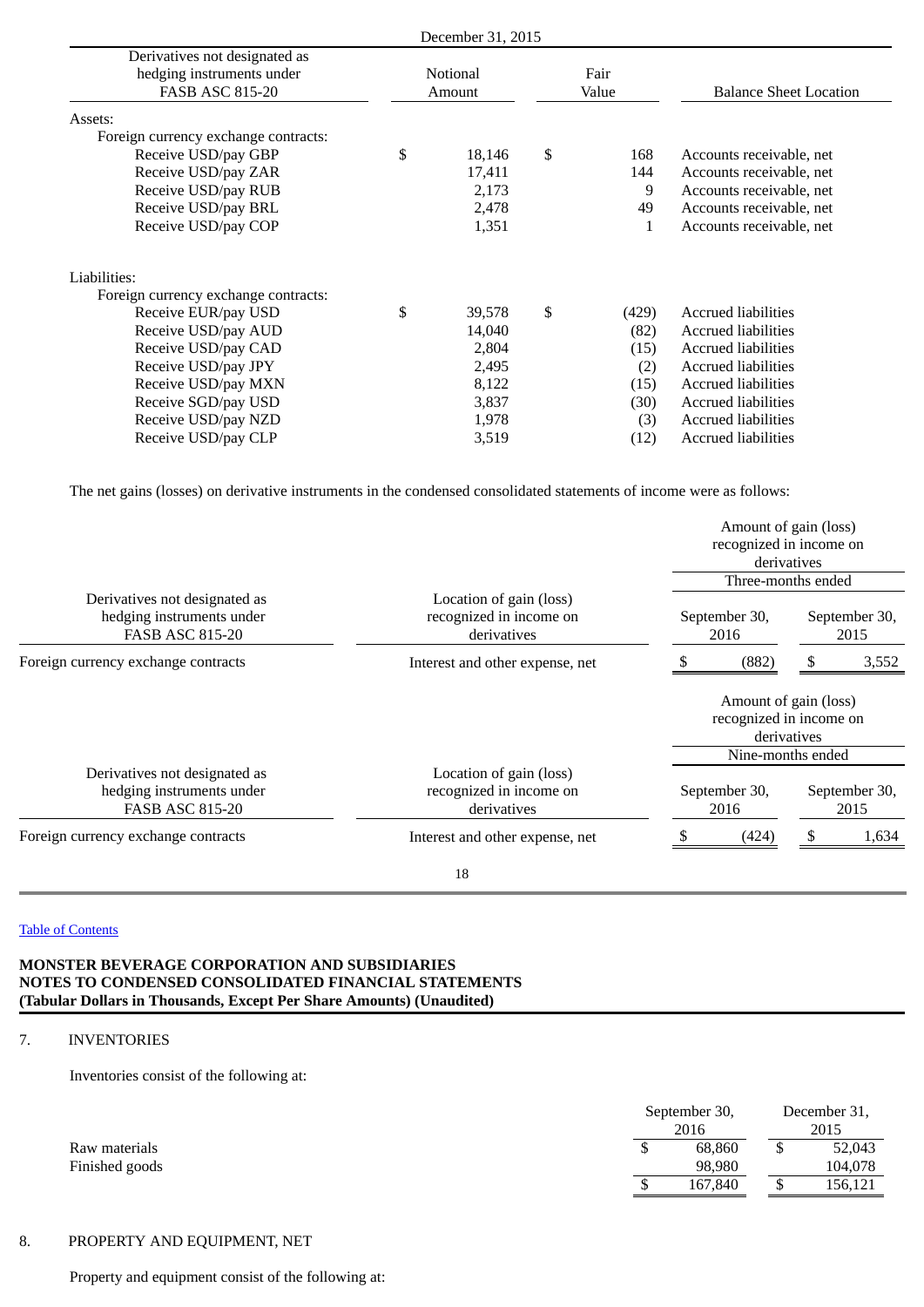| Derivatives not designated as hedging instruments under FASB ASC 815-20 | December 31, 2015 | | |
|---|---|---|---|
| | Notional Amount | Fair Value | Balance Sheet Location |
| Assets: | | | |
| Foreign currency exchange contracts: | | | |
| Receive USD/pay GBP | $ 18,146 | $ 168 | Accounts receivable, net |
| Receive USD/pay ZAR | 17,411 | 144 | Accounts receivable, net |
| Receive USD/pay RUB | 2,173 | 9 | Accounts receivable, net |
| Receive USD/pay BRL | 2,478 | 49 | Accounts receivable, net |
| Receive USD/pay COP | 1,351 | 1 | Accounts receivable, net |
| Liabilities: | | | |
| Foreign currency exchange contracts: | | | |
| Receive EUR/pay USD | $ 39,578 | $ (429) | Accrued liabilities |
| Receive USD/pay AUD | 14,040 | (82) | Accrued liabilities |
| Receive USD/pay CAD | 2,804 | (15) | Accrued liabilities |
| Receive USD/pay JPY | 2,495 | (2) | Accrued liabilities |
| Receive USD/pay MXN | 8,122 | (15) | Accrued liabilities |
| Receive SGD/pay USD | 3,837 | (30) | Accrued liabilities |
| Receive USD/pay NZD | 1,978 | (3) | Accrued liabilities |
| Receive USD/pay CLP | 3,519 | (12) | Accrued liabilities |

The net gains (losses) on derivative instruments in the condensed consolidated statements of income were as follows:

| Derivatives not designated as hedging instruments under FASB ASC 815-20 | Location of gain (loss) recognized in income on derivatives | Amount of gain (loss) recognized in income on derivatives | |
|---|---|---|---|
| | | Three-months ended | |
| | | September 30, 2016 | September 30, 2015 |
| Foreign currency exchange contracts | Interest and other expense, net | $ (882) | $ 3,552 |

| Derivatives not designated as hedging instruments under FASB ASC 815-20 | Location of gain (loss) recognized in income on derivatives | Amount of gain (loss) recognized in income on derivatives | |
|---|---|---|---|
| | | Nine-months ended | |
| | | September 30, 2016 | September 30, 2015 |
| Foreign currency exchange contracts | Interest and other expense, net | $ (424) | $ 1,634 |

[Table of Contents]

**MONSTER BEVERAGE CORPORATION AND SUBSIDIARIES**
**NOTES TO CONDENSED CONSOLIDATED FINANCIAL STATEMENTS**
**(Tabular Dollars in Thousands, Except Per Share Amounts) (Unaudited)**

## 7. INVENTORIES

Inventories consist of the following at:

| | September 30, 2016 | December 31, 2015 |
|---|---|---|
| Raw materials | $ 68,860 | $ 52,043 |
| Finished goods | 98,980 | 104,078 |
| | $ 167,840 | $ 156,121 |

## 8. PROPERTY AND EQUIPMENT, NET

Property and equipment consist of the following at: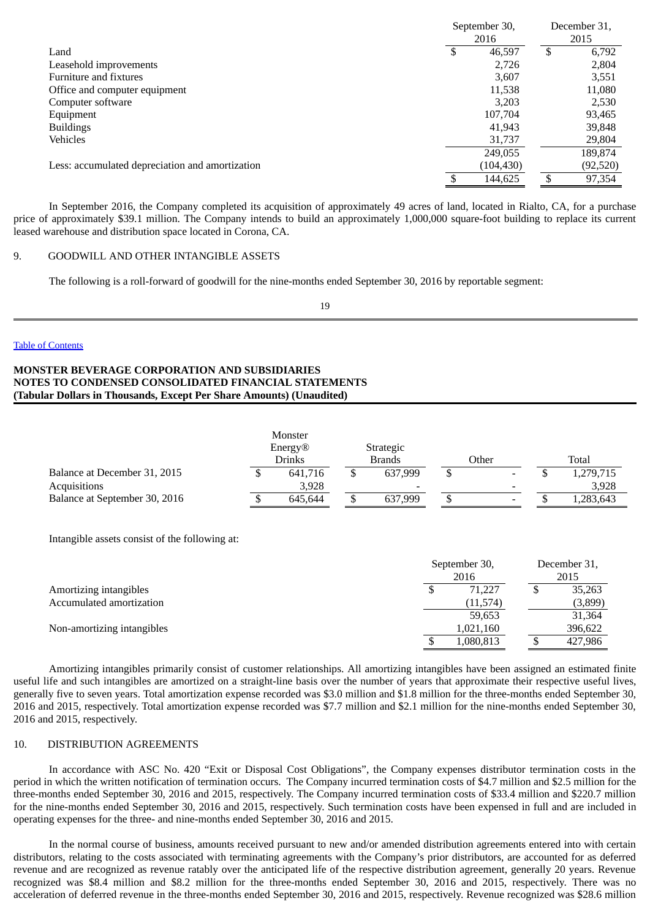| | September 30, 2016 | December 31, 2015 |
|---|---|---|
| Land | $ 46,597 | $ 6,792 |
| Leasehold improvements | 2,726 | 2,804 |
| Furniture and fixtures | 3,607 | 3,551 |
| Office and computer equipment | 11,538 | 11,080 |
| Computer software | 3,203 | 2,530 |
| Equipment | 107,704 | 93,465 |
| Buildings | 41,943 | 39,848 |
| Vehicles | 31,737 | 29,804 |
| | 249,055 | 189,874 |
| Less: accumulated depreciation and amortization | (104,430) | (92,520) |
| | $ 144,625 | $ 97,354 |

In September 2016, the Company completed its acquisition of approximately 49 acres of land, located in Rialto, CA, for a purchase price of approximately $39.1 million. The Company intends to build an approximately 1,000,000 square-foot building to replace its current leased warehouse and distribution space located in Corona, CA.

## 9. GOODWILL AND OTHER INTANGIBLE ASSETS

The following is a roll-forward of goodwill for the nine-months ended September 30, 2016 by reportable segment:

| | Monster Energy® Drinks | Strategic Brands | Other | Total |
|---|---|---|---|---|
| Balance at December 31, 2015 | $ 641,716 | $ 637,999 | $ - | $ 1,279,715 |
| Acquisitions | 3,928 | - | - | 3,928 |
| Balance at September 30, 2016 | $ 645,644 | $ 637,999 | $ - | $ 1,283,643 |

Intangible assets consist of the following at:

| | September 30, 2016 | December 31, 2015 |
|---|---|---|
| Amortizing intangibles | $ 71,227 | $ 35,263 |
| Accumulated amortization | (11,574) | (3,899) |
| | 59,653 | 31,364 |
| Non-amortizing intangibles | 1,021,160 | 396,622 |
| | $ 1,080,813 | $ 427,986 |

Amortizing intangibles primarily consist of customer relationships. All amortizing intangibles have been assigned an estimated finite useful life and such intangibles are amortized on a straight-line basis over the number of years that approximate their respective useful lives, generally five to seven years. Total amortization expense recorded was $3.0 million and $1.8 million for the three-months ended September 30, 2016 and 2015, respectively. Total amortization expense recorded was $7.7 million and $2.1 million for the nine-months ended September 30, 2016 and 2015, respectively.

## 10. DISTRIBUTION AGREEMENTS

In accordance with ASC No. 420 "Exit or Disposal Cost Obligations", the Company expenses distributor termination costs in the period in which the written notification of termination occurs. The Company incurred termination costs of $4.7 million and $2.5 million for the three-months ended September 30, 2016 and 2015, respectively. The Company incurred termination costs of $33.4 million and $220.7 million for the nine-months ended September 30, 2016 and 2015, respectively. Such termination costs have been expensed in full and are included in operating expenses for the three- and nine-months ended September 30, 2016 and 2015.

In the normal course of business, amounts received pursuant to new and/or amended distribution agreements entered into with certain distributors, relating to the costs associated with terminating agreements with the Company's prior distributors, are accounted for as deferred revenue and are recognized as revenue ratably over the anticipated life of the respective distribution agreement, generally 20 years. Revenue recognized was $8.4 million and $8.2 million for the three-months ended September 30, 2016 and 2015, respectively. There was no acceleration of deferred revenue in the three-months ended September 30, 2016 and 2015, respectively. Revenue recognized was $28.6 million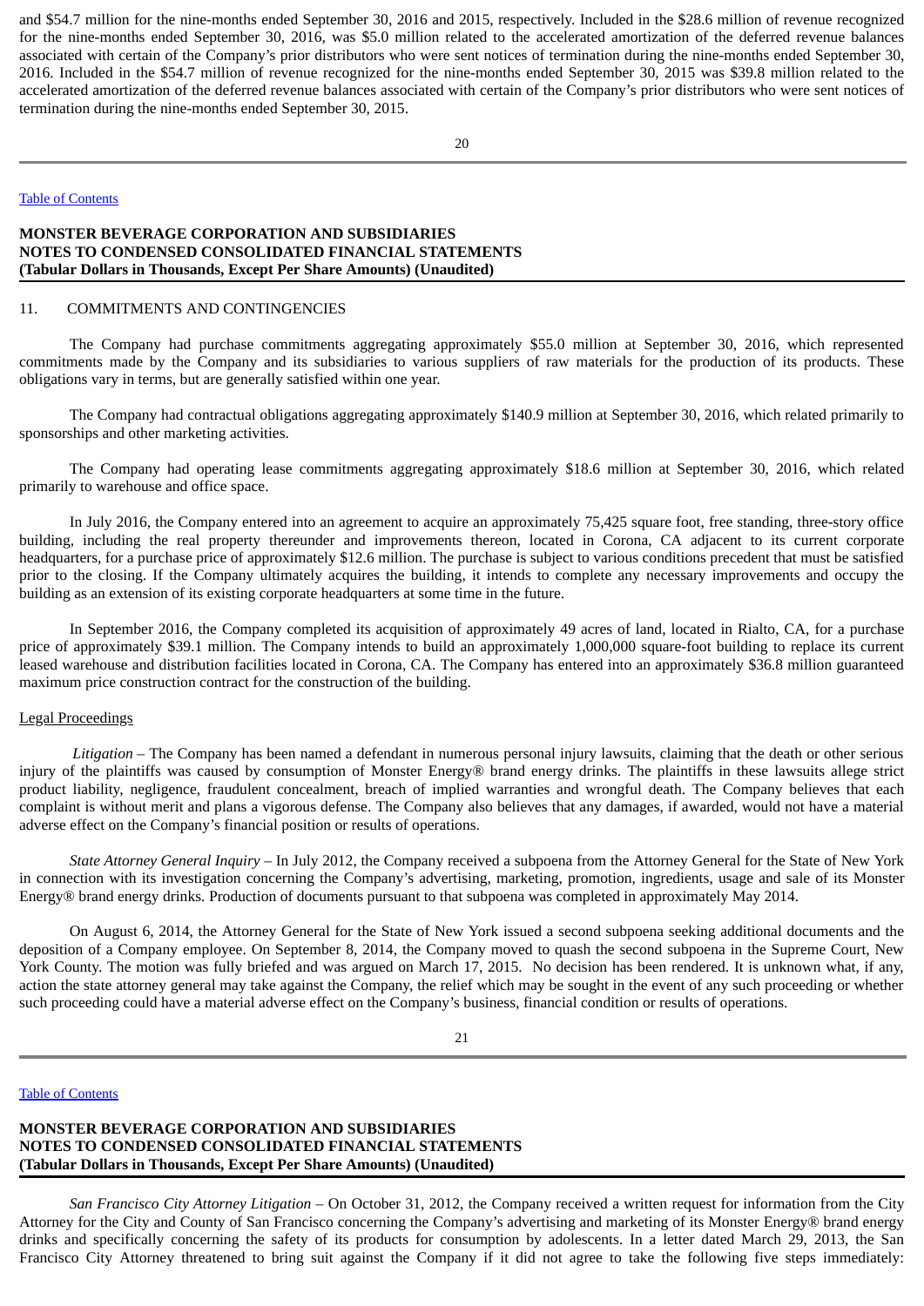and $54.7 million for the nine-months ended September 30, 2016 and 2015, respectively. Included in the $28.6 million of revenue recognized for the nine-months ended September 30, 2016, was $5.0 million related to the accelerated amortization of the deferred revenue balances associated with certain of the Company's prior distributors who were sent notices of termination during the nine-months ended September 30, 2016. Included in the $54.7 million of revenue recognized for the nine-months ended September 30, 2015 was $39.8 million related to the accelerated amortization of the deferred revenue balances associated with certain of the Company's prior distributors who were sent notices of termination during the nine-months ended September 30, 2015.

**MONSTER BEVERAGE CORPORATION AND SUBSIDIARIES**
**NOTES TO CONDENSED CONSOLIDATED FINANCIAL STATEMENTS**
**(Tabular Dollars in Thousands, Except Per Share Amounts) (Unaudited)**

11. COMMITMENTS AND CONTINGENCIES

The Company had purchase commitments aggregating approximately $55.0 million at September 30, 2016, which represented commitments made by the Company and its subsidiaries to various suppliers of raw materials for the production of its products. These obligations vary in terms, but are generally satisfied within one year.

The Company had contractual obligations aggregating approximately $140.9 million at September 30, 2016, which related primarily to sponsorships and other marketing activities.

The Company had operating lease commitments aggregating approximately $18.6 million at September 30, 2016, which related primarily to warehouse and office space.

In July 2016, the Company entered into an agreement to acquire an approximately 75,425 square foot, free standing, three-story office building, including the real property thereunder and improvements thereon, located in Corona, CA adjacent to its current corporate headquarters, for a purchase price of approximately $12.6 million. The purchase is subject to various conditions precedent that must be satisfied prior to the closing. If the Company ultimately acquires the building, it intends to complete any necessary improvements and occupy the building as an extension of its existing corporate headquarters at some time in the future.

In September 2016, the Company completed its acquisition of approximately 49 acres of land, located in Rialto, CA, for a purchase price of approximately $39.1 million. The Company intends to build an approximately 1,000,000 square-foot building to replace its current leased warehouse and distribution facilities located in Corona, CA. The Company has entered into an approximately $36.8 million guaranteed maximum price construction contract for the construction of the building.

Legal Proceedings

*Litigation* – The Company has been named a defendant in numerous personal injury lawsuits, claiming that the death or other serious injury of the plaintiffs was caused by consumption of Monster Energy® brand energy drinks. The plaintiffs in these lawsuits allege strict product liability, negligence, fraudulent concealment, breach of implied warranties and wrongful death. The Company believes that each complaint is without merit and plans a vigorous defense. The Company also believes that any damages, if awarded, would not have a material adverse effect on the Company's financial position or results of operations.

*State Attorney General Inquiry* – In July 2012, the Company received a subpoena from the Attorney General for the State of New York in connection with its investigation concerning the Company's advertising, marketing, promotion, ingredients, usage and sale of its Monster Energy® brand energy drinks. Production of documents pursuant to that subpoena was completed in approximately May 2014.

On August 6, 2014, the Attorney General for the State of New York issued a second subpoena seeking additional documents and the deposition of a Company employee. On September 8, 2014, the Company moved to quash the second subpoena in the Supreme Court, New York County. The motion was fully briefed and was argued on March 17, 2015. No decision has been rendered. It is unknown what, if any, action the state attorney general may take against the Company, the relief which may be sought in the event of any such proceeding or whether such proceeding could have a material adverse effect on the Company's business, financial condition or results of operations.

**MONSTER BEVERAGE CORPORATION AND SUBSIDIARIES**
**NOTES TO CONDENSED CONSOLIDATED FINANCIAL STATEMENTS**
**(Tabular Dollars in Thousands, Except Per Share Amounts) (Unaudited)**

*San Francisco City Attorney Litigation* – On October 31, 2012, the Company received a written request for information from the City Attorney for the City and County of San Francisco concerning the Company's advertising and marketing of its Monster Energy® brand energy drinks and specifically concerning the safety of its products for consumption by adolescents. In a letter dated March 29, 2013, the San Francisco City Attorney threatened to bring suit against the Company if it did not agree to take the following five steps immediately: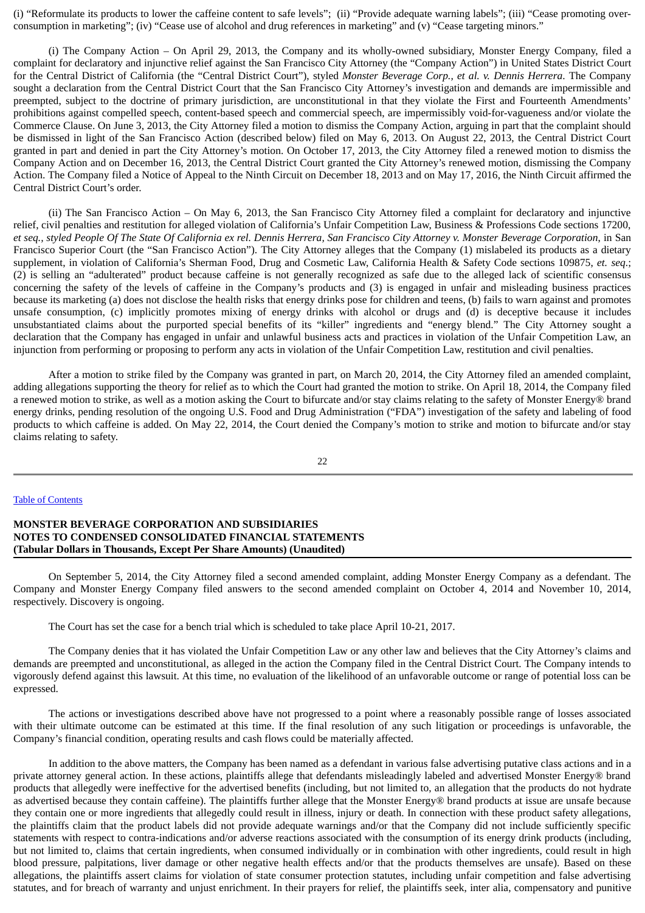(i) "Reformulate its products to lower the caffeine content to safe levels"; (ii) "Provide adequate warning labels"; (iii) "Cease promoting over-consumption in marketing"; (iv) "Cease use of alcohol and drug references in marketing" and (v) "Cease targeting minors."

(i) The Company Action – On April 29, 2013, the Company and its wholly-owned subsidiary, Monster Energy Company, filed a complaint for declaratory and injunctive relief against the San Francisco City Attorney (the "Company Action") in United States District Court for the Central District of California (the "Central District Court"), styled *Monster Beverage Corp., et al. v. Dennis Herrera*. The Company sought a declaration from the Central District Court that the San Francisco City Attorney's investigation and demands are impermissible and preempted, subject to the doctrine of primary jurisdiction, are unconstitutional in that they violate the First and Fourteenth Amendments' prohibitions against compelled speech, content-based speech and commercial speech, are impermissibly void-for-vagueness and/or violate the Commerce Clause. On June 3, 2013, the City Attorney filed a motion to dismiss the Company Action, arguing in part that the complaint should be dismissed in light of the San Francisco Action (described below) filed on May 6, 2013. On August 22, 2013, the Central District Court granted in part and denied in part the City Attorney's motion. On October 17, 2013, the City Attorney filed a renewed motion to dismiss the Company Action and on December 16, 2013, the Central District Court granted the City Attorney's renewed motion, dismissing the Company Action. The Company filed a Notice of Appeal to the Ninth Circuit on December 18, 2013 and on May 17, 2016, the Ninth Circuit affirmed the Central District Court's order.

(ii) The San Francisco Action – On May 6, 2013, the San Francisco City Attorney filed a complaint for declaratory and injunctive relief, civil penalties and restitution for alleged violation of California's Unfair Competition Law, Business & Professions Code sections 17200, *et seq.*, *styled People Of The State Of California ex rel. Dennis Herrera, San Francisco City Attorney v. Monster Beverage Corporation*, in San Francisco Superior Court (the "San Francisco Action"). The City Attorney alleges that the Company (1) mislabeled its products as a dietary supplement, in violation of California's Sherman Food, Drug and Cosmetic Law, California Health & Safety Code sections 109875, *et. seq*.; (2) is selling an "adulterated" product because caffeine is not generally recognized as safe due to the alleged lack of scientific consensus concerning the safety of the levels of caffeine in the Company's products and (3) is engaged in unfair and misleading business practices because its marketing (a) does not disclose the health risks that energy drinks pose for children and teens, (b) fails to warn against and promotes unsafe consumption, (c) implicitly promotes mixing of energy drinks with alcohol or drugs and (d) is deceptive because it includes unsubstantiated claims about the purported special benefits of its "killer" ingredients and "energy blend." The City Attorney sought a declaration that the Company has engaged in unfair and unlawful business acts and practices in violation of the Unfair Competition Law, an injunction from performing or proposing to perform any acts in violation of the Unfair Competition Law, restitution and civil penalties.

After a motion to strike filed by the Company was granted in part, on March 20, 2014, the City Attorney filed an amended complaint, adding allegations supporting the theory for relief as to which the Court had granted the motion to strike. On April 18, 2014, the Company filed a renewed motion to strike, as well as a motion asking the Court to bifurcate and/or stay claims relating to the safety of Monster Energy® brand energy drinks, pending resolution of the ongoing U.S. Food and Drug Administration ("FDA") investigation of the safety and labeling of food products to which caffeine is added. On May 22, 2014, the Court denied the Company's motion to strike and motion to bifurcate and/or stay claims relating to safety.

On September 5, 2014, the City Attorney filed a second amended complaint, adding Monster Energy Company as a defendant. The Company and Monster Energy Company filed answers to the second amended complaint on October 4, 2014 and November 10, 2014, respectively. Discovery is ongoing.

The Court has set the case for a bench trial which is scheduled to take place April 10-21, 2017.

The Company denies that it has violated the Unfair Competition Law or any other law and believes that the City Attorney's claims and demands are preempted and unconstitutional, as alleged in the action the Company filed in the Central District Court. The Company intends to vigorously defend against this lawsuit. At this time, no evaluation of the likelihood of an unfavorable outcome or range of potential loss can be expressed.

The actions or investigations described above have not progressed to a point where a reasonably possible range of losses associated with their ultimate outcome can be estimated at this time. If the final resolution of any such litigation or proceedings is unfavorable, the Company's financial condition, operating results and cash flows could be materially affected.

In addition to the above matters, the Company has been named as a defendant in various false advertising putative class actions and in a private attorney general action. In these actions, plaintiffs allege that defendants misleadingly labeled and advertised Monster Energy® brand products that allegedly were ineffective for the advertised benefits (including, but not limited to, an allegation that the products do not hydrate as advertised because they contain caffeine). The plaintiffs further allege that the Monster Energy® brand products at issue are unsafe because they contain one or more ingredients that allegedly could result in illness, injury or death. In connection with these product safety allegations, the plaintiffs claim that the product labels did not provide adequate warnings and/or that the Company did not include sufficiently specific statements with respect to contra-indications and/or adverse reactions associated with the consumption of its energy drink products (including, but not limited to, claims that certain ingredients, when consumed individually or in combination with other ingredients, could result in high blood pressure, palpitations, liver damage or other negative health effects and/or that the products themselves are unsafe). Based on these allegations, the plaintiffs assert claims for violation of state consumer protection statutes, including unfair competition and false advertising statutes, and for breach of warranty and unjust enrichment. In their prayers for relief, the plaintiffs seek, inter alia, compensatory and punitive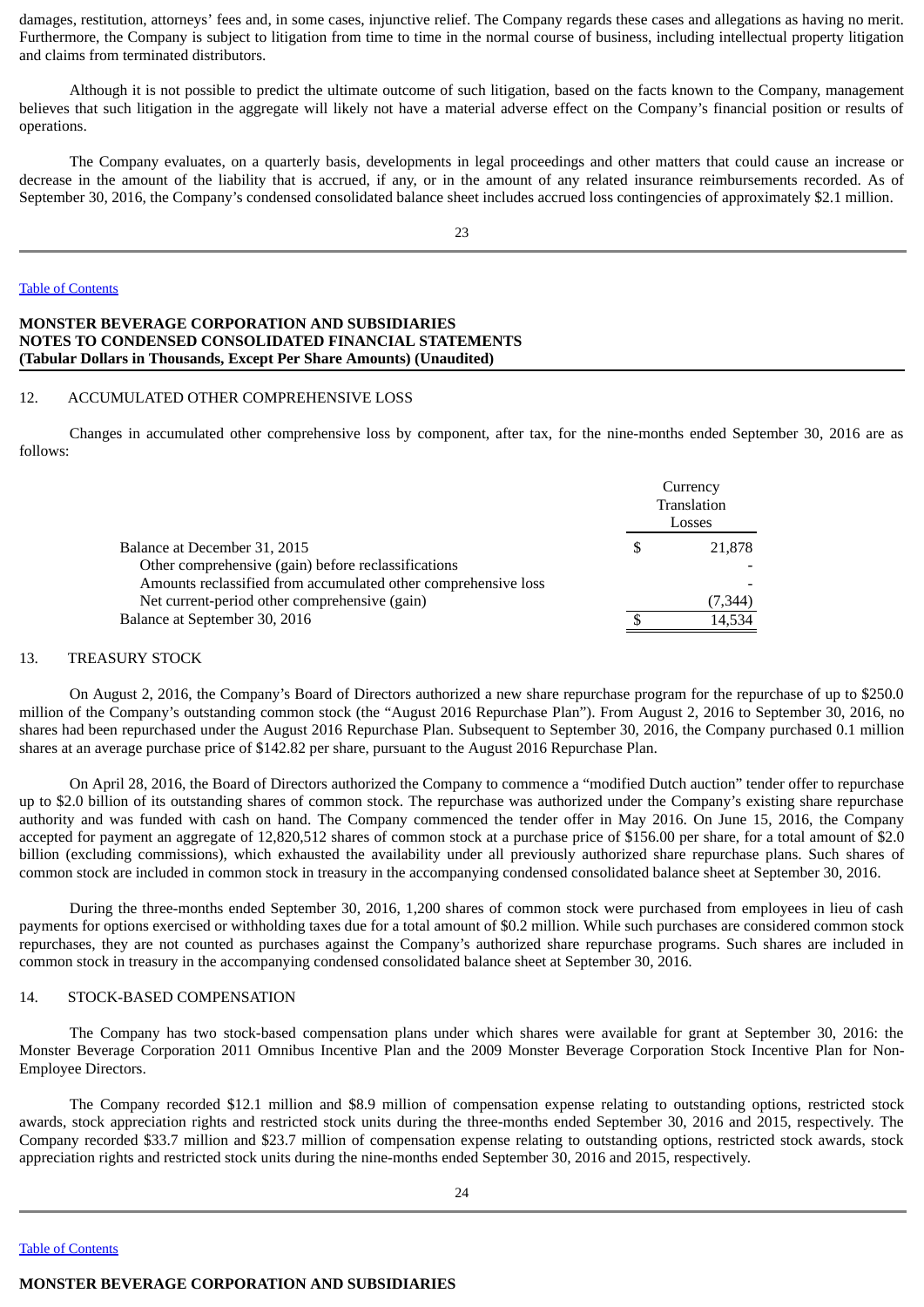damages, restitution, attorneys' fees and, in some cases, injunctive relief. The Company regards these cases and allegations as having no merit. Furthermore, the Company is subject to litigation from time to time in the normal course of business, including intellectual property litigation and claims from terminated distributors.

Although it is not possible to predict the ultimate outcome of such litigation, based on the facts known to the Company, management believes that such litigation in the aggregate will likely not have a material adverse effect on the Company's financial position or results of operations.

The Company evaluates, on a quarterly basis, developments in legal proceedings and other matters that could cause an increase or decrease in the amount of the liability that is accrued, if any, or in the amount of any related insurance reimbursements recorded. As of September 30, 2016, the Company's condensed consolidated balance sheet includes accrued loss contingencies of approximately $2.1 million.

**MONSTER BEVERAGE CORPORATION AND SUBSIDIARIES**
**NOTES TO CONDENSED CONSOLIDATED FINANCIAL STATEMENTS**
**(Tabular Dollars in Thousands, Except Per Share Amounts) (Unaudited)**

## 12. ACCUMULATED OTHER COMPREHENSIVE LOSS

Changes in accumulated other comprehensive loss by component, after tax, for the nine-months ended September 30, 2016 are as follows:

| | Currency Translation Losses |
|---|---|
| Balance at December 31, 2015 | $ 21,878 |
| Other comprehensive (gain) before reclassifications | - |
| Amounts reclassified from accumulated other comprehensive loss | - |
| Net current-period other comprehensive (gain) | (7,344) |
| Balance at September 30, 2016 | $ 14,534 |

## 13. TREASURY STOCK

On August 2, 2016, the Company's Board of Directors authorized a new share repurchase program for the repurchase of up to $250.0 million of the Company's outstanding common stock (the "August 2016 Repurchase Plan"). From August 2, 2016 to September 30, 2016, no shares had been repurchased under the August 2016 Repurchase Plan. Subsequent to September 30, 2016, the Company purchased 0.1 million shares at an average purchase price of $142.82 per share, pursuant to the August 2016 Repurchase Plan.

On April 28, 2016, the Board of Directors authorized the Company to commence a "modified Dutch auction" tender offer to repurchase up to $2.0 billion of its outstanding shares of common stock. The repurchase was authorized under the Company's existing share repurchase authority and was funded with cash on hand. The Company commenced the tender offer in May 2016. On June 15, 2016, the Company accepted for payment an aggregate of 12,820,512 shares of common stock at a purchase price of $156.00 per share, for a total amount of $2.0 billion (excluding commissions), which exhausted the availability under all previously authorized share repurchase plans. Such shares of common stock are included in common stock in treasury in the accompanying condensed consolidated balance sheet at September 30, 2016.

During the three-months ended September 30, 2016, 1,200 shares of common stock were purchased from employees in lieu of cash payments for options exercised or withholding taxes due for a total amount of $0.2 million. While such purchases are considered common stock repurchases, they are not counted as purchases against the Company's authorized share repurchase programs. Such shares are included in common stock in treasury in the accompanying condensed consolidated balance sheet at September 30, 2016.

## 14. STOCK-BASED COMPENSATION

The Company has two stock-based compensation plans under which shares were available for grant at September 30, 2016: the Monster Beverage Corporation 2011 Omnibus Incentive Plan and the 2009 Monster Beverage Corporation Stock Incentive Plan for Non-Employee Directors.

The Company recorded $12.1 million and $8.9 million of compensation expense relating to outstanding options, restricted stock awards, stock appreciation rights and restricted stock units during the three-months ended September 30, 2016 and 2015, respectively. The Company recorded $33.7 million and $23.7 million of compensation expense relating to outstanding options, restricted stock awards, stock appreciation rights and restricted stock units during the nine-months ended September 30, 2016 and 2015, respectively.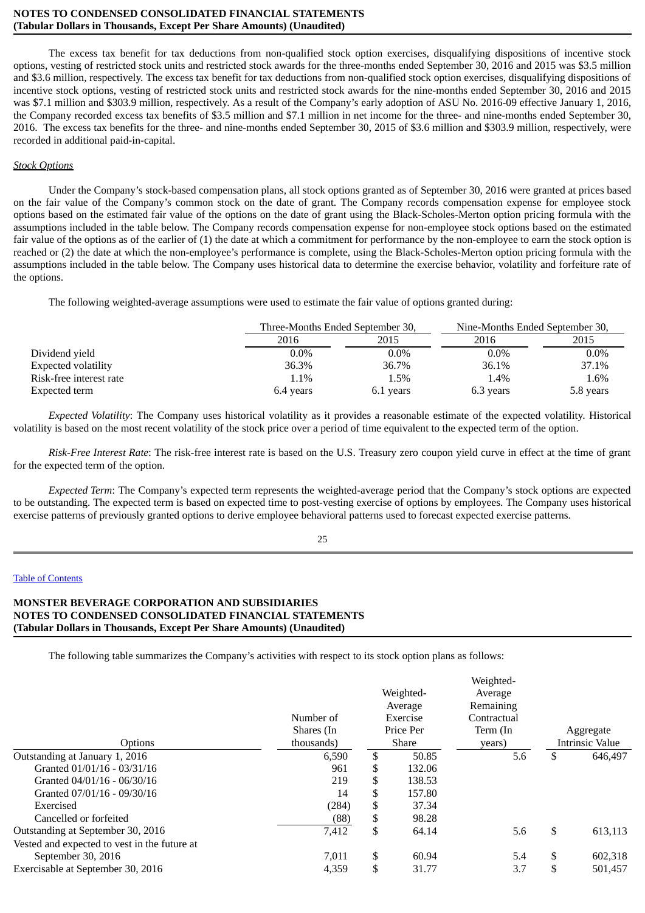The excess tax benefit for tax deductions from non-qualified stock option exercises, disqualifying dispositions of incentive stock options, vesting of restricted stock units and restricted stock awards for the three-months ended September 30, 2016 and 2015 was $3.5 million and $3.6 million, respectively. The excess tax benefit for tax deductions from non-qualified stock option exercises, disqualifying dispositions of incentive stock options, vesting of restricted stock units and restricted stock awards for the nine-months ended September 30, 2016 and 2015 was $7.1 million and $303.9 million, respectively. As a result of the Company's early adoption of ASU No. 2016-09 effective January 1, 2016, the Company recorded excess tax benefits of $3.5 million and $7.1 million in net income for the three- and nine-months ended September 30, 2016. The excess tax benefits for the three- and nine-months ended September 30, 2015 of $3.6 million and $303.9 million, respectively, were recorded in additional paid-in-capital.

***Stock Options***

Under the Company's stock-based compensation plans, all stock options granted as of September 30, 2016 were granted at prices based on the fair value of the Company's common stock on the date of grant. The Company records compensation expense for employee stock options based on the estimated fair value of the options on the date of grant using the Black-Scholes-Merton option pricing formula with the assumptions included in the table below. The Company records compensation expense for non-employee stock options based on the estimated fair value of the options as of the earlier of (1) the date at which a commitment for performance by the non-employee to earn the stock option is reached or (2) the date at which the non-employee's performance is complete, using the Black-Scholes-Merton option pricing formula with the assumptions included in the table below. The Company uses historical data to determine the exercise behavior, volatility and forfeiture rate of the options.

The following weighted-average assumptions were used to estimate the fair value of options granted during:

| | Three-Months Ended September 30, | | Nine-Months Ended September 30, | |
|---|---|---|---|---|
| | 2016 | 2015 | 2016 | 2015 |
| Dividend yield | 0.0% | 0.0% | 0.0% | 0.0% |
| Expected volatility | 36.3% | 36.7% | 36.1% | 37.1% |
| Risk-free interest rate | 1.1% | 1.5% | 1.4% | 1.6% |
| Expected term | 6.4 years | 6.1 years | 6.3 years | 5.8 years |

*Expected Volatility*: The Company uses historical volatility as it provides a reasonable estimate of the expected volatility. Historical volatility is based on the most recent volatility of the stock price over a period of time equivalent to the expected term of the option.

*Risk-Free Interest Rate*: The risk-free interest rate is based on the U.S. Treasury zero coupon yield curve in effect at the time of grant for the expected term of the option.

*Expected Term*: The Company's expected term represents the weighted-average period that the Company's stock options are expected to be outstanding. The expected term is based on expected time to post-vesting exercise of options by employees. The Company uses historical exercise patterns of previously granted options to derive employee behavioral patterns used to forecast expected exercise patterns.

The following table summarizes the Company's activities with respect to its stock option plans as follows:

| Options | Number of Shares (In thousands) | Weighted-Average Exercise Price Per Share | Weighted-Average Remaining Contractual Term (In years) | Aggregate Intrinsic Value |
|---|---|---|---|---|
| Outstanding at January 1, 2016 | 6,590 | $ 50.85 | 5.6 | $ 646,497 |
| Granted 01/01/16 - 03/31/16 | 961 | $ 132.06 | | |
| Granted 04/01/16 - 06/30/16 | 219 | $ 138.53 | | |
| Granted 07/01/16 - 09/30/16 | 14 | $ 157.80 | | |
| Exercised | (284) | $ 37.34 | | |
| Cancelled or forfeited | (88) | $ 98.28 | | |
| Outstanding at September 30, 2016 | 7,412 | $ 64.14 | 5.6 | $ 613,113 |
| Vested and expected to vest in the future at September 30, 2016 | 7,011 | $ 60.94 | 5.4 | $ 602,318 |
| Exercisable at September 30, 2016 | 4,359 | $ 31.77 | 3.7 | $ 501,457 |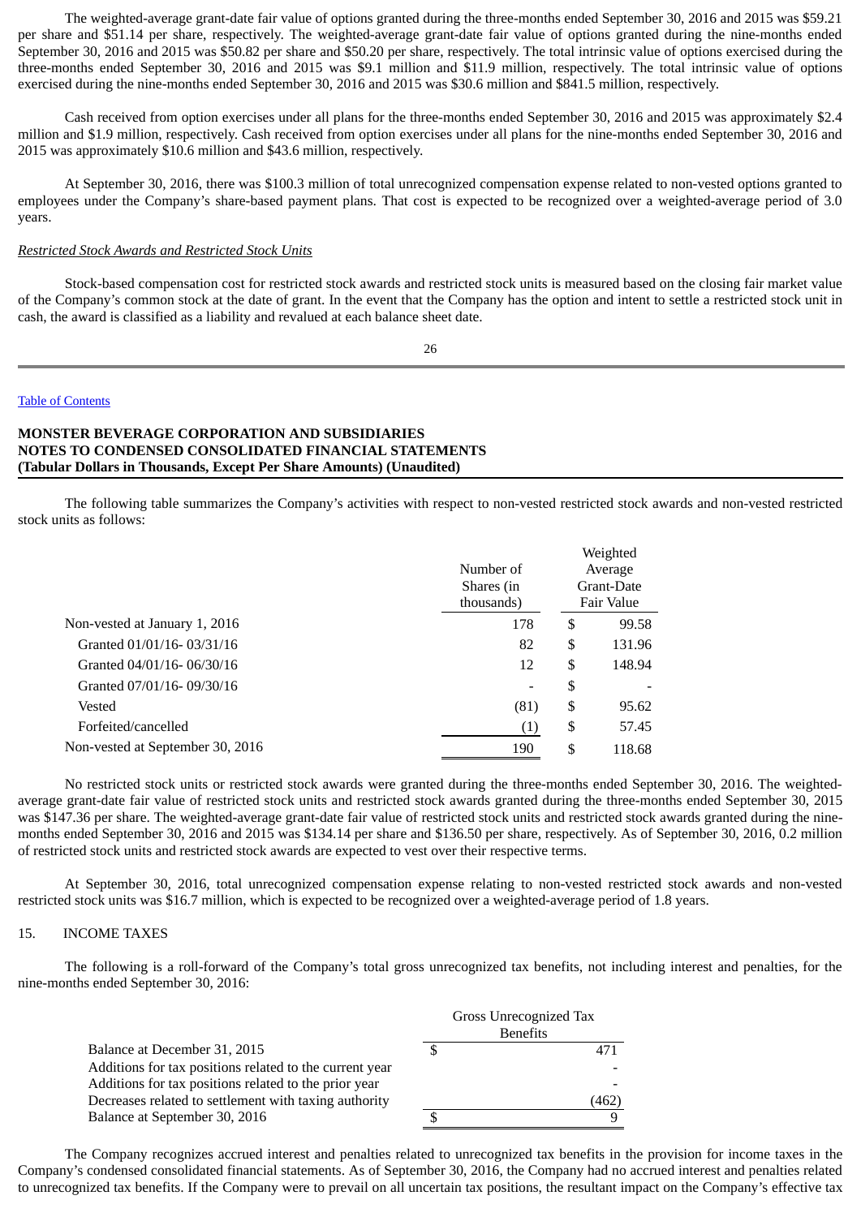The weighted-average grant-date fair value of options granted during the three-months ended September 30, 2016 and 2015 was $59.21 per share and $51.14 per share, respectively. The weighted-average grant-date fair value of options granted during the nine-months ended September 30, 2016 and 2015 was $50.82 per share and $50.20 per share, respectively. The total intrinsic value of options exercised during the three-months ended September 30, 2016 and 2015 was $9.1 million and $11.9 million, respectively. The total intrinsic value of options exercised during the nine-months ended September 30, 2016 and 2015 was $30.6 million and $841.5 million, respectively.

Cash received from option exercises under all plans for the three-months ended September 30, 2016 and 2015 was approximately $2.4 million and $1.9 million, respectively. Cash received from option exercises under all plans for the nine-months ended September 30, 2016 and 2015 was approximately $10.6 million and $43.6 million, respectively.

At September 30, 2016, there was $100.3 million of total unrecognized compensation expense related to non-vested options granted to employees under the Company's share-based payment plans. That cost is expected to be recognized over a weighted-average period of 3.0 years.

*Restricted Stock Awards and Restricted Stock Units*

Stock-based compensation cost for restricted stock awards and restricted stock units is measured based on the closing fair market value of the Company's common stock at the date of grant. In the event that the Company has the option and intent to settle a restricted stock unit in cash, the award is classified as a liability and revalued at each balance sheet date.

**MONSTER BEVERAGE CORPORATION AND SUBSIDIARIES**
**NOTES TO CONDENSED CONSOLIDATED FINANCIAL STATEMENTS**
**(Tabular Dollars in Thousands, Except Per Share Amounts) (Unaudited)**

The following table summarizes the Company's activities with respect to non-vested restricted stock awards and non-vested restricted stock units as follows:

| | Number of Shares (in thousands) | Weighted Average Grant-Date Fair Value |
|---|---|---|
| Non-vested at January 1, 2016 | 178 | $ 99.58 |
| Granted 01/01/16- 03/31/16 | 82 | $ 131.96 |
| Granted 04/01/16- 06/30/16 | 12 | $ 148.94 |
| Granted 07/01/16- 09/30/16 | - | $ - |
| Vested | (81) | $ 95.62 |
| Forfeited/cancelled | (1) | $ 57.45 |
| Non-vested at September 30, 2016 | 190 | $ 118.68 |

No restricted stock units or restricted stock awards were granted during the three-months ended September 30, 2016. The weighted-average grant-date fair value of restricted stock units and restricted stock awards granted during the three-months ended September 30, 2015 was $147.36 per share. The weighted-average grant-date fair value of restricted stock units and restricted stock awards granted during the nine-months ended September 30, 2016 and 2015 was $134.14 per share and $136.50 per share, respectively. As of September 30, 2016, 0.2 million of restricted stock units and restricted stock awards are expected to vest over their respective terms.

At September 30, 2016, total unrecognized compensation expense relating to non-vested restricted stock awards and non-vested restricted stock units was $16.7 million, which is expected to be recognized over a weighted-average period of 1.8 years.

15. INCOME TAXES

The following is a roll-forward of the Company's total gross unrecognized tax benefits, not including interest and penalties, for the nine-months ended September 30, 2016:

| | Gross Unrecognized Tax Benefits |
|---|---|
| Balance at December 31, 2015 | $ 471 |
| Additions for tax positions related to the current year | - |
| Additions for tax positions related to the prior year | - |
| Decreases related to settlement with taxing authority | (462) |
| Balance at September 30, 2016 | $ 9 |

The Company recognizes accrued interest and penalties related to unrecognized tax benefits in the provision for income taxes in the Company's condensed consolidated financial statements. As of September 30, 2016, the Company had no accrued interest and penalties related to unrecognized tax benefits. If the Company were to prevail on all uncertain tax positions, the resultant impact on the Company's effective tax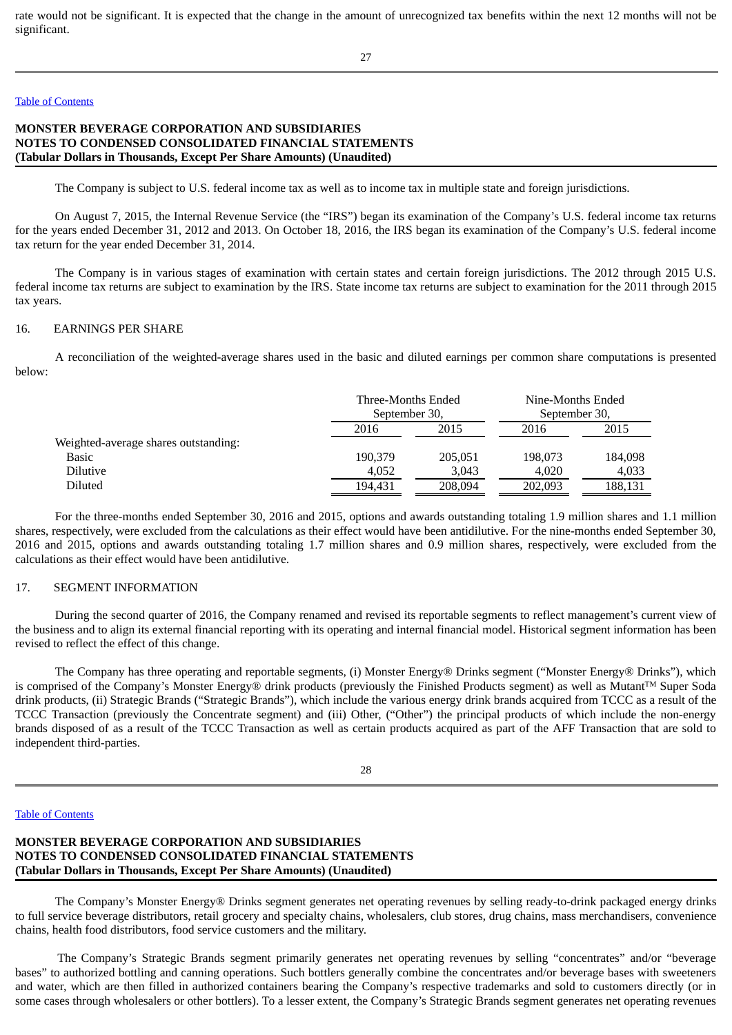rate would not be significant. It is expected that the change in the amount of unrecognized tax benefits within the next 12 months will not be significant.

**MONSTER BEVERAGE CORPORATION AND SUBSIDIARIES**
**NOTES TO CONDENSED CONSOLIDATED FINANCIAL STATEMENTS**
**(Tabular Dollars in Thousands, Except Per Share Amounts) (Unaudited)**

The Company is subject to U.S. federal income tax as well as to income tax in multiple state and foreign jurisdictions.

On August 7, 2015, the Internal Revenue Service (the "IRS") began its examination of the Company's U.S. federal income tax returns for the years ended December 31, 2012 and 2013. On October 18, 2016, the IRS began its examination of the Company's U.S. federal income tax return for the year ended December 31, 2014.

The Company is in various stages of examination with certain states and certain foreign jurisdictions. The 2012 through 2015 U.S. federal income tax returns are subject to examination by the IRS. State income tax returns are subject to examination for the 2011 through 2015 tax years.

16. EARNINGS PER SHARE

A reconciliation of the weighted-average shares used in the basic and diluted earnings per common share computations is presented below:

| | Three-Months Ended September 30, | | Nine-Months Ended September 30, | |
|---|---|---|---|---|
| | 2016 | 2015 | 2016 | 2015 |
| Weighted-average shares outstanding: | | | | |
| Basic | 190,379 | 205,051 | 198,073 | 184,098 |
| Dilutive | 4,052 | 3,043 | 4,020 | 4,033 |
| Diluted | 194,431 | 208,094 | 202,093 | 188,131 |

For the three-months ended September 30, 2016 and 2015, options and awards outstanding totaling 1.9 million shares and 1.1 million shares, respectively, were excluded from the calculations as their effect would have been antidilutive. For the nine-months ended September 30, 2016 and 2015, options and awards outstanding totaling 1.7 million shares and 0.9 million shares, respectively, were excluded from the calculations as their effect would have been antidilutive.

17. SEGMENT INFORMATION

During the second quarter of 2016, the Company renamed and revised its reportable segments to reflect management's current view of the business and to align its external financial reporting with its operating and internal financial model. Historical segment information has been revised to reflect the effect of this change.

The Company has three operating and reportable segments, (i) Monster Energy® Drinks segment ("Monster Energy® Drinks"), which is comprised of the Company's Monster Energy® drink products (previously the Finished Products segment) as well as Mutant™ Super Soda drink products, (ii) Strategic Brands ("Strategic Brands"), which include the various energy drink brands acquired from TCCC as a result of the TCCC Transaction (previously the Concentrate segment) and (iii) Other, ("Other") the principal products of which include the non-energy brands disposed of as a result of the TCCC Transaction as well as certain products acquired as part of the AFF Transaction that are sold to independent third-parties.

**MONSTER BEVERAGE CORPORATION AND SUBSIDIARIES**
**NOTES TO CONDENSED CONSOLIDATED FINANCIAL STATEMENTS**
**(Tabular Dollars in Thousands, Except Per Share Amounts) (Unaudited)**

The Company's Monster Energy® Drinks segment generates net operating revenues by selling ready-to-drink packaged energy drinks to full service beverage distributors, retail grocery and specialty chains, wholesalers, club stores, drug chains, mass merchandisers, convenience chains, health food distributors, food service customers and the military.

The Company's Strategic Brands segment primarily generates net operating revenues by selling "concentrates" and/or "beverage bases" to authorized bottling and canning operations. Such bottlers generally combine the concentrates and/or beverage bases with sweeteners and water, which are then filled in authorized containers bearing the Company's respective trademarks and sold to customers directly (or in some cases through wholesalers or other bottlers). To a lesser extent, the Company's Strategic Brands segment generates net operating revenues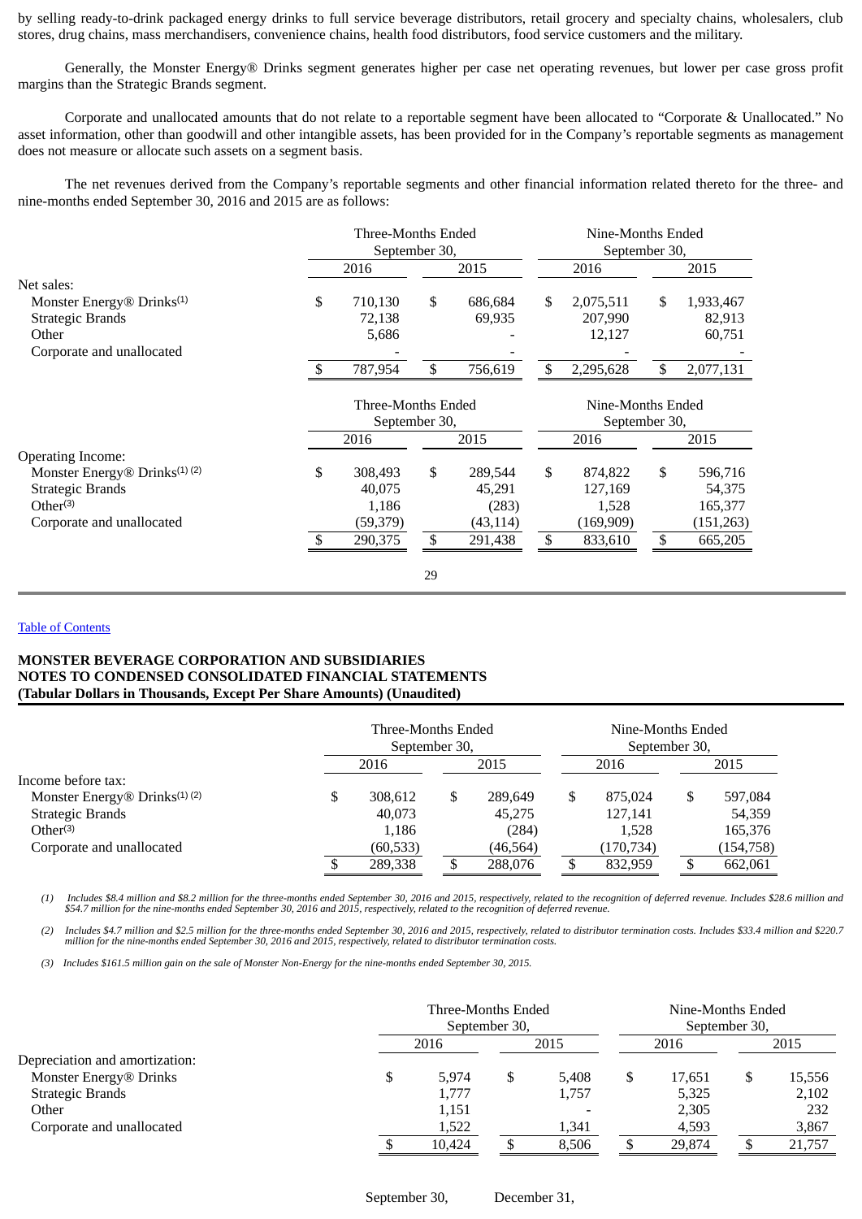by selling ready-to-drink packaged energy drinks to full service beverage distributors, retail grocery and specialty chains, wholesalers, club stores, drug chains, mass merchandisers, convenience chains, health food distributors, food service customers and the military.

Generally, the Monster Energy® Drinks segment generates higher per case net operating revenues, but lower per case gross profit margins than the Strategic Brands segment.

Corporate and unallocated amounts that do not relate to a reportable segment have been allocated to "Corporate & Unallocated." No asset information, other than goodwill and other intangible assets, has been provided for in the Company's reportable segments as management does not measure or allocate such assets on a segment basis.

The net revenues derived from the Company's reportable segments and other financial information related thereto for the three- and nine-months ended September 30, 2016 and 2015 are as follows:

| | Three-Months Ended September 30, | | Nine-Months Ended September 30, | |
|---|---|---|---|---|
| | 2016 | 2015 | 2016 | 2015 |
| Net sales: | | | | |
| Monster Energy® Drinks[1] | $ 710,130 | $ 686,684 | $ 2,075,511 | $ 1,933,467 |
| Strategic Brands | 72,138 | 69,935 | 207,990 | 82,913 |
| Other | 5,686 | - | 12,127 | 60,751 |
| Corporate and unallocated | - | - | - | - |
| | $ 787,954 | $ 756,619 | $ 2,295,628 | $ 2,077,131 |

| | Three-Months Ended September 30, | | Nine-Months Ended September 30, | |
|---|---|---|---|---|
| | 2016 | 2015 | 2016 | 2015 |
| Operating Income: | | | | |
| Monster Energy® Drinks[1] [2] | $ 308,493 | $ 289,544 | $ 874,822 | $ 596,716 |
| Strategic Brands | 40,075 | 45,291 | 127,169 | 54,375 |
| Other[3] | 1,186 | (283) | 1,528 | 165,377 |
| Corporate and unallocated | (59,379) | (43,114) | (169,909) | (151,263) |
| | $ 290,375 | $ 291,438 | $ 833,610 | $ 665,205 |

[Table of Contents](#)

**MONSTER BEVERAGE CORPORATION AND SUBSIDIARIES**
**NOTES TO CONDENSED CONSOLIDATED FINANCIAL STATEMENTS**
**(Tabular Dollars in Thousands, Except Per Share Amounts) (Unaudited)**

| | Three-Months Ended September 30, | | Nine-Months Ended September 30, | |
|---|---|---|---|---|
| | 2016 | 2015 | 2016 | 2015 |
| Income before tax: | | | | |
| Monster Energy® Drinks[1] [2] | $ 308,612 | $ 289,649 | $ 875,024 | $ 597,084 |
| Strategic Brands | 40,073 | 45,275 | 127,141 | 54,359 |
| Other[3] | 1,186 | (284) | 1,528 | 165,376 |
| Corporate and unallocated | (60,533) | (46,564) | (170,734) | (154,758) |
| | $ 289,338 | $ 288,076 | $ 832,959 | $ 662,061 |

*(1) Includes $8.4 million and $8.2 million for the three-months ended September 30, 2016 and 2015, respectively, related to the recognition of deferred revenue. Includes $28.6 million and $54.7 million for the nine-months ended September 30, 2016 and 2015, respectively, related to the recognition of deferred revenue.*

*(2) Includes $4.7 million and $2.5 million for the three-months ended September 30, 2016 and 2015, respectively, related to distributor termination costs. Includes $33.4 million and $220.7 million for the nine-months ended September 30, 2016 and 2015, respectively, related to distributor termination costs.*

*(3) Includes $161.5 million gain on the sale of Monster Non-Energy for the nine-months ended September 30, 2015.*

| | Three-Months Ended September 30, | | Nine-Months Ended September 30, | |
|---|---|---|---|---|
| | 2016 | 2015 | 2016 | 2015 |
| Depreciation and amortization: | | | | |
| Monster Energy® Drinks | $ 5,974 | $ 5,408 | $ 17,651 | $ 15,556 |
| Strategic Brands | 1,777 | 1,757 | 5,325 | 2,102 |
| Other | 1,151 | - | 2,305 | 232 |
| Corporate and unallocated | 1,522 | 1,341 | 4,593 | 3,867 |
| | $ 10,424 | $ 8,506 | $ 29,874 | $ 21,757 |

September 30, December 31,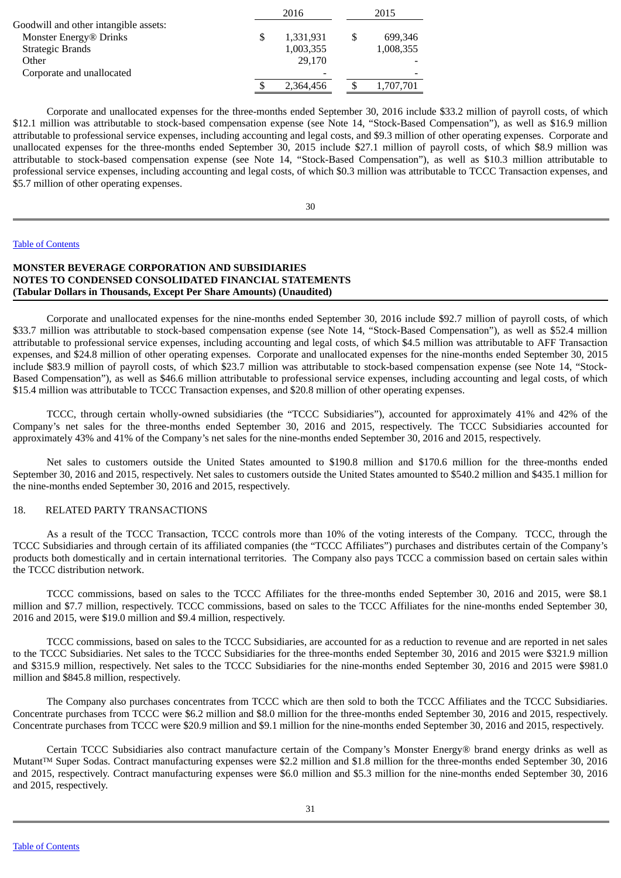| | 2016 | 2015 |
|---|---|---|
| Goodwill and other intangible assets: | | |
| Monster Energy® Drinks | $ 1,331,931 | $ 699,346 |
| Strategic Brands | 1,003,355 | 1,008,355 |
| Other | 29,170 | - |
| Corporate and unallocated | - | - |
| | $ 2,364,456 | $ 1,707,701 |

Corporate and unallocated expenses for the three-months ended September 30, 2016 include $33.2 million of payroll costs, of which $12.1 million was attributable to stock-based compensation expense (see Note 14, "Stock-Based Compensation"), as well as $16.9 million attributable to professional service expenses, including accounting and legal costs, and $9.3 million of other operating expenses. Corporate and unallocated expenses for the three-months ended September 30, 2015 include $27.1 million of payroll costs, of which $8.9 million was attributable to stock-based compensation expense (see Note 14, "Stock-Based Compensation"), as well as $10.3 million attributable to professional service expenses, including accounting and legal costs, of which $0.3 million was attributable to TCCC Transaction expenses, and $5.7 million of other operating expenses.

**MONSTER BEVERAGE CORPORATION AND SUBSIDIARIES**
**NOTES TO CONDENSED CONSOLIDATED FINANCIAL STATEMENTS**
**(Tabular Dollars in Thousands, Except Per Share Amounts) (Unaudited)**

Corporate and unallocated expenses for the nine-months ended September 30, 2016 include $92.7 million of payroll costs, of which $33.7 million was attributable to stock-based compensation expense (see Note 14, "Stock-Based Compensation"), as well as $52.4 million attributable to professional service expenses, including accounting and legal costs, of which $4.5 million was attributable to AFF Transaction expenses, and $24.8 million of other operating expenses. Corporate and unallocated expenses for the nine-months ended September 30, 2015 include $83.9 million of payroll costs, of which $23.7 million was attributable to stock-based compensation expense (see Note 14, "Stock-Based Compensation"), as well as $46.6 million attributable to professional service expenses, including accounting and legal costs, of which $15.4 million was attributable to TCCC Transaction expenses, and $20.8 million of other operating expenses.

TCCC, through certain wholly-owned subsidiaries (the "TCCC Subsidiaries"), accounted for approximately 41% and 42% of the Company's net sales for the three-months ended September 30, 2016 and 2015, respectively. The TCCC Subsidiaries accounted for approximately 43% and 41% of the Company's net sales for the nine-months ended September 30, 2016 and 2015, respectively.

Net sales to customers outside the United States amounted to $190.8 million and $170.6 million for the three-months ended September 30, 2016 and 2015, respectively. Net sales to customers outside the United States amounted to $540.2 million and $435.1 million for the nine-months ended September 30, 2016 and 2015, respectively.

18. RELATED PARTY TRANSACTIONS

As a result of the TCCC Transaction, TCCC controls more than 10% of the voting interests of the Company. TCCC, through the TCCC Subsidiaries and through certain of its affiliated companies (the "TCCC Affiliates") purchases and distributes certain of the Company's products both domestically and in certain international territories. The Company also pays TCCC a commission based on certain sales within the TCCC distribution network.

TCCC commissions, based on sales to the TCCC Affiliates for the three-months ended September 30, 2016 and 2015, were $8.1 million and $7.7 million, respectively. TCCC commissions, based on sales to the TCCC Affiliates for the nine-months ended September 30, 2016 and 2015, were $19.0 million and $9.4 million, respectively.

TCCC commissions, based on sales to the TCCC Subsidiaries, are accounted for as a reduction to revenue and are reported in net sales to the TCCC Subsidiaries. Net sales to the TCCC Subsidiaries for the three-months ended September 30, 2016 and 2015 were $321.9 million and $315.9 million, respectively. Net sales to the TCCC Subsidiaries for the nine-months ended September 30, 2016 and 2015 were $981.0 million and $845.8 million, respectively.

The Company also purchases concentrates from TCCC which are then sold to both the TCCC Affiliates and the TCCC Subsidiaries. Concentrate purchases from TCCC were $6.2 million and $8.0 million for the three-months ended September 30, 2016 and 2015, respectively. Concentrate purchases from TCCC were $20.9 million and $9.1 million for the nine-months ended September 30, 2016 and 2015, respectively.

Certain TCCC Subsidiaries also contract manufacture certain of the Company's Monster Energy® brand energy drinks as well as Mutant™ Super Sodas. Contract manufacturing expenses were $2.2 million and $1.8 million for the three-months ended September 30, 2016 and 2015, respectively. Contract manufacturing expenses were $6.0 million and $5.3 million for the nine-months ended September 30, 2016 and 2015, respectively.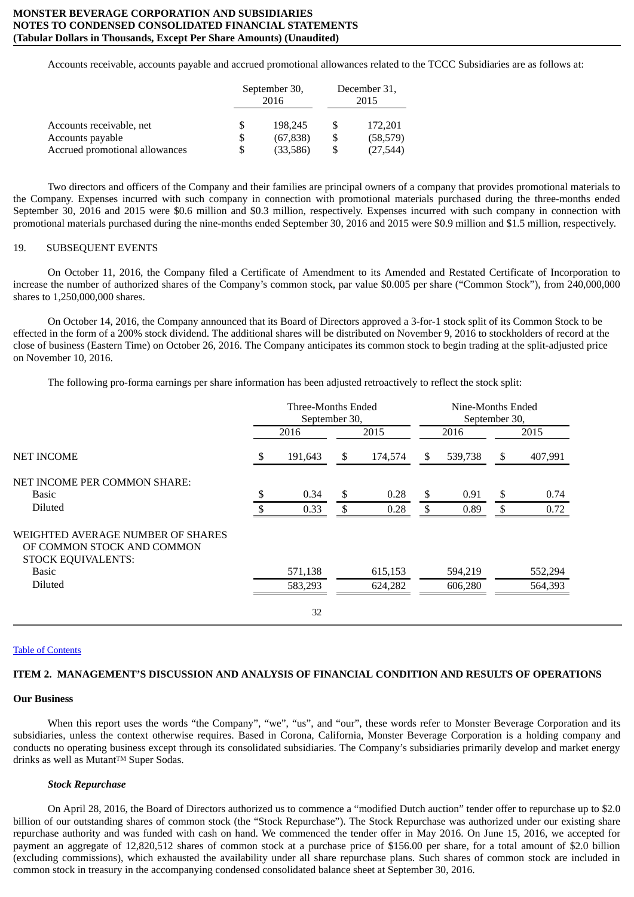Accounts receivable, accounts payable and accrued promotional allowances related to the TCCC Subsidiaries are as follows at:

| | September 30, 2016 | December 31, 2015 |
|---|---|---|
| Accounts receivable, net | $ 198,245 | $ 172,201 |
| Accounts payable | $ (67,838) | $ (58,579) |
| Accrued promotional allowances | $ (33,586) | $ (27,544) |

Two directors and officers of the Company and their families are principal owners of a company that provides promotional materials to the Company. Expenses incurred with such company in connection with promotional materials purchased during the three-months ended September 30, 2016 and 2015 were $0.6 million and $0.3 million, respectively. Expenses incurred with such company in connection with promotional materials purchased during the nine-months ended September 30, 2016 and 2015 were $0.9 million and $1.5 million, respectively.

19. SUBSEQUENT EVENTS

On October 11, 2016, the Company filed a Certificate of Amendment to its Amended and Restated Certificate of Incorporation to increase the number of authorized shares of the Company's common stock, par value $0.005 per share ("Common Stock"), from 240,000,000 shares to 1,250,000,000 shares.

On October 14, 2016, the Company announced that its Board of Directors approved a 3-for-1 stock split of its Common Stock to be effected in the form of a 200% stock dividend. The additional shares will be distributed on November 9, 2016 to stockholders of record at the close of business (Eastern Time) on October 26, 2016. The Company anticipates its common stock to begin trading at the split-adjusted price on November 10, 2016.

The following pro-forma earnings per share information has been adjusted retroactively to reflect the stock split:

| | Three-Months Ended September 30, | | Nine-Months Ended September 30, | |
|---|---|---|---|---|
| | 2016 | 2015 | 2016 | 2015 |
| NET INCOME | $ 191,643 | $ 174,574 | $ 539,738 | $ 407,991 |
| NET INCOME PER COMMON SHARE: | | | | |
| Basic | $ 0.34 | $ 0.28 | $ 0.91 | $ 0.74 |
| Diluted | $ 0.33 | $ 0.28 | $ 0.89 | $ 0.72 |
| WEIGHTED AVERAGE NUMBER OF SHARES OF COMMON STOCK AND COMMON STOCK EQUIVALENTS: | | | | |
| Basic | 571,138 | 615,153 | 594,219 | 552,294 |
| Diluted | 583,293 | 624,282 | 606,280 | 564,393 |

Table of Contents

## ITEM 2. MANAGEMENT'S DISCUSSION AND ANALYSIS OF FINANCIAL CONDITION AND RESULTS OF OPERATIONS

### Our Business

When this report uses the words "the Company", "we", "us", and "our", these words refer to Monster Beverage Corporation and its subsidiaries, unless the context otherwise requires. Based in Corona, California, Monster Beverage Corporation is a holding company and conducts no operating business except through its consolidated subsidiaries. The Company's subsidiaries primarily develop and market energy drinks as well as Mutant™ Super Sodas.

#### *Stock Repurchase*

On April 28, 2016, the Board of Directors authorized us to commence a "modified Dutch auction" tender offer to repurchase up to $2.0 billion of our outstanding shares of common stock (the "Stock Repurchase"). The Stock Repurchase was authorized under our existing share repurchase authority and was funded with cash on hand. We commenced the tender offer in May 2016. On June 15, 2016, we accepted for payment an aggregate of 12,820,512 shares of common stock at a purchase price of $156.00 per share, for a total amount of $2.0 billion (excluding commissions), which exhausted the availability under all share repurchase plans. Such shares of common stock are included in common stock in treasury in the accompanying condensed consolidated balance sheet at September 30, 2016.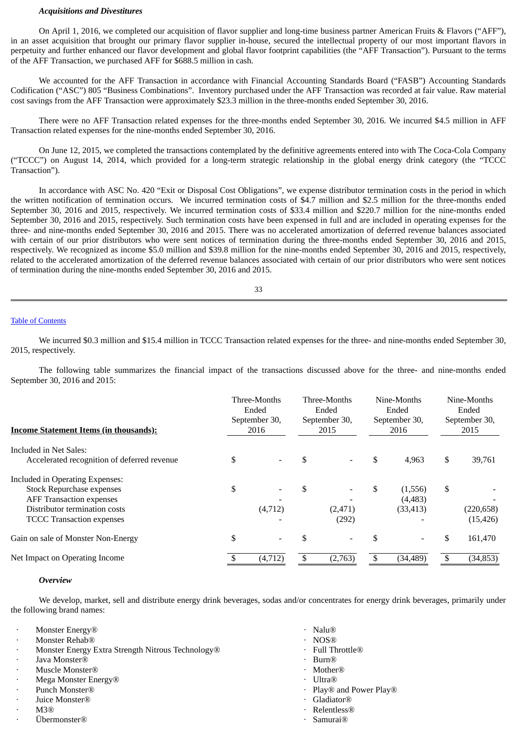***Acquisitions and Divestitures***

On April 1, 2016, we completed our acquisition of flavor supplier and long-time business partner American Fruits & Flavors ("AFF"), in an asset acquisition that brought our primary flavor supplier in-house, secured the intellectual property of our most important flavors in perpetuity and further enhanced our flavor development and global flavor footprint capabilities (the "AFF Transaction"). Pursuant to the terms of the AFF Transaction, we purchased AFF for $688.5 million in cash.

We accounted for the AFF Transaction in accordance with Financial Accounting Standards Board ("FASB") Accounting Standards Codification ("ASC") 805 "Business Combinations". Inventory purchased under the AFF Transaction was recorded at fair value. Raw material cost savings from the AFF Transaction were approximately $23.3 million in the three-months ended September 30, 2016.

There were no AFF Transaction related expenses for the three-months ended September 30, 2016. We incurred $4.5 million in AFF Transaction related expenses for the nine-months ended September 30, 2016.

On June 12, 2015, we completed the transactions contemplated by the definitive agreements entered into with The Coca-Cola Company ("TCCC") on August 14, 2014, which provided for a long-term strategic relationship in the global energy drink category (the "TCCC Transaction").

In accordance with ASC No. 420 "Exit or Disposal Cost Obligations", we expense distributor termination costs in the period in which the written notification of termination occurs. We incurred termination costs of $4.7 million and $2.5 million for the three-months ended September 30, 2016 and 2015, respectively. We incurred termination costs of $33.4 million and $220.7 million for the nine-months ended September 30, 2016 and 2015, respectively. Such termination costs have been expensed in full and are included in operating expenses for the three- and nine-months ended September 30, 2016 and 2015. There was no accelerated amortization of deferred revenue balances associated with certain of our prior distributors who were sent notices of termination during the three-months ended September 30, 2016 and 2015, respectively. We recognized as income $5.0 million and $39.8 million for the nine-months ended September 30, 2016 and 2015, respectively, related to the accelerated amortization of the deferred revenue balances associated with certain of our prior distributors who were sent notices of termination during the nine-months ended September 30, 2016 and 2015.

We incurred $0.3 million and $15.4 million in TCCC Transaction related expenses for the three- and nine-months ended September 30, 2015, respectively.

The following table summarizes the financial impact of the transactions discussed above for the three- and nine-months ended September 30, 2016 and 2015:

| **Income Statement Items (in thousands):** | Three-Months Ended September 30, 2016 | Three-Months Ended September 30, 2015 | Nine-Months Ended September 30, 2016 | Nine-Months Ended September 30, 2015 |
|---|---|---|---|---|
| Included in Net Sales: | | | | |
| Accelerated recognition of deferred revenue | $ - | $ - | $ 4,963 | $ 39,761 |
| Included in Operating Expenses: | | | | |
| Stock Repurchase expenses | $ - | $ - | $ (1,556) | $ - |
| AFF Transaction expenses | - | - | (4,483) | - |
| Distributor termination costs | (4,712) | (2,471) | (33,413) | (220,658) |
| TCCC Transaction expenses | - | (292) | - | (15,426) |
| Gain on sale of Monster Non-Energy | $ - | $ - | $ - | $ 161,470 |
| Net Impact on Operating Income | $ (4,712) | $ (2,763) | $ (34,489) | $ (34,853) |

***Overview***

We develop, market, sell and distribute energy drink beverages, sodas and/or concentrates for energy drink beverages, primarily under the following brand names:

- Monster Energy®
- Monster Rehab®
- Monster Energy Extra Strength Nitrous Technology®
- Java Monster®
- Muscle Monster®
- Mega Monster Energy®
- Punch Monster®
- Juice Monster®
- M3®
- Übermonster®
- Nalu®
- NOS®
- Full Throttle®
- Burn®
- Mother®
- Ultra®
- Play® and Power Play®
- Gladiator®
- Relentless®
- Samurai®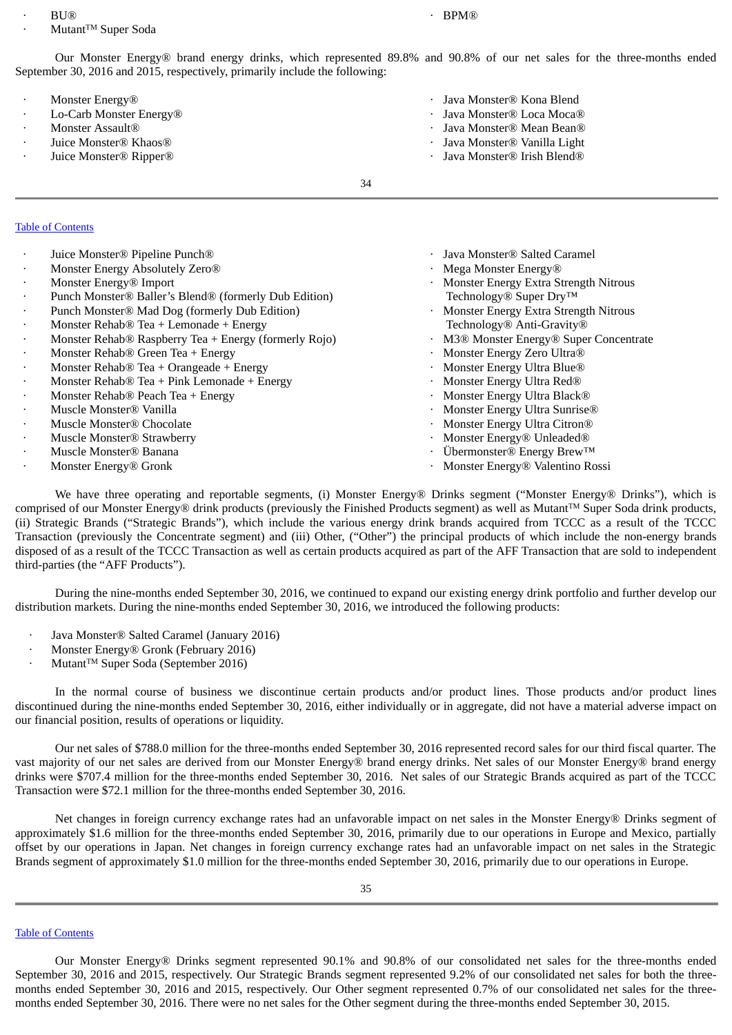- BU®
- Mutant™ Super Soda
- BPM®

Our Monster Energy® brand energy drinks, which represented 89.8% and 90.8% of our net sales for the three-months ended September 30, 2016 and 2015, respectively, primarily include the following:

- Monster Energy®
- Lo-Carb Monster Energy®
- Monster Assault®
- Juice Monster® Khaos®
- Juice Monster® Ripper®
- Java Monster® Kona Blend
- Java Monster® Loca Moca®
- Java Monster® Mean Bean®
- Java Monster® Vanilla Light
- Java Monster® Irish Blend®
- Juice Monster® Pipeline Punch®
- Monster Energy Absolutely Zero®
- Monster Energy® Import
- Punch Monster® Baller's Blend® (formerly Dub Edition)
- Punch Monster® Mad Dog (formerly Dub Edition)
- Monster Rehab® Tea + Lemonade + Energy
- Monster Rehab® Raspberry Tea + Energy (formerly Rojo)
- Monster Rehab® Green Tea + Energy
- Monster Rehab® Tea + Orangeade + Energy
- Monster Rehab® Tea + Pink Lemonade + Energy
- Monster Rehab® Peach Tea + Energy
- Muscle Monster® Vanilla
- Muscle Monster® Chocolate
- Muscle Monster® Strawberry
- Muscle Monster® Banana
- Monster Energy® Gronk
- Java Monster® Salted Caramel
- Mega Monster Energy®
- Monster Energy Extra Strength Nitrous Technology® Super Dry™
- Monster Energy Extra Strength Nitrous Technology® Anti-Gravity®
- M3® Monster Energy® Super Concentrate
- Monster Energy Zero Ultra®
- Monster Energy Ultra Blue®
- Monster Energy Ultra Red®
- Monster Energy Ultra Black®
- Monster Energy Ultra Sunrise®
- Monster Energy Ultra Citron®
- Monster Energy® Unleaded®
- Übermonster® Energy Brew™
- Monster Energy® Valentino Rossi

We have three operating and reportable segments, (i) Monster Energy® Drinks segment ("Monster Energy® Drinks"), which is comprised of our Monster Energy® drink products (previously the Finished Products segment) as well as Mutant™ Super Soda drink products, (ii) Strategic Brands ("Strategic Brands"), which include the various energy drink brands acquired from TCCC as a result of the TCCC Transaction (previously the Concentrate segment) and (iii) Other, ("Other") the principal products of which include the non-energy brands disposed of as a result of the TCCC Transaction as well as certain products acquired as part of the AFF Transaction that are sold to independent third-parties (the "AFF Products").

During the nine-months ended September 30, 2016, we continued to expand our existing energy drink portfolio and further develop our distribution markets. During the nine-months ended September 30, 2016, we introduced the following products:

- Java Monster® Salted Caramel (January 2016)
- Monster Energy® Gronk (February 2016)
- Mutant™ Super Soda (September 2016)

In the normal course of business we discontinue certain products and/or product lines. Those products and/or product lines discontinued during the nine-months ended September 30, 2016, either individually or in aggregate, did not have a material adverse impact on our financial position, results of operations or liquidity.

Our net sales of $788.0 million for the three-months ended September 30, 2016 represented record sales for our third fiscal quarter. The vast majority of our net sales are derived from our Monster Energy® brand energy drinks. Net sales of our Monster Energy® brand energy drinks were $707.4 million for the three-months ended September 30, 2016. Net sales of our Strategic Brands acquired as part of the TCCC Transaction were $72.1 million for the three-months ended September 30, 2016.

Net changes in foreign currency exchange rates had an unfavorable impact on net sales in the Monster Energy® Drinks segment of approximately $1.6 million for the three-months ended September 30, 2016, primarily due to our operations in Europe and Mexico, partially offset by our operations in Japan. Net changes in foreign currency exchange rates had an unfavorable impact on net sales in the Strategic Brands segment of approximately $1.0 million for the three-months ended September 30, 2016, primarily due to our operations in Europe.

Our Monster Energy® Drinks segment represented 90.1% and 90.8% of our consolidated net sales for the three-months ended September 30, 2016 and 2015, respectively. Our Strategic Brands segment represented 9.2% of our consolidated net sales for both the three-months ended September 30, 2016 and 2015, respectively. Our Other segment represented 0.7% of our consolidated net sales for the three-months ended September 30, 2016. There were no net sales for the Other segment during the three-months ended September 30, 2015.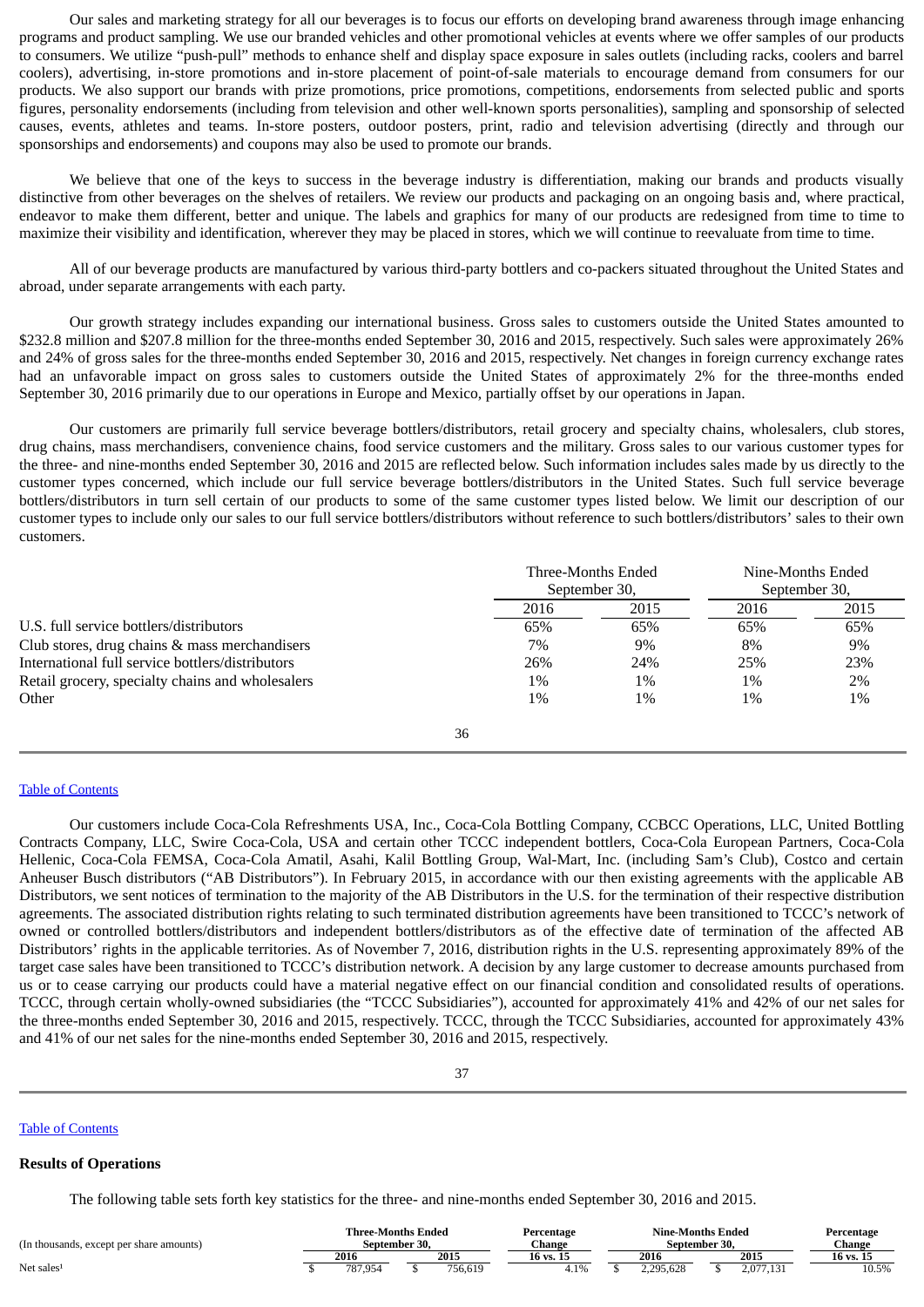Our sales and marketing strategy for all our beverages is to focus our efforts on developing brand awareness through image enhancing programs and product sampling. We use our branded vehicles and other promotional vehicles at events where we offer samples of our products to consumers. We utilize "push-pull" methods to enhance shelf and display space exposure in sales outlets (including racks, coolers and barrel coolers), advertising, in-store promotions and in-store placement of point-of-sale materials to encourage demand from consumers for our products. We also support our brands with prize promotions, price promotions, competitions, endorsements from selected public and sports figures, personality endorsements (including from television and other well-known sports personalities), sampling and sponsorship of selected causes, events, athletes and teams. In-store posters, outdoor posters, print, radio and television advertising (directly and through our sponsorships and endorsements) and coupons may also be used to promote our brands.

We believe that one of the keys to success in the beverage industry is differentiation, making our brands and products visually distinctive from other beverages on the shelves of retailers. We review our products and packaging on an ongoing basis and, where practical, endeavor to make them different, better and unique. The labels and graphics for many of our products are redesigned from time to time to maximize their visibility and identification, wherever they may be placed in stores, which we will continue to reevaluate from time to time.

All of our beverage products are manufactured by various third-party bottlers and co-packers situated throughout the United States and abroad, under separate arrangements with each party.

Our growth strategy includes expanding our international business. Gross sales to customers outside the United States amounted to $232.8 million and $207.8 million for the three-months ended September 30, 2016 and 2015, respectively. Such sales were approximately 26% and 24% of gross sales for the three-months ended September 30, 2016 and 2015, respectively. Net changes in foreign currency exchange rates had an unfavorable impact on gross sales to customers outside the United States of approximately 2% for the three-months ended September 30, 2016 primarily due to our operations in Europe and Mexico, partially offset by our operations in Japan.

Our customers are primarily full service beverage bottlers/distributors, retail grocery and specialty chains, wholesalers, club stores, drug chains, mass merchandisers, convenience chains, food service customers and the military. Gross sales to our various customer types for the three- and nine-months ended September 30, 2016 and 2015 are reflected below. Such information includes sales made by us directly to the customer types concerned, which include our full service beverage bottlers/distributors in the United States. Such full service beverage bottlers/distributors in turn sell certain of our products to some of the same customer types listed below. We limit our description of our customer types to include only our sales to our full service bottlers/distributors without reference to such bottlers/distributors' sales to their own customers.

| | Three-Months Ended September 30, | | Nine-Months Ended September 30, | |
|---|---|---|---|---|
| | 2016 | 2015 | 2016 | 2015 |
| U.S. full service bottlers/distributors | 65% | 65% | 65% | 65% |
| Club stores, drug chains & mass merchandisers | 7% | 9% | 8% | 9% |
| International full service bottlers/distributors | 26% | 24% | 25% | 23% |
| Retail grocery, specialty chains and wholesalers | 1% | 1% | 1% | 2% |
| Other | 1% | 1% | 1% | 1% |

Our customers include Coca-Cola Refreshments USA, Inc., Coca-Cola Bottling Company, CCBCC Operations, LLC, United Bottling Contracts Company, LLC, Swire Coca-Cola, USA and certain other TCCC independent bottlers, Coca-Cola European Partners, Coca-Cola Hellenic, Coca-Cola FEMSA, Coca-Cola Amatil, Asahi, Kalil Bottling Group, Wal-Mart, Inc. (including Sam's Club), Costco and certain Anheuser Busch distributors ("AB Distributors"). In February 2015, in accordance with our then existing agreements with the applicable AB Distributors, we sent notices of termination to the majority of the AB Distributors in the U.S. for the termination of their respective distribution agreements. The associated distribution rights relating to such terminated distribution agreements have been transitioned to TCCC's network of owned or controlled bottlers/distributors and independent bottlers/distributors as of the effective date of termination of the affected AB Distributors' rights in the applicable territories. As of November 7, 2016, distribution rights in the U.S. representing approximately 89% of the target case sales have been transitioned to TCCC's distribution network. A decision by any large customer to decrease amounts purchased from us or to cease carrying our products could have a material negative effect on our financial condition and consolidated results of operations. TCCC, through certain wholly-owned subsidiaries (the "TCCC Subsidiaries"), accounted for approximately 41% and 42% of our net sales for the three-months ended September 30, 2016 and 2015, respectively. TCCC, through the TCCC Subsidiaries, accounted for approximately 43% and 41% of our net sales for the nine-months ended September 30, 2016 and 2015, respectively.

## Results of Operations

The following table sets forth key statistics for the three- and nine-months ended September 30, 2016 and 2015.

| (In thousands, except per share amounts) | Three-Months Ended September 30, | | Percentage Change | Nine-Months Ended September 30, | | Percentage Change |
|---|---|---|---|---|---|---|
| | 2016 | 2015 | 16 vs. 15 | 2016 | 2015 | 16 vs. 15 |
| Net sales[1] | $ 787,954 | $ 756,619 | 4.1% | $ 2,295,628 | $ 2,077,131 | 10.5% |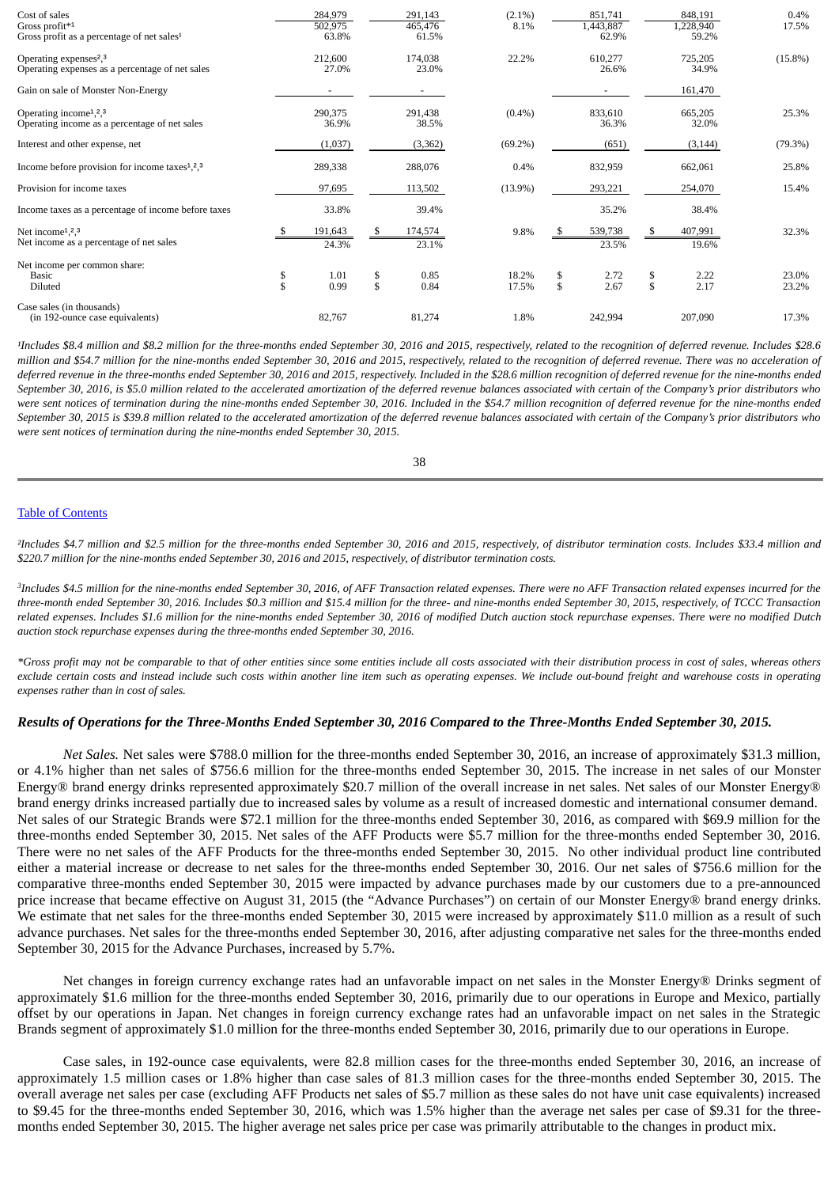| | | | | | | |
|---|---|---|---|---|---|---|
| Cost of sales | 284,979 | 291,143 | (2.1%) | 851,741 | 848,191 | 0.4% |
| Gross profit*[1] | 502,975 | 465,476 | 8.1% | 1,443,887 | 1,228,940 | 17.5% |
| Gross profit as a percentage of net sales[1] | 63.8% | 61.5% | | 62.9% | 59.2% | |
| Operating expenses[2,3] | 212,600 | 174,038 | 22.2% | 610,277 | 725,205 | (15.8%) |
| Operating expenses as a percentage of net sales | 27.0% | 23.0% | | 26.6% | 34.9% | |
| Gain on sale of Monster Non-Energy | - | - | | - | 161,470 | |
| Operating income[1,2,3] | 290,375 | 291,438 | (0.4%) | 833,610 | 665,205 | 25.3% |
| Operating income as a percentage of net sales | 36.9% | 38.5% | | 36.3% | 32.0% | |
| Interest and other expense, net | (1,037) | (3,362) | (69.2%) | (651) | (3,144) | (79.3%) |
| Income before provision for income taxes[1,2,3] | 289,338 | 288,076 | 0.4% | 832,959 | 662,061 | 25.8% |
| Provision for income taxes | 97,695 | 113,502 | (13.9%) | 293,221 | 254,070 | 15.4% |
| Income taxes as a percentage of income before taxes | 33.8% | 39.4% | | 35.2% | 38.4% | |
| Net income[1,2,3] | $ 191,643 | $ 174,574 | 9.8% | $ 539,738 | $ 407,991 | 32.3% |
| Net income as a percentage of net sales | 24.3% | 23.1% | | 23.5% | 19.6% | |
| Net income per common share: | | | | | | |
| Basic | $ 1.01 | $ 0.85 | 18.2% | $ 2.72 | $ 2.22 | 23.0% |
| Diluted | $ 0.99 | $ 0.84 | 17.5% | $ 2.67 | $ 2.17 | 23.2% |
| Case sales (in thousands) (in 192-ounce case equivalents) | 82,767 | 81,274 | 1.8% | 242,994 | 207,090 | 17.3% |

*[1]Includes $8.4 million and $8.2 million for the three-months ended September 30, 2016 and 2015, respectively, related to the recognition of deferred revenue. Includes $28.6 million and $54.7 million for the nine-months ended September 30, 2016 and 2015, respectively, related to the recognition of deferred revenue. There was no acceleration of deferred revenue in the three-months ended September 30, 2016 and 2015, respectively. Included in the $28.6 million recognition of deferred revenue for the nine-months ended September 30, 2016, is $5.0 million related to the accelerated amortization of the deferred revenue balances associated with certain of the Company's prior distributors who were sent notices of termination during the nine-months ended September 30, 2016. Included in the $54.7 million recognition of deferred revenue for the nine-months ended September 30, 2015 is $39.8 million related to the accelerated amortization of the deferred revenue balances associated with certain of the Company's prior distributors who were sent notices of termination during the nine-months ended September 30, 2015.*

*[2]Includes $4.7 million and $2.5 million for the three-months ended September 30, 2016 and 2015, respectively, of distributor termination costs. Includes $33.4 million and $220.7 million for the nine-months ended September 30, 2016 and 2015, respectively, of distributor termination costs.*

*[3]Includes $4.5 million for the nine-months ended September 30, 2016, of AFF Transaction related expenses. There were no AFF Transaction related expenses incurred for the three-month ended September 30, 2016. Includes $0.3 million and $15.4 million for the three- and nine-months ended September 30, 2015, respectively, of TCCC Transaction related expenses. Includes $1.6 million for the nine-months ended September 30, 2016 of modified Dutch auction stock repurchase expenses. There were no modified Dutch auction stock repurchase expenses during the three-months ended September 30, 2016.*

**Gross profit may not be comparable to that of other entities since some entities include all costs associated with their distribution process in cost of sales, whereas others exclude certain costs and instead include such costs within another line item such as operating expenses. We include out-bound freight and warehouse costs in operating expenses rather than in cost of sales.*

### *Results of Operations for the Three-Months Ended September 30, 2016 Compared to the Three-Months Ended September 30, 2015.*

*Net Sales.* Net sales were $788.0 million for the three-months ended September 30, 2016, an increase of approximately $31.3 million, or 4.1% higher than net sales of $756.6 million for the three-months ended September 30, 2015. The increase in net sales of our Monster Energy® brand energy drinks represented approximately $20.7 million of the overall increase in net sales. Net sales of our Monster Energy® brand energy drinks increased partially due to increased sales by volume as a result of increased domestic and international consumer demand. Net sales of our Strategic Brands were $72.1 million for the three-months ended September 30, 2016, as compared with $69.9 million for the three-months ended September 30, 2015. Net sales of the AFF Products were $5.7 million for the three-months ended September 30, 2016. There were no net sales of the AFF Products for the three-months ended September 30, 2015. No other individual product line contributed either a material increase or decrease to net sales for the three-months ended September 30, 2016. Our net sales of $756.6 million for the comparative three-months ended September 30, 2015 were impacted by advance purchases made by our customers due to a pre-announced price increase that became effective on August 31, 2015 (the "Advance Purchases") on certain of our Monster Energy® brand energy drinks. We estimate that net sales for the three-months ended September 30, 2015 were increased by approximately $11.0 million as a result of such advance purchases. Net sales for the three-months ended September 30, 2016, after adjusting comparative net sales for the three-months ended September 30, 2015 for the Advance Purchases, increased by 5.7%.

Net changes in foreign currency exchange rates had an unfavorable impact on net sales in the Monster Energy® Drinks segment of approximately $1.6 million for the three-months ended September 30, 2016, primarily due to our operations in Europe and Mexico, partially offset by our operations in Japan. Net changes in foreign currency exchange rates had an unfavorable impact on net sales in the Strategic Brands segment of approximately $1.0 million for the three-months ended September 30, 2016, primarily due to our operations in Europe.

Case sales, in 192-ounce case equivalents, were 82.8 million cases for the three-months ended September 30, 2016, an increase of approximately 1.5 million cases or 1.8% higher than case sales of 81.3 million cases for the three-months ended September 30, 2015. The overall average net sales per case (excluding AFF Products net sales of $5.7 million as these sales do not have unit case equivalents) increased to $9.45 for the three-months ended September 30, 2016, which was 1.5% higher than the average net sales per case of $9.31 for the three-months ended September 30, 2015. The higher average net sales price per case was primarily attributable to the changes in product mix.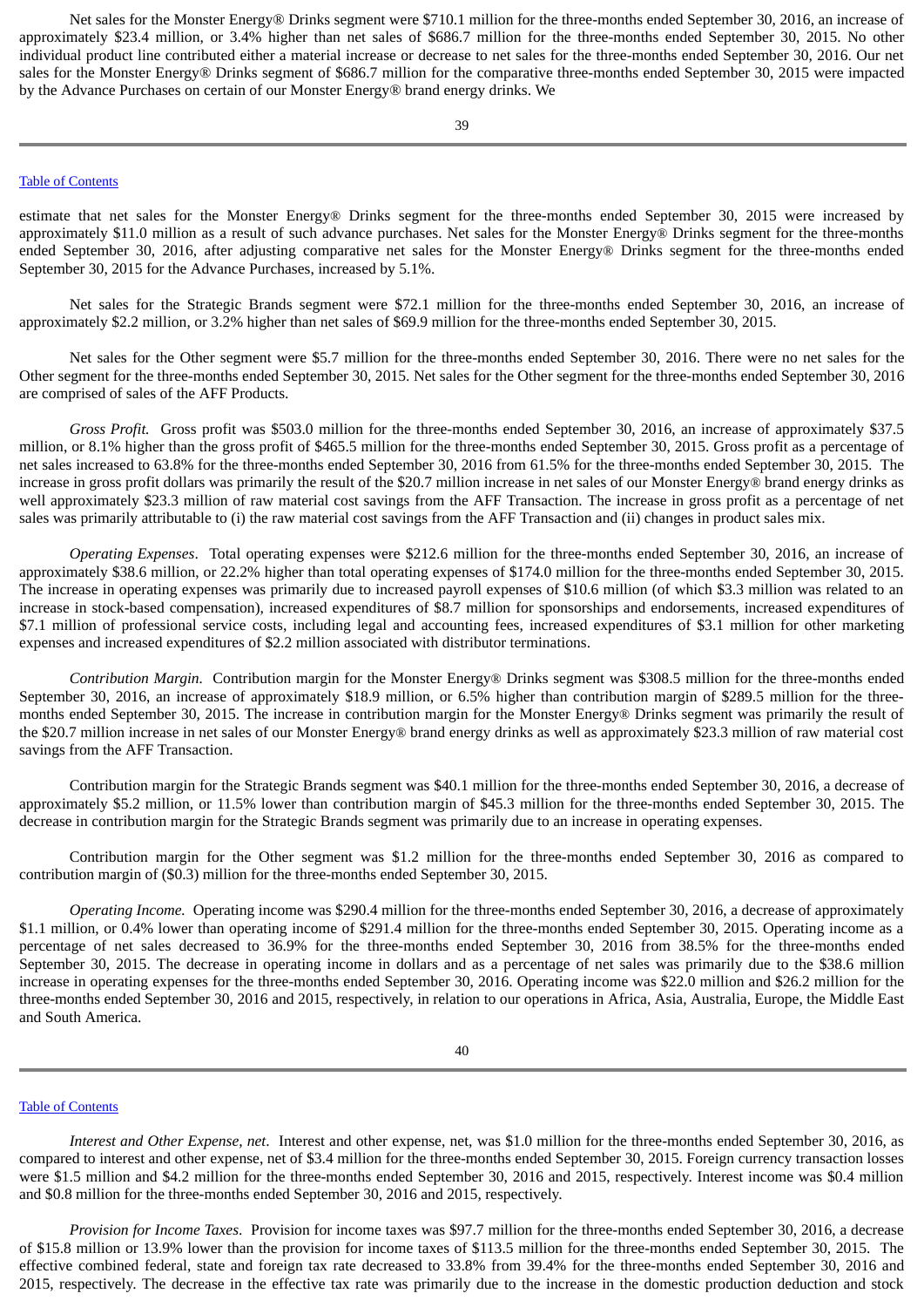Net sales for the Monster Energy® Drinks segment were $710.1 million for the three-months ended September 30, 2016, an increase of approximately $23.4 million, or 3.4% higher than net sales of $686.7 million for the three-months ended September 30, 2015. No other individual product line contributed either a material increase or decrease to net sales for the three-months ended September 30, 2016. Our net sales for the Monster Energy® Drinks segment of $686.7 million for the comparative three-months ended September 30, 2015 were impacted by the Advance Purchases on certain of our Monster Energy® brand energy drinks. We estimate that net sales for the Monster Energy® Drinks segment for the three-months ended September 30, 2015 were increased by approximately $11.0 million as a result of such advance purchases. Net sales for the Monster Energy® Drinks segment for the three-months ended September 30, 2016, after adjusting comparative net sales for the Monster Energy® Drinks segment for the three-months ended September 30, 2015 for the Advance Purchases, increased by 5.1%.

Net sales for the Strategic Brands segment were $72.1 million for the three-months ended September 30, 2016, an increase of approximately $2.2 million, or 3.2% higher than net sales of $69.9 million for the three-months ended September 30, 2015.

Net sales for the Other segment were $5.7 million for the three-months ended September 30, 2016. There were no net sales for the Other segment for the three-months ended September 30, 2015. Net sales for the Other segment for the three-months ended September 30, 2016 are comprised of sales of the AFF Products.

*Gross Profit.* Gross profit was $503.0 million for the three-months ended September 30, 2016, an increase of approximately $37.5 million, or 8.1% higher than the gross profit of $465.5 million for the three-months ended September 30, 2015. Gross profit as a percentage of net sales increased to 63.8% for the three-months ended September 30, 2016 from 61.5% for the three-months ended September 30, 2015. The increase in gross profit dollars was primarily the result of the $20.7 million increase in net sales of our Monster Energy® brand energy drinks as well approximately $23.3 million of raw material cost savings from the AFF Transaction. The increase in gross profit as a percentage of net sales was primarily attributable to (i) the raw material cost savings from the AFF Transaction and (ii) changes in product sales mix.

*Operating Expenses*. Total operating expenses were $212.6 million for the three-months ended September 30, 2016, an increase of approximately $38.6 million, or 22.2% higher than total operating expenses of $174.0 million for the three-months ended September 30, 2015. The increase in operating expenses was primarily due to increased payroll expenses of $10.6 million (of which $3.3 million was related to an increase in stock-based compensation), increased expenditures of $8.7 million for sponsorships and endorsements, increased expenditures of $7.1 million of professional service costs, including legal and accounting fees, increased expenditures of $3.1 million for other marketing expenses and increased expenditures of $2.2 million associated with distributor terminations.

*Contribution Margin.* Contribution margin for the Monster Energy® Drinks segment was $308.5 million for the three-months ended September 30, 2016, an increase of approximately $18.9 million, or 6.5% higher than contribution margin of $289.5 million for the three-months ended September 30, 2015. The increase in contribution margin for the Monster Energy® Drinks segment was primarily the result of the $20.7 million increase in net sales of our Monster Energy® brand energy drinks as well as approximately $23.3 million of raw material cost savings from the AFF Transaction.

Contribution margin for the Strategic Brands segment was $40.1 million for the three-months ended September 30, 2016, a decrease of approximately $5.2 million, or 11.5% lower than contribution margin of $45.3 million for the three-months ended September 30, 2015. The decrease in contribution margin for the Strategic Brands segment was primarily due to an increase in operating expenses.

Contribution margin for the Other segment was $1.2 million for the three-months ended September 30, 2016 as compared to contribution margin of ($0.3) million for the three-months ended September 30, 2015.

*Operating Income.* Operating income was $290.4 million for the three-months ended September 30, 2016, a decrease of approximately $1.1 million, or 0.4% lower than operating income of $291.4 million for the three-months ended September 30, 2015. Operating income as a percentage of net sales decreased to 36.9% for the three-months ended September 30, 2016 from 38.5% for the three-months ended September 30, 2015. The decrease in operating income in dollars and as a percentage of net sales was primarily due to the $38.6 million increase in operating expenses for the three-months ended September 30, 2016. Operating income was $22.0 million and $26.2 million for the three-months ended September 30, 2016 and 2015, respectively, in relation to our operations in Africa, Asia, Australia, Europe, the Middle East and South America.

*Interest and Other Expense, net*. Interest and other expense, net, was $1.0 million for the three-months ended September 30, 2016, as compared to interest and other expense, net of $3.4 million for the three-months ended September 30, 2015. Foreign currency transaction losses were $1.5 million and $4.2 million for the three-months ended September 30, 2016 and 2015, respectively. Interest income was $0.4 million and $0.8 million for the three-months ended September 30, 2016 and 2015, respectively.

*Provision for Income Taxes*. Provision for income taxes was $97.7 million for the three-months ended September 30, 2016, a decrease of $15.8 million or 13.9% lower than the provision for income taxes of $113.5 million for the three-months ended September 30, 2015. The effective combined federal, state and foreign tax rate decreased to 33.8% from 39.4% for the three-months ended September 30, 2016 and 2015, respectively. The decrease in the effective tax rate was primarily due to the increase in the domestic production deduction and stock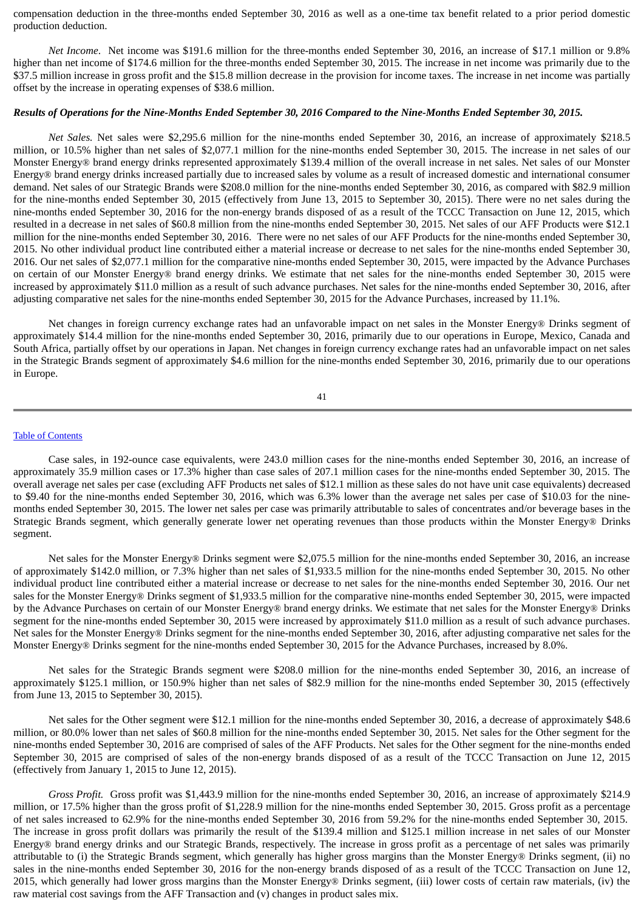compensation deduction in the three-months ended September 30, 2016 as well as a one-time tax benefit related to a prior period domestic production deduction.

*Net Income*. Net income was $191.6 million for the three-months ended September 30, 2016, an increase of $17.1 million or 9.8% higher than net income of $174.6 million for the three-months ended September 30, 2015. The increase in net income was primarily due to the $37.5 million increase in gross profit and the $15.8 million decrease in the provision for income taxes. The increase in net income was partially offset by the increase in operating expenses of $38.6 million.

***Results of Operations for the Nine-Months Ended September 30, 2016 Compared to the Nine-Months Ended September 30, 2015.***

*Net Sales.* Net sales were $2,295.6 million for the nine-months ended September 30, 2016, an increase of approximately $218.5 million, or 10.5% higher than net sales of $2,077.1 million for the nine-months ended September 30, 2015. The increase in net sales of our Monster Energy® brand energy drinks represented approximately $139.4 million of the overall increase in net sales. Net sales of our Monster Energy® brand energy drinks increased partially due to increased sales by volume as a result of increased domestic and international consumer demand. Net sales of our Strategic Brands were $208.0 million for the nine-months ended September 30, 2016, as compared with $82.9 million for the nine-months ended September 30, 2015 (effectively from June 13, 2015 to September 30, 2015). There were no net sales during the nine-months ended September 30, 2016 for the non-energy brands disposed of as a result of the TCCC Transaction on June 12, 2015, which resulted in a decrease in net sales of $60.8 million from the nine-months ended September 30, 2015. Net sales of our AFF Products were $12.1 million for the nine-months ended September 30, 2016. There were no net sales of our AFF Products for the nine-months ended September 30, 2015. No other individual product line contributed either a material increase or decrease to net sales for the nine-months ended September 30, 2016. Our net sales of $2,077.1 million for the comparative nine-months ended September 30, 2015, were impacted by the Advance Purchases on certain of our Monster Energy® brand energy drinks. We estimate that net sales for the nine-months ended September 30, 2015 were increased by approximately $11.0 million as a result of such advance purchases. Net sales for the nine-months ended September 30, 2016, after adjusting comparative net sales for the nine-months ended September 30, 2015 for the Advance Purchases, increased by 11.1%.

Net changes in foreign currency exchange rates had an unfavorable impact on net sales in the Monster Energy® Drinks segment of approximately $14.4 million for the nine-months ended September 30, 2016, primarily due to our operations in Europe, Mexico, Canada and South Africa, partially offset by our operations in Japan. Net changes in foreign currency exchange rates had an unfavorable impact on net sales in the Strategic Brands segment of approximately $4.6 million for the nine-months ended September 30, 2016, primarily due to our operations in Europe.

Case sales, in 192-ounce case equivalents, were 243.0 million cases for the nine-months ended September 30, 2016, an increase of approximately 35.9 million cases or 17.3% higher than case sales of 207.1 million cases for the nine-months ended September 30, 2015. The overall average net sales per case (excluding AFF Products net sales of $12.1 million as these sales do not have unit case equivalents) decreased to $9.40 for the nine-months ended September 30, 2016, which was 6.3% lower than the average net sales per case of $10.03 for the nine-months ended September 30, 2015. The lower net sales per case was primarily attributable to sales of concentrates and/or beverage bases in the Strategic Brands segment, which generally generate lower net operating revenues than those products within the Monster Energy® Drinks segment.

Net sales for the Monster Energy® Drinks segment were $2,075.5 million for the nine-months ended September 30, 2016, an increase of approximately $142.0 million, or 7.3% higher than net sales of $1,933.5 million for the nine-months ended September 30, 2015. No other individual product line contributed either a material increase or decrease to net sales for the nine-months ended September 30, 2016. Our net sales for the Monster Energy® Drinks segment of $1,933.5 million for the comparative nine-months ended September 30, 2015, were impacted by the Advance Purchases on certain of our Monster Energy® brand energy drinks. We estimate that net sales for the Monster Energy® Drinks segment for the nine-months ended September 30, 2015 were increased by approximately $11.0 million as a result of such advance purchases. Net sales for the Monster Energy® Drinks segment for the nine-months ended September 30, 2016, after adjusting comparative net sales for the Monster Energy® Drinks segment for the nine-months ended September 30, 2015 for the Advance Purchases, increased by 8.0%.

Net sales for the Strategic Brands segment were $208.0 million for the nine-months ended September 30, 2016, an increase of approximately $125.1 million, or 150.9% higher than net sales of $82.9 million for the nine-months ended September 30, 2015 (effectively from June 13, 2015 to September 30, 2015).

Net sales for the Other segment were $12.1 million for the nine-months ended September 30, 2016, a decrease of approximately $48.6 million, or 80.0% lower than net sales of $60.8 million for the nine-months ended September 30, 2015. Net sales for the Other segment for the nine-months ended September 30, 2016 are comprised of sales of the AFF Products. Net sales for the Other segment for the nine-months ended September 30, 2015 are comprised of sales of the non-energy brands disposed of as a result of the TCCC Transaction on June 12, 2015 (effectively from January 1, 2015 to June 12, 2015).

*Gross Profit.* Gross profit was $1,443.9 million for the nine-months ended September 30, 2016, an increase of approximately $214.9 million, or 17.5% higher than the gross profit of $1,228.9 million for the nine-months ended September 30, 2015. Gross profit as a percentage of net sales increased to 62.9% for the nine-months ended September 30, 2016 from 59.2% for the nine-months ended September 30, 2015. The increase in gross profit dollars was primarily the result of the $139.4 million and $125.1 million increase in net sales of our Monster Energy® brand energy drinks and our Strategic Brands, respectively. The increase in gross profit as a percentage of net sales was primarily attributable to (i) the Strategic Brands segment, which generally has higher gross margins than the Monster Energy® Drinks segment, (ii) no sales in the nine-months ended September 30, 2016 for the non-energy brands disposed of as a result of the TCCC Transaction on June 12, 2015, which generally had lower gross margins than the Monster Energy® Drinks segment, (iii) lower costs of certain raw materials, (iv) the raw material cost savings from the AFF Transaction and (v) changes in product sales mix.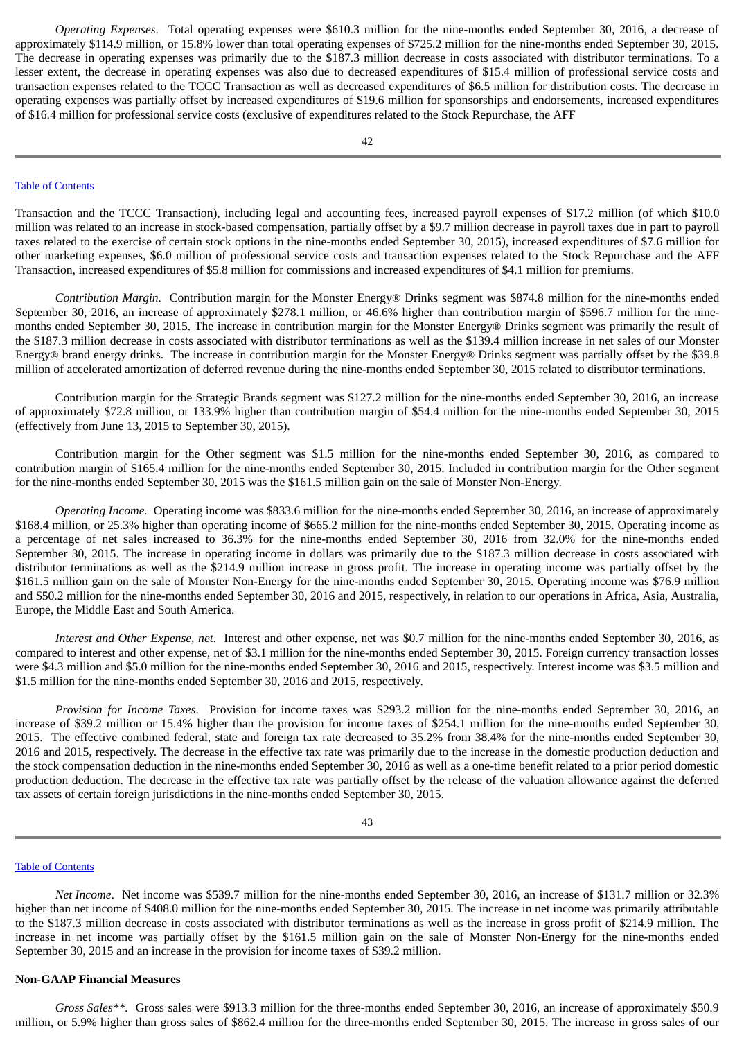*Operating Expenses*. Total operating expenses were $610.3 million for the nine-months ended September 30, 2016, a decrease of approximately $114.9 million, or 15.8% lower than total operating expenses of $725.2 million for the nine-months ended September 30, 2015. The decrease in operating expenses was primarily due to the $187.3 million decrease in costs associated with distributor terminations. To a lesser extent, the decrease in operating expenses was also due to decreased expenditures of $15.4 million of professional service costs and transaction expenses related to the TCCC Transaction as well as decreased expenditures of $6.5 million for distribution costs. The decrease in operating expenses was partially offset by increased expenditures of $19.6 million for sponsorships and endorsements, increased expenditures of $16.4 million for professional service costs (exclusive of expenditures related to the Stock Repurchase, the AFF Transaction and the TCCC Transaction), including legal and accounting fees, increased payroll expenses of $17.2 million (of which $10.0 million was related to an increase in stock-based compensation, partially offset by a $9.7 million decrease in payroll taxes due in part to payroll taxes related to the exercise of certain stock options in the nine-months ended September 30, 2015), increased expenditures of $7.6 million for other marketing expenses, $6.0 million of professional service costs and transaction expenses related to the Stock Repurchase and the AFF Transaction, increased expenditures of $5.8 million for commissions and increased expenditures of $4.1 million for premiums.

*Contribution Margin.* Contribution margin for the Monster Energy® Drinks segment was $874.8 million for the nine-months ended September 30, 2016, an increase of approximately $278.1 million, or 46.6% higher than contribution margin of $596.7 million for the nine-months ended September 30, 2015. The increase in contribution margin for the Monster Energy® Drinks segment was primarily the result of the $187.3 million decrease in costs associated with distributor terminations as well as the $139.4 million increase in net sales of our Monster Energy® brand energy drinks. The increase in contribution margin for the Monster Energy® Drinks segment was partially offset by the $39.8 million of accelerated amortization of deferred revenue during the nine-months ended September 30, 2015 related to distributor terminations.

Contribution margin for the Strategic Brands segment was $127.2 million for the nine-months ended September 30, 2016, an increase of approximately $72.8 million, or 133.9% higher than contribution margin of $54.4 million for the nine-months ended September 30, 2015 (effectively from June 13, 2015 to September 30, 2015).

Contribution margin for the Other segment was $1.5 million for the nine-months ended September 30, 2016, as compared to contribution margin of $165.4 million for the nine-months ended September 30, 2015. Included in contribution margin for the Other segment for the nine-months ended September 30, 2015 was the $161.5 million gain on the sale of Monster Non-Energy.

*Operating Income.* Operating income was $833.6 million for the nine-months ended September 30, 2016, an increase of approximately $168.4 million, or 25.3% higher than operating income of $665.2 million for the nine-months ended September 30, 2015. Operating income as a percentage of net sales increased to 36.3% for the nine-months ended September 30, 2016 from 32.0% for the nine-months ended September 30, 2015. The increase in operating income in dollars was primarily due to the $187.3 million decrease in costs associated with distributor terminations as well as the $214.9 million increase in gross profit. The increase in operating income was partially offset by the $161.5 million gain on the sale of Monster Non-Energy for the nine-months ended September 30, 2015. Operating income was $76.9 million and $50.2 million for the nine-months ended September 30, 2016 and 2015, respectively, in relation to our operations in Africa, Asia, Australia, Europe, the Middle East and South America.

*Interest and Other Expense, net*. Interest and other expense, net was $0.7 million for the nine-months ended September 30, 2016, as compared to interest and other expense, net of $3.1 million for the nine-months ended September 30, 2015. Foreign currency transaction losses were $4.3 million and $5.0 million for the nine-months ended September 30, 2016 and 2015, respectively. Interest income was $3.5 million and $1.5 million for the nine-months ended September 30, 2016 and 2015, respectively.

*Provision for Income Taxes*. Provision for income taxes was $293.2 million for the nine-months ended September 30, 2016, an increase of $39.2 million or 15.4% higher than the provision for income taxes of $254.1 million for the nine-months ended September 30, 2015. The effective combined federal, state and foreign tax rate decreased to 35.2% from 38.4% for the nine-months ended September 30, 2016 and 2015, respectively. The decrease in the effective tax rate was primarily due to the increase in the domestic production deduction and the stock compensation deduction in the nine-months ended September 30, 2016 as well as a one-time benefit related to a prior period domestic production deduction. The decrease in the effective tax rate was partially offset by the release of the valuation allowance against the deferred tax assets of certain foreign jurisdictions in the nine-months ended September 30, 2015.

*Net Income*. Net income was $539.7 million for the nine-months ended September 30, 2016, an increase of $131.7 million or 32.3% higher than net income of $408.0 million for the nine-months ended September 30, 2015. The increase in net income was primarily attributable to the $187.3 million decrease in costs associated with distributor terminations as well as the increase in gross profit of $214.9 million. The increase in net income was partially offset by the $161.5 million gain on the sale of Monster Non-Energy for the nine-months ended September 30, 2015 and an increase in the provision for income taxes of $39.2 million.

**Non-GAAP Financial Measures**

*Gross Sales***. Gross sales were $913.3 million for the three-months ended September 30, 2016, an increase of approximately $50.9 million, or 5.9% higher than gross sales of $862.4 million for the three-months ended September 30, 2015. The increase in gross sales of our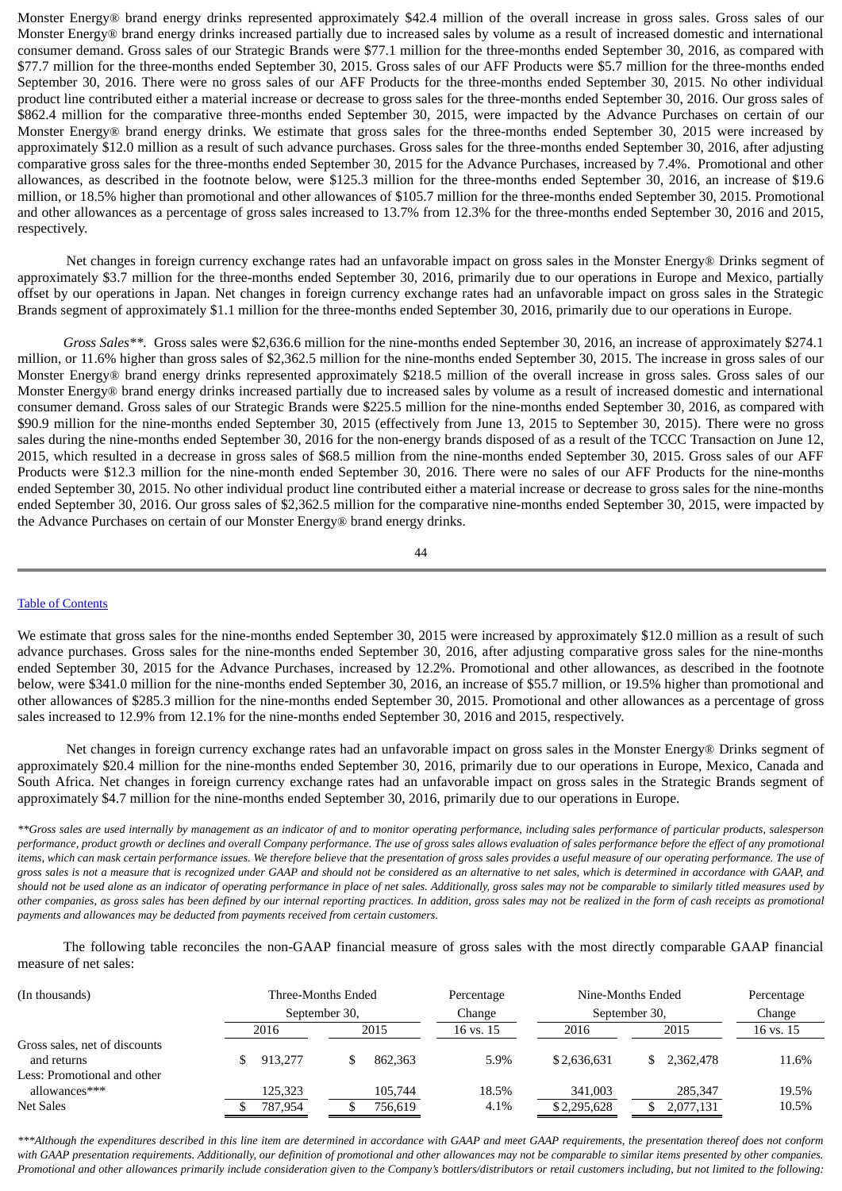Monster Energy® brand energy drinks represented approximately $42.4 million of the overall increase in gross sales. Gross sales of our Monster Energy® brand energy drinks increased partially due to increased sales by volume as a result of increased domestic and international consumer demand. Gross sales of our Strategic Brands were $77.1 million for the three-months ended September 30, 2016, as compared with $77.7 million for the three-months ended September 30, 2015. Gross sales of our AFF Products were $5.7 million for the three-months ended September 30, 2016. There were no gross sales of our AFF Products for the three-months ended September 30, 2015. No other individual product line contributed either a material increase or decrease to gross sales for the three-months ended September 30, 2016. Our gross sales of $862.4 million for the comparative three-months ended September 30, 2015, were impacted by the Advance Purchases on certain of our Monster Energy® brand energy drinks. We estimate that gross sales for the three-months ended September 30, 2015 were increased by approximately $12.0 million as a result of such advance purchases. Gross sales for the three-months ended September 30, 2016, after adjusting comparative gross sales for the three-months ended September 30, 2015 for the Advance Purchases, increased by 7.4%. Promotional and other allowances, as described in the footnote below, were $125.3 million for the three-months ended September 30, 2016, an increase of $19.6 million, or 18.5% higher than promotional and other allowances of $105.7 million for the three-months ended September 30, 2015. Promotional and other allowances as a percentage of gross sales increased to 13.7% from 12.3% for the three-months ended September 30, 2016 and 2015, respectively.

Net changes in foreign currency exchange rates had an unfavorable impact on gross sales in the Monster Energy® Drinks segment of approximately $3.7 million for the three-months ended September 30, 2016, primarily due to our operations in Europe and Mexico, partially offset by our operations in Japan. Net changes in foreign currency exchange rates had an unfavorable impact on gross sales in the Strategic Brands segment of approximately $1.1 million for the three-months ended September 30, 2016, primarily due to our operations in Europe.

*Gross Sales***. Gross sales were $2,636.6 million for the nine-months ended September 30, 2016, an increase of approximately $274.1 million, or 11.6% higher than gross sales of $2,362.5 million for the nine-months ended September 30, 2015. The increase in gross sales of our Monster Energy® brand energy drinks represented approximately $218.5 million of the overall increase in gross sales. Gross sales of our Monster Energy® brand energy drinks increased partially due to increased sales by volume as a result of increased domestic and international consumer demand. Gross sales of our Strategic Brands were $225.5 million for the nine-months ended September 30, 2016, as compared with $90.9 million for the nine-months ended September 30, 2015 (effectively from June 13, 2015 to September 30, 2015). There were no gross sales during the nine-months ended September 30, 2016 for the non-energy brands disposed of as a result of the TCCC Transaction on June 12, 2015, which resulted in a decrease in gross sales of $68.5 million from the nine-months ended September 30, 2015. Gross sales of our AFF Products were $12.3 million for the nine-month ended September 30, 2016. There were no sales of our AFF Products for the nine-months ended September 30, 2015. No other individual product line contributed either a material increase or decrease to gross sales for the nine-months ended September 30, 2016. Our gross sales of $2,362.5 million for the comparative nine-months ended September 30, 2015, were impacted by the Advance Purchases on certain of our Monster Energy® brand energy drinks.

We estimate that gross sales for the nine-months ended September 30, 2015 were increased by approximately $12.0 million as a result of such advance purchases. Gross sales for the nine-months ended September 30, 2016, after adjusting comparative gross sales for the nine-months ended September 30, 2015 for the Advance Purchases, increased by 12.2%. Promotional and other allowances, as described in the footnote below, were $341.0 million for the nine-months ended September 30, 2016, an increase of $55.7 million, or 19.5% higher than promotional and other allowances of $285.3 million for the nine-months ended September 30, 2015. Promotional and other allowances as a percentage of gross sales increased to 12.9% from 12.1% for the nine-months ended September 30, 2016 and 2015, respectively.

Net changes in foreign currency exchange rates had an unfavorable impact on gross sales in the Monster Energy® Drinks segment of approximately $20.4 million for the nine-months ended September 30, 2016, primarily due to our operations in Europe, Mexico, Canada and South Africa. Net changes in foreign currency exchange rates had an unfavorable impact on gross sales in the Strategic Brands segment of approximately $4.7 million for the nine-months ended September 30, 2016, primarily due to our operations in Europe.

*\*\*Gross sales are used internally by management as an indicator of and to monitor operating performance, including sales performance of particular products, salesperson performance, product growth or declines and overall Company performance. The use of gross sales allows evaluation of sales performance before the effect of any promotional items, which can mask certain performance issues. We therefore believe that the presentation of gross sales provides a useful measure of our operating performance. The use of gross sales is not a measure that is recognized under GAAP and should not be considered as an alternative to net sales, which is determined in accordance with GAAP, and should not be used alone as an indicator of operating performance in place of net sales. Additionally, gross sales may not be comparable to similarly titled measures used by other companies, as gross sales has been defined by our internal reporting practices. In addition, gross sales may not be realized in the form of cash receipts as promotional payments and allowances may be deducted from payments received from certain customers.*

The following table reconciles the non-GAAP financial measure of gross sales with the most directly comparable GAAP financial measure of net sales:

| (In thousands) | Three-Months Ended September 30, | | Percentage Change | Nine-Months Ended September 30, | | Percentage Change |
|---|---|---|---|---|---|---|
| | 2016 | 2015 | 16 vs. 15 | 2016 | 2015 | 16 vs. 15 |
| Gross sales, net of discounts and returns | $ 913,277 | $ 862,363 | 5.9% | $ 2,636,631 | $ 2,362,478 | 11.6% |
| Less: Promotional and other allowances*** | 125,323 | 105,744 | 18.5% | 341,003 | 285,347 | 19.5% |
| Net Sales | $ 787,954 | $ 756,619 | 4.1% | $ 2,295,628 | $ 2,077,131 | 10.5% |

*\*\*\*Although the expenditures described in this line item are determined in accordance with GAAP and meet GAAP requirements, the presentation thereof does not conform with GAAP presentation requirements. Additionally, our definition of promotional and other allowances may not be comparable to similar items presented by other companies. Promotional and other allowances primarily include consideration given to the Company's bottlers/distributors or retail customers including, but not limited to the following:*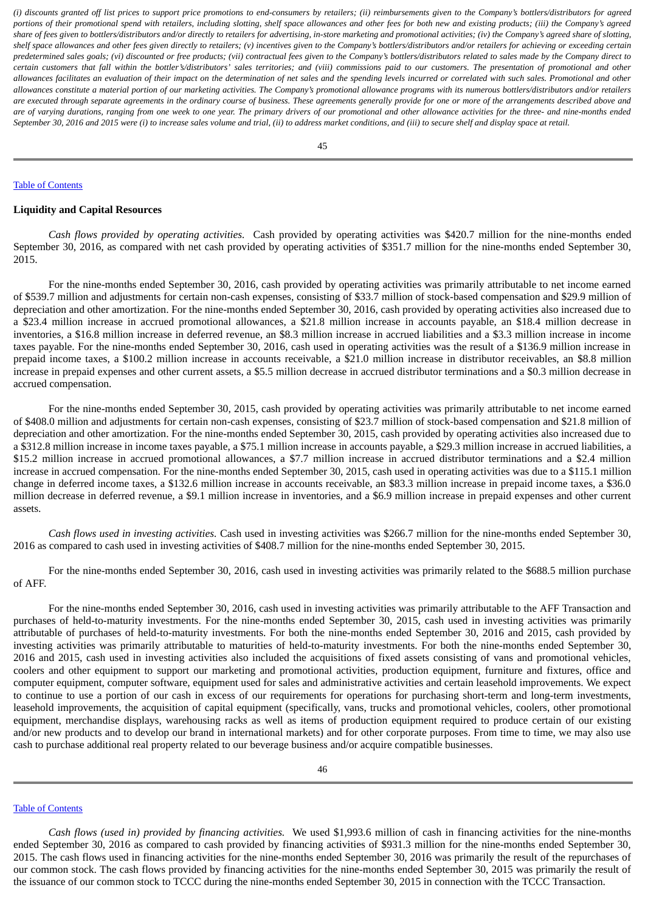*(i) discounts granted off list prices to support price promotions to end-consumers by retailers; (ii) reimbursements given to the Company's bottlers/distributors for agreed portions of their promotional spend with retailers, including slotting, shelf space allowances and other fees for both new and existing products; (iii) the Company's agreed share of fees given to bottlers/distributors and/or directly to retailers for advertising, in-store marketing and promotional activities; (iv) the Company's agreed share of slotting, shelf space allowances and other fees given directly to retailers; (v) incentives given to the Company's bottlers/distributors and/or retailers for achieving or exceeding certain predetermined sales goals; (vi) discounted or free products; (vii) contractual fees given to the Company's bottlers/distributors related to sales made by the Company direct to certain customers that fall within the bottler's/distributors' sales territories; and (viii) commissions paid to our customers. The presentation of promotional and other allowances facilitates an evaluation of their impact on the determination of net sales and the spending levels incurred or correlated with such sales. Promotional and other allowances constitute a material portion of our marketing activities. The Company's promotional allowance programs with its numerous bottlers/distributors and/or retailers are executed through separate agreements in the ordinary course of business. These agreements generally provide for one or more of the arrangements described above and are of varying durations, ranging from one week to one year. The primary drivers of our promotional and other allowance activities for the three- and nine-months ended September 30, 2016 and 2015 were (i) to increase sales volume and trial, (ii) to address market conditions, and (iii) to secure shelf and display space at retail.*

[Table of Contents](#)

**Liquidity and Capital Resources**

*Cash flows provided by operating activities.* Cash provided by operating activities was $420.7 million for the nine-months ended September 30, 2016, as compared with net cash provided by operating activities of $351.7 million for the nine-months ended September 30, 2015.

For the nine-months ended September 30, 2016, cash provided by operating activities was primarily attributable to net income earned of $539.7 million and adjustments for certain non-cash expenses, consisting of $33.7 million of stock-based compensation and $29.9 million of depreciation and other amortization. For the nine-months ended September 30, 2016, cash provided by operating activities also increased due to a $23.4 million increase in accrued promotional allowances, a $21.8 million increase in accounts payable, an $18.4 million decrease in inventories, a $16.8 million increase in deferred revenue, an $8.3 million increase in accrued liabilities and a $3.3 million increase in income taxes payable. For the nine-months ended September 30, 2016, cash used in operating activities was the result of a $136.9 million increase in prepaid income taxes, a $100.2 million increase in accounts receivable, a $21.0 million increase in distributor receivables, an $8.8 million increase in prepaid expenses and other current assets, a $5.5 million decrease in accrued distributor terminations and a $0.3 million decrease in accrued compensation.

For the nine-months ended September 30, 2015, cash provided by operating activities was primarily attributable to net income earned of $408.0 million and adjustments for certain non-cash expenses, consisting of $23.7 million of stock-based compensation and $21.8 million of depreciation and other amortization. For the nine-months ended September 30, 2015, cash provided by operating activities also increased due to a $312.8 million increase in income taxes payable, a $75.1 million increase in accounts payable, a $29.3 million increase in accrued liabilities, a $15.2 million increase in accrued promotional allowances, a $7.7 million increase in accrued distributor terminations and a $2.4 million increase in accrued compensation. For the nine-months ended September 30, 2015, cash used in operating activities was due to a $115.1 million change in deferred income taxes, a $132.6 million increase in accounts receivable, an $83.3 million increase in prepaid income taxes, a $36.0 million decrease in deferred revenue, a $9.1 million increase in inventories, and a $6.9 million increase in prepaid expenses and other current assets.

*Cash flows used in investing activities.* Cash used in investing activities was $266.7 million for the nine-months ended September 30, 2016 as compared to cash used in investing activities of $408.7 million for the nine-months ended September 30, 2015.

For the nine-months ended September 30, 2016, cash used in investing activities was primarily related to the $688.5 million purchase of AFF.

For the nine-months ended September 30, 2016, cash used in investing activities was primarily attributable to the AFF Transaction and purchases of held-to-maturity investments. For the nine-months ended September 30, 2015, cash used in investing activities was primarily attributable of purchases of held-to-maturity investments. For both the nine-months ended September 30, 2016 and 2015, cash provided by investing activities was primarily attributable to maturities of held-to-maturity investments. For both the nine-months ended September 30, 2016 and 2015, cash used in investing activities also included the acquisitions of fixed assets consisting of vans and promotional vehicles, coolers and other equipment to support our marketing and promotional activities, production equipment, furniture and fixtures, office and computer equipment, computer software, equipment used for sales and administrative activities and certain leasehold improvements. We expect to continue to use a portion of our cash in excess of our requirements for operations for purchasing short-term and long-term investments, leasehold improvements, the acquisition of capital equipment (specifically, vans, trucks and promotional vehicles, coolers, other promotional equipment, merchandise displays, warehousing racks as well as items of production equipment required to produce certain of our existing and/or new products and to develop our brand in international markets) and for other corporate purposes. From time to time, we may also use cash to purchase additional real property related to our beverage business and/or acquire compatible businesses.

[Table of Contents](#)

*Cash flows (used in) provided by financing activities.* We used $1,993.6 million of cash in financing activities for the nine-months ended September 30, 2016 as compared to cash provided by financing activities of $931.3 million for the nine-months ended September 30, 2015. The cash flows used in financing activities for the nine-months ended September 30, 2016 was primarily the result of the repurchases of our common stock. The cash flows provided by financing activities for the nine-months ended September 30, 2015 was primarily the result of the issuance of our common stock to TCCC during the nine-months ended September 30, 2015 in connection with the TCCC Transaction.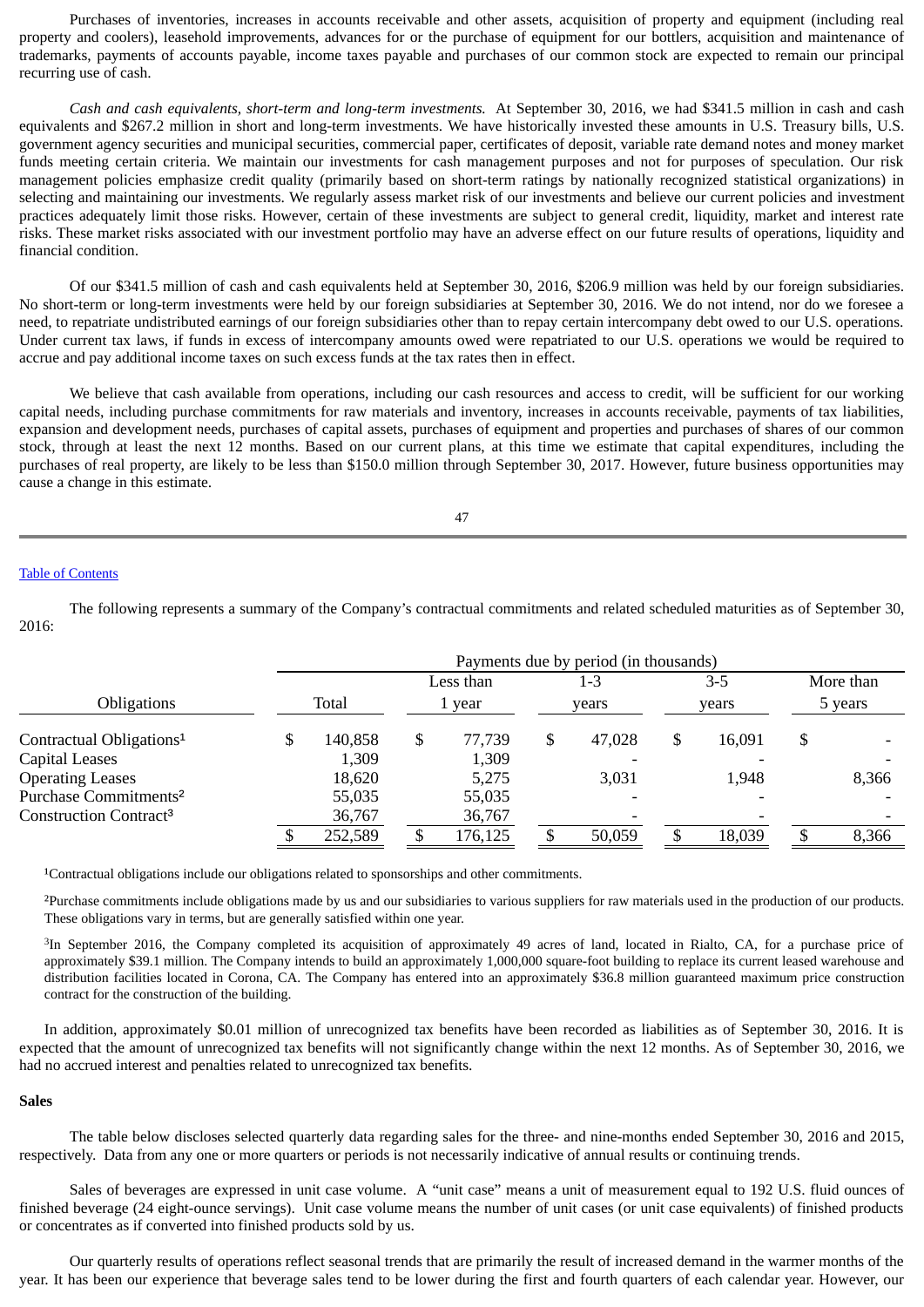Purchases of inventories, increases in accounts receivable and other assets, acquisition of property and equipment (including real property and coolers), leasehold improvements, advances for or the purchase of equipment for our bottlers, acquisition and maintenance of trademarks, payments of accounts payable, income taxes payable and purchases of our common stock are expected to remain our principal recurring use of cash.

*Cash and cash equivalents, short-term and long-term investments.* At September 30, 2016, we had $341.5 million in cash and cash equivalents and $267.2 million in short and long-term investments. We have historically invested these amounts in U.S. Treasury bills, U.S. government agency securities and municipal securities, commercial paper, certificates of deposit, variable rate demand notes and money market funds meeting certain criteria. We maintain our investments for cash management purposes and not for purposes of speculation. Our risk management policies emphasize credit quality (primarily based on short-term ratings by nationally recognized statistical organizations) in selecting and maintaining our investments. We regularly assess market risk of our investments and believe our current policies and investment practices adequately limit those risks. However, certain of these investments are subject to general credit, liquidity, market and interest rate risks. These market risks associated with our investment portfolio may have an adverse effect on our future results of operations, liquidity and financial condition.

Of our $341.5 million of cash and cash equivalents held at September 30, 2016, $206.9 million was held by our foreign subsidiaries. No short-term or long-term investments were held by our foreign subsidiaries at September 30, 2016. We do not intend, nor do we foresee a need, to repatriate undistributed earnings of our foreign subsidiaries other than to repay certain intercompany debt owed to our U.S. operations. Under current tax laws, if funds in excess of intercompany amounts owed were repatriated to our U.S. operations we would be required to accrue and pay additional income taxes on such excess funds at the tax rates then in effect.

We believe that cash available from operations, including our cash resources and access to credit, will be sufficient for our working capital needs, including purchase commitments for raw materials and inventory, increases in accounts receivable, payments of tax liabilities, expansion and development needs, purchases of capital assets, purchases of equipment and properties and purchases of shares of our common stock, through at least the next 12 months. Based on our current plans, at this time we estimate that capital expenditures, including the purchases of real property, are likely to be less than $150.0 million through September 30, 2017. However, future business opportunities may cause a change in this estimate.

The following represents a summary of the Company's contractual commitments and related scheduled maturities as of September 30, 2016:

| | Payments due by period (in thousands) | | | | |
|---|---|---|---|---|---|
| Obligations | Total | Less than 1 year | 1-3 years | 3-5 years | More than 5 years |
| Contractual Obligations[1] | $ 140,858 | $ 77,739 | $ 47,028 | $ 16,091 | $ - |
| Capital Leases | 1,309 | 1,309 | - | - | - |
| Operating Leases | 18,620 | 5,275 | 3,031 | 1,948 | 8,366 |
| Purchase Commitments[2] | 55,035 | 55,035 | - | - | - |
| Construction Contract[3] | 36,767 | 36,767 | - | - | - |
| | $ 252,589 | $ 176,125 | $ 50,059 | $ 18,039 | $ 8,366 |

[1]Contractual obligations include our obligations related to sponsorships and other commitments.

[2]Purchase commitments include obligations made by us and our subsidiaries to various suppliers for raw materials used in the production of our products. These obligations vary in terms, but are generally satisfied within one year.

[3]In September 2016, the Company completed its acquisition of approximately 49 acres of land, located in Rialto, CA, for a purchase price of approximately $39.1 million. The Company intends to build an approximately 1,000,000 square-foot building to replace its current leased warehouse and distribution facilities located in Corona, CA. The Company has entered into an approximately $36.8 million guaranteed maximum price construction contract for the construction of the building.

In addition, approximately $0.01 million of unrecognized tax benefits have been recorded as liabilities as of September 30, 2016. It is expected that the amount of unrecognized tax benefits will not significantly change within the next 12 months. As of September 30, 2016, we had no accrued interest and penalties related to unrecognized tax benefits.

**Sales**

The table below discloses selected quarterly data regarding sales for the three- and nine-months ended September 30, 2016 and 2015, respectively. Data from any one or more quarters or periods is not necessarily indicative of annual results or continuing trends.

Sales of beverages are expressed in unit case volume. A "unit case" means a unit of measurement equal to 192 U.S. fluid ounces of finished beverage (24 eight-ounce servings). Unit case volume means the number of unit cases (or unit case equivalents) of finished products or concentrates as if converted into finished products sold by us.

Our quarterly results of operations reflect seasonal trends that are primarily the result of increased demand in the warmer months of the year. It has been our experience that beverage sales tend to be lower during the first and fourth quarters of each calendar year. However, our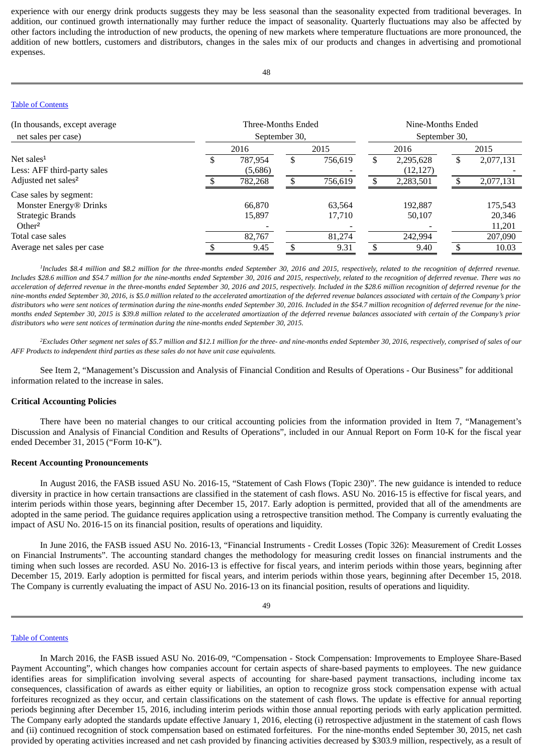experience with our energy drink products suggests they may be less seasonal than the seasonality expected from traditional beverages. In addition, our continued growth internationally may further reduce the impact of seasonality. Quarterly fluctuations may also be affected by other factors including the introduction of new products, the opening of new markets where temperature fluctuations are more pronounced, the addition of new bottlers, customers and distributors, changes in the sales mix of our products and changes in advertising and promotional expenses.

| (In thousands, except average net sales per case) | Three-Months Ended September 30, | | Nine-Months Ended September 30, | |
|---|---|---|---|---|
| | 2016 | 2015 | 2016 | 2015 |
| Net sales[1] | $ 787,954 | $ 756,619 | $ 2,295,628 | $ 2,077,131 |
| Less: AFF third-party sales | (5,686) | - | (12,127) | - |
| Adjusted net sales[2] | $ 782,268 | $ 756,619 | $ 2,283,501 | $ 2,077,131 |
| Case sales by segment: | | | | |
| Monster Energy® Drinks | 66,870 | 63,564 | 192,887 | 175,543 |
| Strategic Brands | 15,897 | 17,710 | 50,107 | 20,346 |
| Other[2] | - | - | - | 11,201 |
| Total case sales | 82,767 | 81,274 | 242,994 | 207,090 |
| Average net sales per case | $ 9.45 | $ 9.31 | $ 9.40 | $ 10.03 |

*[1]Includes $8.4 million and $8.2 million for the three-months ended September 30, 2016 and 2015, respectively, related to the recognition of deferred revenue. Includes $28.6 million and $54.7 million for the nine-months ended September 30, 2016 and 2015, respectively, related to the recognition of deferred revenue. There was no acceleration of deferred revenue in the three-months ended September 30, 2016 and 2015, respectively. Included in the $28.6 million recognition of deferred revenue for the nine-months ended September 30, 2016, is $5.0 million related to the accelerated amortization of the deferred revenue balances associated with certain of the Company's prior distributors who were sent notices of termination during the nine-months ended September 30, 2016. Included in the $54.7 million recognition of deferred revenue for the nine-months ended September 30, 2015 is $39.8 million related to the accelerated amortization of the deferred revenue balances associated with certain of the Company's prior distributors who were sent notices of termination during the nine-months ended September 30, 2015.*

*[2]Excludes Other segment net sales of $5.7 million and $12.1 million for the three- and nine-months ended September 30, 2016, respectively, comprised of sales of our AFF Products to independent third parties as these sales do not have unit case equivalents.*

See Item 2, "Management's Discussion and Analysis of Financial Condition and Results of Operations - Our Business" for additional information related to the increase in sales.

**Critical Accounting Policies**

There have been no material changes to our critical accounting policies from the information provided in Item 7, "Management's Discussion and Analysis of Financial Condition and Results of Operations", included in our Annual Report on Form 10-K for the fiscal year ended December 31, 2015 ("Form 10-K").

**Recent Accounting Pronouncements**

In August 2016, the FASB issued ASU No. 2016-15, "Statement of Cash Flows (Topic 230)". The new guidance is intended to reduce diversity in practice in how certain transactions are classified in the statement of cash flows. ASU No. 2016-15 is effective for fiscal years, and interim periods within those years, beginning after December 15, 2017. Early adoption is permitted, provided that all of the amendments are adopted in the same period. The guidance requires application using a retrospective transition method. The Company is currently evaluating the impact of ASU No. 2016-15 on its financial position, results of operations and liquidity.

In June 2016, the FASB issued ASU No. 2016-13, "Financial Instruments - Credit Losses (Topic 326): Measurement of Credit Losses on Financial Instruments". The accounting standard changes the methodology for measuring credit losses on financial instruments and the timing when such losses are recorded. ASU No. 2016-13 is effective for fiscal years, and interim periods within those years, beginning after December 15, 2019. Early adoption is permitted for fiscal years, and interim periods within those years, beginning after December 15, 2018. The Company is currently evaluating the impact of ASU No. 2016-13 on its financial position, results of operations and liquidity.

In March 2016, the FASB issued ASU No. 2016-09, "Compensation - Stock Compensation: Improvements to Employee Share-Based Payment Accounting", which changes how companies account for certain aspects of share-based payments to employees. The new guidance identifies areas for simplification involving several aspects of accounting for share-based payment transactions, including income tax consequences, classification of awards as either equity or liabilities, an option to recognize gross stock compensation expense with actual forfeitures recognized as they occur, and certain classifications on the statement of cash flows. The update is effective for annual reporting periods beginning after December 15, 2016, including interim periods within those annual reporting periods with early application permitted. The Company early adopted the standards update effective January 1, 2016, electing (i) retrospective adjustment in the statement of cash flows and (ii) continued recognition of stock compensation based on estimated forfeitures. For the nine-months ended September 30, 2015, net cash provided by operating activities increased and net cash provided by financing activities decreased by $303.9 million, respectively, as a result of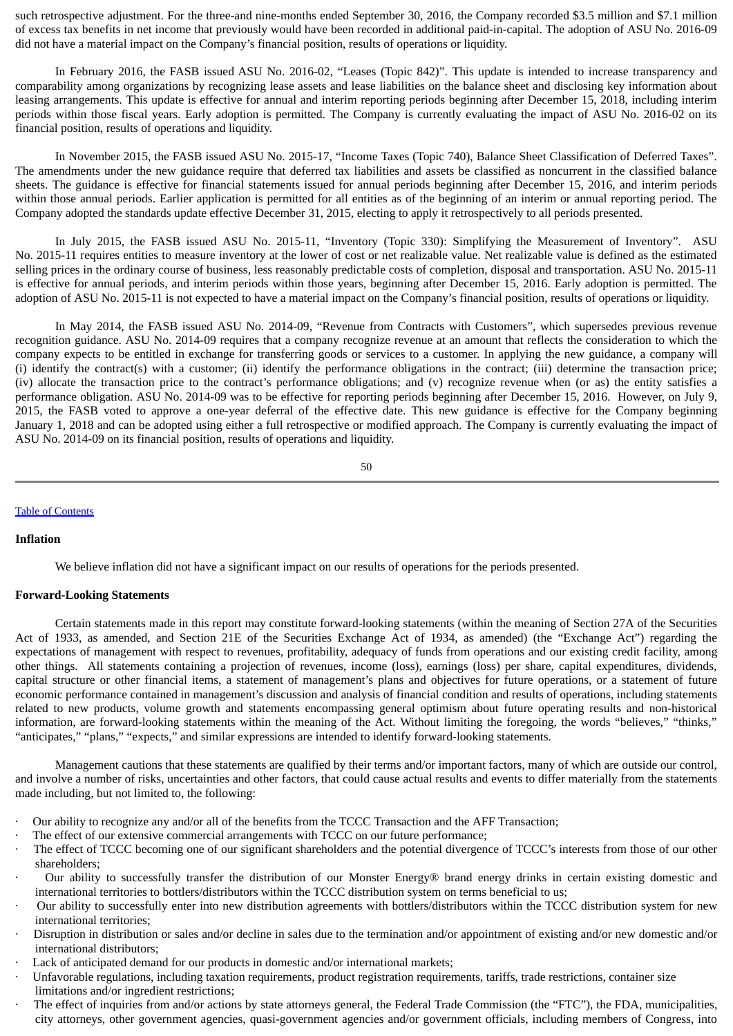such retrospective adjustment. For the three-and nine-months ended September 30, 2016, the Company recorded $3.5 million and $7.1 million of excess tax benefits in net income that previously would have been recorded in additional paid-in-capital. The adoption of ASU No. 2016-09 did not have a material impact on the Company's financial position, results of operations or liquidity.

In February 2016, the FASB issued ASU No. 2016-02, "Leases (Topic 842)". This update is intended to increase transparency and comparability among organizations by recognizing lease assets and lease liabilities on the balance sheet and disclosing key information about leasing arrangements. This update is effective for annual and interim reporting periods beginning after December 15, 2018, including interim periods within those fiscal years. Early adoption is permitted. The Company is currently evaluating the impact of ASU No. 2016-02 on its financial position, results of operations and liquidity.

In November 2015, the FASB issued ASU No. 2015-17, "Income Taxes (Topic 740), Balance Sheet Classification of Deferred Taxes". The amendments under the new guidance require that deferred tax liabilities and assets be classified as noncurrent in the classified balance sheets. The guidance is effective for financial statements issued for annual periods beginning after December 15, 2016, and interim periods within those annual periods. Earlier application is permitted for all entities as of the beginning of an interim or annual reporting period. The Company adopted the standards update effective December 31, 2015, electing to apply it retrospectively to all periods presented.

In July 2015, the FASB issued ASU No. 2015-11, "Inventory (Topic 330): Simplifying the Measurement of Inventory". ASU No. 2015-11 requires entities to measure inventory at the lower of cost or net realizable value. Net realizable value is defined as the estimated selling prices in the ordinary course of business, less reasonably predictable costs of completion, disposal and transportation. ASU No. 2015-11 is effective for annual periods, and interim periods within those years, beginning after December 15, 2016. Early adoption is permitted. The adoption of ASU No. 2015-11 is not expected to have a material impact on the Company's financial position, results of operations or liquidity.

In May 2014, the FASB issued ASU No. 2014-09, "Revenue from Contracts with Customers", which supersedes previous revenue recognition guidance. ASU No. 2014-09 requires that a company recognize revenue at an amount that reflects the consideration to which the company expects to be entitled in exchange for transferring goods or services to a customer. In applying the new guidance, a company will (i) identify the contract(s) with a customer; (ii) identify the performance obligations in the contract; (iii) determine the transaction price; (iv) allocate the transaction price to the contract's performance obligations; and (v) recognize revenue when (or as) the entity satisfies a performance obligation. ASU No. 2014-09 was to be effective for reporting periods beginning after December 15, 2016. However, on July 9, 2015, the FASB voted to approve a one-year deferral of the effective date. This new guidance is effective for the Company beginning January 1, 2018 and can be adopted using either a full retrospective or modified approach. The Company is currently evaluating the impact of ASU No. 2014-09 on its financial position, results of operations and liquidity.

Table of Contents

**Inflation**

We believe inflation did not have a significant impact on our results of operations for the periods presented.

**Forward-Looking Statements**

Certain statements made in this report may constitute forward-looking statements (within the meaning of Section 27A of the Securities Act of 1933, as amended, and Section 21E of the Securities Exchange Act of 1934, as amended) (the "Exchange Act") regarding the expectations of management with respect to revenues, profitability, adequacy of funds from operations and our existing credit facility, among other things. All statements containing a projection of revenues, income (loss), earnings (loss) per share, capital expenditures, dividends, capital structure or other financial items, a statement of management's plans and objectives for future operations, or a statement of future economic performance contained in management's discussion and analysis of financial condition and results of operations, including statements related to new products, volume growth and statements encompassing general optimism about future operating results and non-historical information, are forward-looking statements within the meaning of the Act. Without limiting the foregoing, the words "believes," "thinks," "anticipates," "plans," "expects," and similar expressions are intended to identify forward-looking statements.

Management cautions that these statements are qualified by their terms and/or important factors, many of which are outside our control, and involve a number of risks, uncertainties and other factors, that could cause actual results and events to differ materially from the statements made including, but not limited to, the following:

- Our ability to recognize any and/or all of the benefits from the TCCC Transaction and the AFF Transaction;
- The effect of our extensive commercial arrangements with TCCC on our future performance;
- The effect of TCCC becoming one of our significant shareholders and the potential divergence of TCCC's interests from those of our other shareholders;
- Our ability to successfully transfer the distribution of our Monster Energy® brand energy drinks in certain existing domestic and international territories to bottlers/distributors within the TCCC distribution system on terms beneficial to us;
- Our ability to successfully enter into new distribution agreements with bottlers/distributors within the TCCC distribution system for new international territories;
- Disruption in distribution or sales and/or decline in sales due to the termination and/or appointment of existing and/or new domestic and/or international distributors;
- Lack of anticipated demand for our products in domestic and/or international markets;
- Unfavorable regulations, including taxation requirements, product registration requirements, tariffs, trade restrictions, container size limitations and/or ingredient restrictions;
- The effect of inquiries from and/or actions by state attorneys general, the Federal Trade Commission (the "FTC"), the FDA, municipalities, city attorneys, other government agencies, quasi-government agencies and/or government officials, including members of Congress, into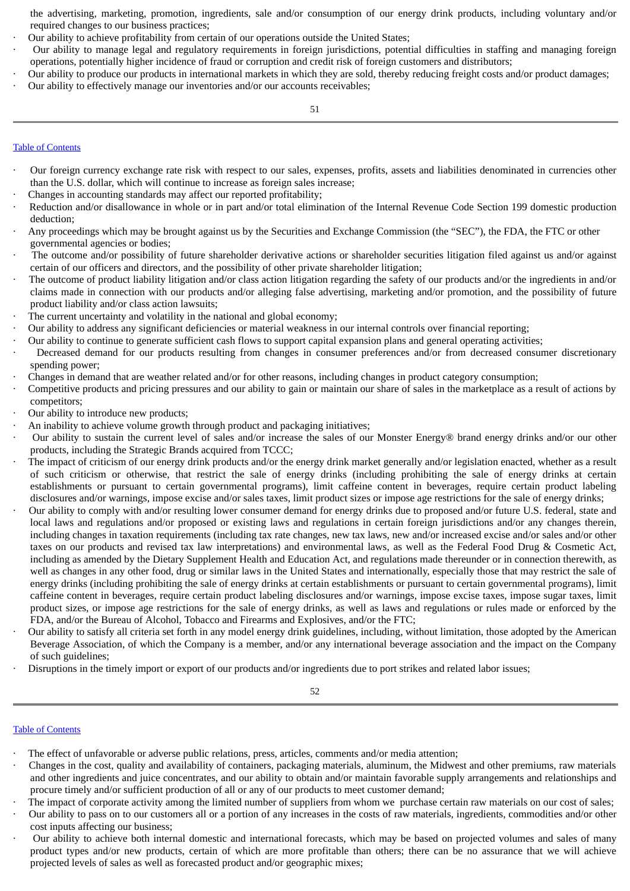the advertising, marketing, promotion, ingredients, sale and/or consumption of our energy drink products, including voluntary and/or required changes to our business practices;

- Our ability to achieve profitability from certain of our operations outside the United States;
- Our ability to manage legal and regulatory requirements in foreign jurisdictions, potential difficulties in staffing and managing foreign operations, potentially higher incidence of fraud or corruption and credit risk of foreign customers and distributors;
- Our ability to produce our products in international markets in which they are sold, thereby reducing freight costs and/or product damages;
- Our ability to effectively manage our inventories and/or our accounts receivables;

[Table of Contents]

- Our foreign currency exchange rate risk with respect to our sales, expenses, profits, assets and liabilities denominated in currencies other than the U.S. dollar, which will continue to increase as foreign sales increase;
- Changes in accounting standards may affect our reported profitability;
- Reduction and/or disallowance in whole or in part and/or total elimination of the Internal Revenue Code Section 199 domestic production deduction;
- Any proceedings which may be brought against us by the Securities and Exchange Commission (the "SEC"), the FDA, the FTC or other governmental agencies or bodies;
- The outcome and/or possibility of future shareholder derivative actions or shareholder securities litigation filed against us and/or against certain of our officers and directors, and the possibility of other private shareholder litigation;
- The outcome of product liability litigation and/or class action litigation regarding the safety of our products and/or the ingredients in and/or claims made in connection with our products and/or alleging false advertising, marketing and/or promotion, and the possibility of future product liability and/or class action lawsuits;
- The current uncertainty and volatility in the national and global economy;
- Our ability to address any significant deficiencies or material weakness in our internal controls over financial reporting;
- Our ability to continue to generate sufficient cash flows to support capital expansion plans and general operating activities;
- Decreased demand for our products resulting from changes in consumer preferences and/or from decreased consumer discretionary spending power;
- Changes in demand that are weather related and/or for other reasons, including changes in product category consumption;
- Competitive products and pricing pressures and our ability to gain or maintain our share of sales in the marketplace as a result of actions by competitors;
- Our ability to introduce new products;
- An inability to achieve volume growth through product and packaging initiatives;
- Our ability to sustain the current level of sales and/or increase the sales of our Monster Energy® brand energy drinks and/or our other products, including the Strategic Brands acquired from TCCC;
- The impact of criticism of our energy drink products and/or the energy drink market generally and/or legislation enacted, whether as a result of such criticism or otherwise, that restrict the sale of energy drinks (including prohibiting the sale of energy drinks at certain establishments or pursuant to certain governmental programs), limit caffeine content in beverages, require certain product labeling disclosures and/or warnings, impose excise and/or sales taxes, limit product sizes or impose age restrictions for the sale of energy drinks;
- Our ability to comply with and/or resulting lower consumer demand for energy drinks due to proposed and/or future U.S. federal, state and local laws and regulations and/or proposed or existing laws and regulations in certain foreign jurisdictions and/or any changes therein, including changes in taxation requirements (including tax rate changes, new tax laws, new and/or increased excise and/or sales and/or other taxes on our products and revised tax law interpretations) and environmental laws, as well as the Federal Food Drug & Cosmetic Act, including as amended by the Dietary Supplement Health and Education Act, and regulations made thereunder or in connection therewith, as well as changes in any other food, drug or similar laws in the United States and internationally, especially those that may restrict the sale of energy drinks (including prohibiting the sale of energy drinks at certain establishments or pursuant to certain governmental programs), limit caffeine content in beverages, require certain product labeling disclosures and/or warnings, impose excise taxes, impose sugar taxes, limit product sizes, or impose age restrictions for the sale of energy drinks, as well as laws and regulations or rules made or enforced by the FDA, and/or the Bureau of Alcohol, Tobacco and Firearms and Explosives, and/or the FTC;
- Our ability to satisfy all criteria set forth in any model energy drink guidelines, including, without limitation, those adopted by the American Beverage Association, of which the Company is a member, and/or any international beverage association and the impact on the Company of such guidelines;
- Disruptions in the timely import or export of our products and/or ingredients due to port strikes and related labor issues;

[Table of Contents]

- The effect of unfavorable or adverse public relations, press, articles, comments and/or media attention;
- Changes in the cost, quality and availability of containers, packaging materials, aluminum, the Midwest and other premiums, raw materials and other ingredients and juice concentrates, and our ability to obtain and/or maintain favorable supply arrangements and relationships and procure timely and/or sufficient production of all or any of our products to meet customer demand;
- The impact of corporate activity among the limited number of suppliers from whom we purchase certain raw materials on our cost of sales;
- Our ability to pass on to our customers all or a portion of any increases in the costs of raw materials, ingredients, commodities and/or other cost inputs affecting our business;
- Our ability to achieve both internal domestic and international forecasts, which may be based on projected volumes and sales of many product types and/or new products, certain of which are more profitable than others; there can be no assurance that we will achieve projected levels of sales as well as forecasted product and/or geographic mixes;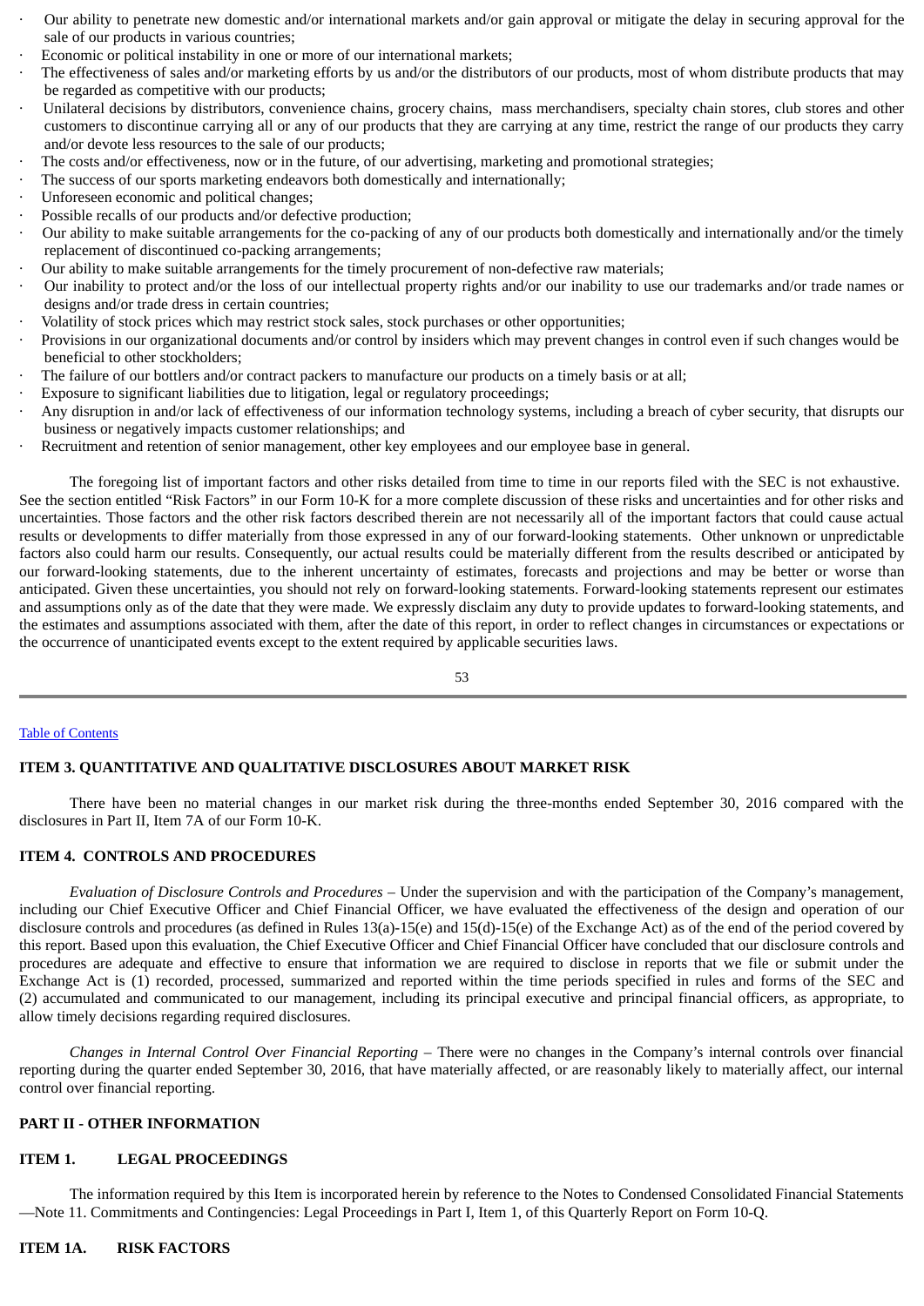- Our ability to penetrate new domestic and/or international markets and/or gain approval or mitigate the delay in securing approval for the sale of our products in various countries;
- Economic or political instability in one or more of our international markets;
- The effectiveness of sales and/or marketing efforts by us and/or the distributors of our products, most of whom distribute products that may be regarded as competitive with our products;
- Unilateral decisions by distributors, convenience chains, grocery chains, mass merchandisers, specialty chain stores, club stores and other customers to discontinue carrying all or any of our products that they are carrying at any time, restrict the range of our products they carry and/or devote less resources to the sale of our products;
- The costs and/or effectiveness, now or in the future, of our advertising, marketing and promotional strategies;
- The success of our sports marketing endeavors both domestically and internationally;
- Unforeseen economic and political changes;
- Possible recalls of our products and/or defective production;
- Our ability to make suitable arrangements for the co-packing of any of our products both domestically and internationally and/or the timely replacement of discontinued co-packing arrangements;
- Our ability to make suitable arrangements for the timely procurement of non-defective raw materials;
- Our inability to protect and/or the loss of our intellectual property rights and/or our inability to use our trademarks and/or trade names or designs and/or trade dress in certain countries;
- Volatility of stock prices which may restrict stock sales, stock purchases or other opportunities;
- Provisions in our organizational documents and/or control by insiders which may prevent changes in control even if such changes would be beneficial to other stockholders;
- The failure of our bottlers and/or contract packers to manufacture our products on a timely basis or at all;
- Exposure to significant liabilities due to litigation, legal or regulatory proceedings;
- Any disruption in and/or lack of effectiveness of our information technology systems, including a breach of cyber security, that disrupts our business or negatively impacts customer relationships; and
- Recruitment and retention of senior management, other key employees and our employee base in general.

The foregoing list of important factors and other risks detailed from time to time in our reports filed with the SEC is not exhaustive. See the section entitled "Risk Factors" in our Form 10-K for a more complete discussion of these risks and uncertainties and for other risks and uncertainties. Those factors and the other risk factors described therein are not necessarily all of the important factors that could cause actual results or developments to differ materially from those expressed in any of our forward-looking statements. Other unknown or unpredictable factors also could harm our results. Consequently, our actual results could be materially different from the results described or anticipated by our forward-looking statements, due to the inherent uncertainty of estimates, forecasts and projections and may be better or worse than anticipated. Given these uncertainties, you should not rely on forward-looking statements. Forward-looking statements represent our estimates and assumptions only as of the date that they were made. We expressly disclaim any duty to provide updates to forward-looking statements, and the estimates and assumptions associated with them, after the date of this report, in order to reflect changes in circumstances or expectations or the occurrence of unanticipated events except to the extent required by applicable securities laws.

Table of Contents

## ITEM 3. QUANTITATIVE AND QUALITATIVE DISCLOSURES ABOUT MARKET RISK

There have been no material changes in our market risk during the three-months ended September 30, 2016 compared with the disclosures in Part II, Item 7A of our Form 10-K.

## ITEM 4. CONTROLS AND PROCEDURES

*Evaluation of Disclosure Controls and Procedures* – Under the supervision and with the participation of the Company's management, including our Chief Executive Officer and Chief Financial Officer, we have evaluated the effectiveness of the design and operation of our disclosure controls and procedures (as defined in Rules 13(a)-15(e) and 15(d)-15(e) of the Exchange Act) as of the end of the period covered by this report. Based upon this evaluation, the Chief Executive Officer and Chief Financial Officer have concluded that our disclosure controls and procedures are adequate and effective to ensure that information we are required to disclose in reports that we file or submit under the Exchange Act is (1) recorded, processed, summarized and reported within the time periods specified in rules and forms of the SEC and (2) accumulated and communicated to our management, including its principal executive and principal financial officers, as appropriate, to allow timely decisions regarding required disclosures.

*Changes in Internal Control Over Financial Reporting* – There were no changes in the Company's internal controls over financial reporting during the quarter ended September 30, 2016, that have materially affected, or are reasonably likely to materially affect, our internal control over financial reporting.

# PART II - OTHER INFORMATION

## ITEM 1. LEGAL PROCEEDINGS

The information required by this Item is incorporated herein by reference to the Notes to Condensed Consolidated Financial Statements —Note 11. Commitments and Contingencies: Legal Proceedings in Part I, Item 1, of this Quarterly Report on Form 10-Q.

## ITEM 1A. RISK FACTORS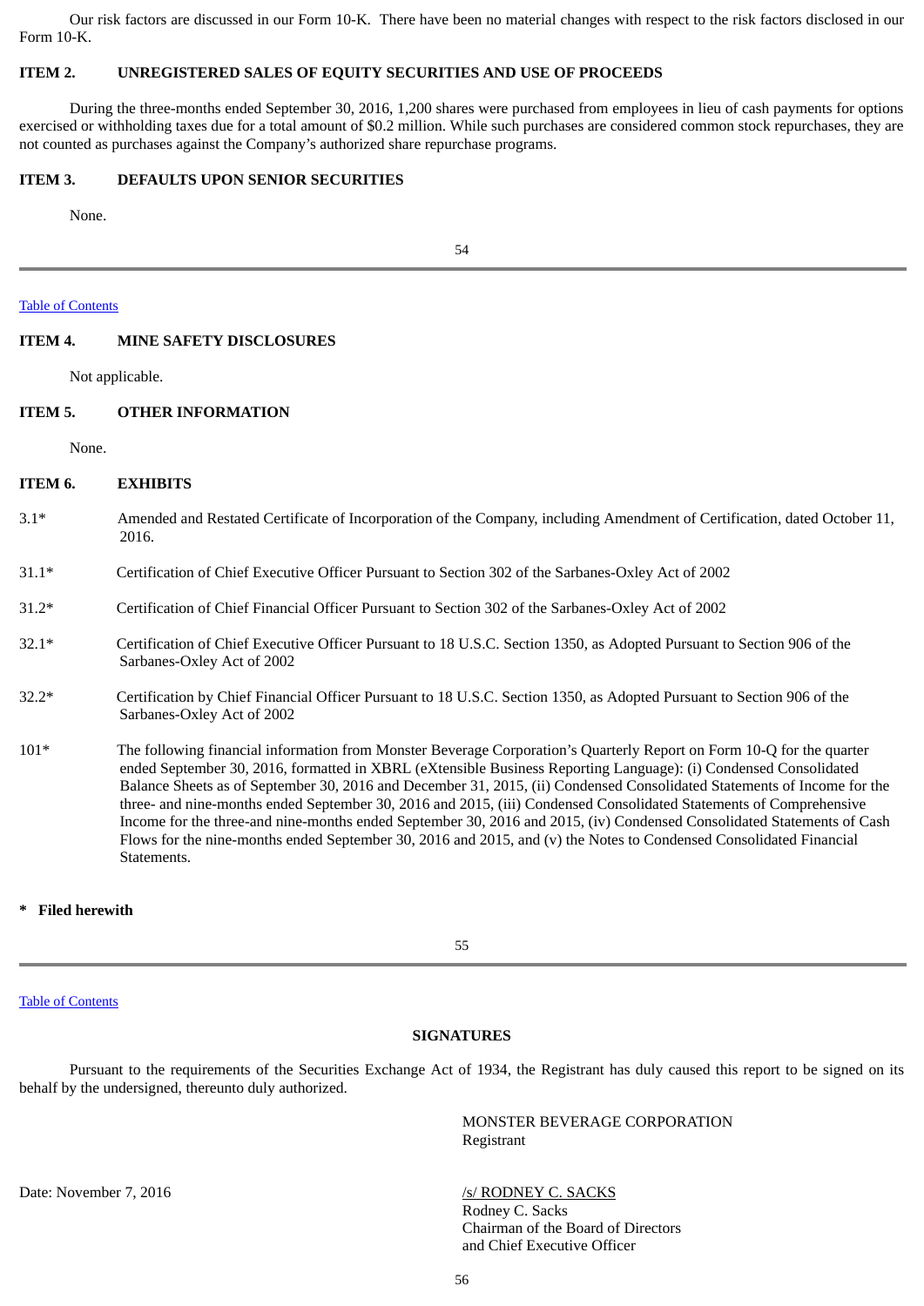Our risk factors are discussed in our Form 10-K. There have been no material changes with respect to the risk factors disclosed in our Form 10-K.

## ITEM 2. UNREGISTERED SALES OF EQUITY SECURITIES AND USE OF PROCEEDS

During the three-months ended September 30, 2016, 1,200 shares were purchased from employees in lieu of cash payments for options exercised or withholding taxes due for a total amount of $0.2 million. While such purchases are considered common stock repurchases, they are not counted as purchases against the Company's authorized share repurchase programs.

## ITEM 3. DEFAULTS UPON SENIOR SECURITIES

None.

Table of Contents

## ITEM 4. MINE SAFETY DISCLOSURES

Not applicable.

## ITEM 5. OTHER INFORMATION

None.

## ITEM 6. EXHIBITS

3.1* Amended and Restated Certificate of Incorporation of the Company, including Amendment of Certification, dated October 11, 2016.

31.1* Certification of Chief Executive Officer Pursuant to Section 302 of the Sarbanes-Oxley Act of 2002

31.2* Certification of Chief Financial Officer Pursuant to Section 302 of the Sarbanes-Oxley Act of 2002

32.1* Certification of Chief Executive Officer Pursuant to 18 U.S.C. Section 1350, as Adopted Pursuant to Section 906 of the Sarbanes-Oxley Act of 2002

32.2* Certification by Chief Financial Officer Pursuant to 18 U.S.C. Section 1350, as Adopted Pursuant to Section 906 of the Sarbanes-Oxley Act of 2002

101* The following financial information from Monster Beverage Corporation's Quarterly Report on Form 10-Q for the quarter ended September 30, 2016, formatted in XBRL (eXtensible Business Reporting Language): (i) Condensed Consolidated Balance Sheets as of September 30, 2016 and December 31, 2015, (ii) Condensed Consolidated Statements of Income for the three- and nine-months ended September 30, 2016 and 2015, (iii) Condensed Consolidated Statements of Comprehensive Income for the three-and nine-months ended September 30, 2016 and 2015, (iv) Condensed Consolidated Statements of Cash Flows for the nine-months ended September 30, 2016 and 2015, and (v) the Notes to Condensed Consolidated Financial Statements.

**\* Filed herewith**

Table of Contents

## SIGNATURES

Pursuant to the requirements of the Securities Exchange Act of 1934, the Registrant has duly caused this report to be signed on its behalf by the undersigned, thereunto duly authorized.

MONSTER BEVERAGE CORPORATION
Registrant

Date: November 7, 2016

/s/ RODNEY C. SACKS
Rodney C. Sacks
Chairman of the Board of Directors
and Chief Executive Officer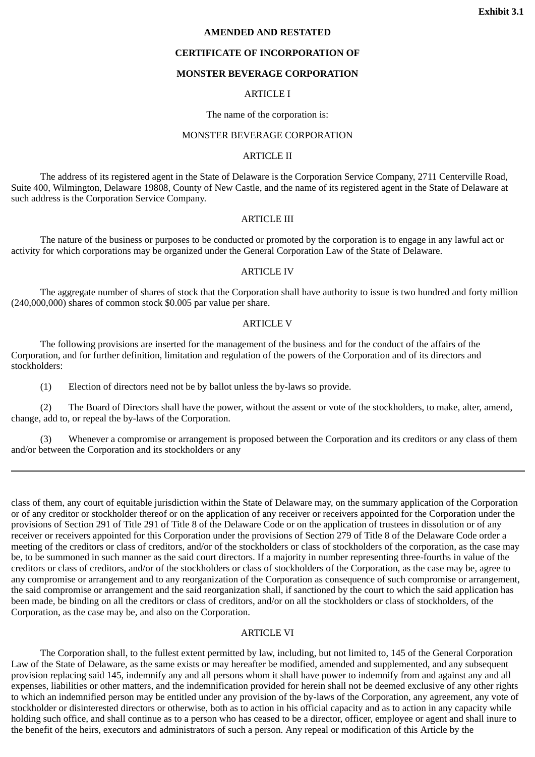**Exhibit 3.1**

**AMENDED AND RESTATED**

**CERTIFICATE OF INCORPORATION OF**

**MONSTER BEVERAGE CORPORATION**

ARTICLE I

The name of the corporation is:

MONSTER BEVERAGE CORPORATION

ARTICLE II

The address of its registered agent in the State of Delaware is the Corporation Service Company, 2711 Centerville Road, Suite 400, Wilmington, Delaware 19808, County of New Castle, and the name of its registered agent in the State of Delaware at such address is the Corporation Service Company.

ARTICLE III

The nature of the business or purposes to be conducted or promoted by the corporation is to engage in any lawful act or activity for which corporations may be organized under the General Corporation Law of the State of Delaware.

ARTICLE IV

The aggregate number of shares of stock that the Corporation shall have authority to issue is two hundred and forty million (240,000,000) shares of common stock $0.005 par value per share.

ARTICLE V

The following provisions are inserted for the management of the business and for the conduct of the affairs of the Corporation, and for further definition, limitation and regulation of the powers of the Corporation and of its directors and stockholders:

(1) Election of directors need not be by ballot unless the by-laws so provide.

(2) The Board of Directors shall have the power, without the assent or vote of the stockholders, to make, alter, amend, change, add to, or repeal the by-laws of the Corporation.

(3) Whenever a compromise or arrangement is proposed between the Corporation and its creditors or any class of them and/or between the Corporation and its stockholders or any class of them, any court of equitable jurisdiction within the State of Delaware may, on the summary application of the Corporation or of any creditor or stockholder thereof or on the application of any receiver or receivers appointed for the Corporation under the provisions of Section 291 of Title 291 of Title 8 of the Delaware Code or on the application of trustees in dissolution or of any receiver or receivers appointed for this Corporation under the provisions of Section 279 of Title 8 of the Delaware Code order a meeting of the creditors or class of creditors, and/or of the stockholders or class of stockholders of the corporation, as the case may be, to be summoned in such manner as the said court directors. If a majority in number representing three-fourths in value of the creditors or class of creditors, and/or of the stockholders or class of stockholders of the Corporation, as the case may be, agree to any compromise or arrangement and to any reorganization of the Corporation as consequence of such compromise or arrangement, the said compromise or arrangement and the said reorganization shall, if sanctioned by the court to which the said application has been made, be binding on all the creditors or class of creditors, and/or on all the stockholders or class of stockholders, of the Corporation, as the case may be, and also on the Corporation.

ARTICLE VI

The Corporation shall, to the fullest extent permitted by law, including, but not limited to, 145 of the General Corporation Law of the State of Delaware, as the same exists or may hereafter be modified, amended and supplemented, and any subsequent provision replacing said 145, indemnify any and all persons whom it shall have power to indemnify from and against any and all expenses, liabilities or other matters, and the indemnification provided for herein shall not be deemed exclusive of any other rights to which an indemnified person may be entitled under any provision of the by-laws of the Corporation, any agreement, any vote of stockholder or disinterested directors or otherwise, both as to action in his official capacity and as to action in any capacity while holding such office, and shall continue as to a person who has ceased to be a director, officer, employee or agent and shall inure to the benefit of the heirs, executors and administrators of such a person. Any repeal or modification of this Article by the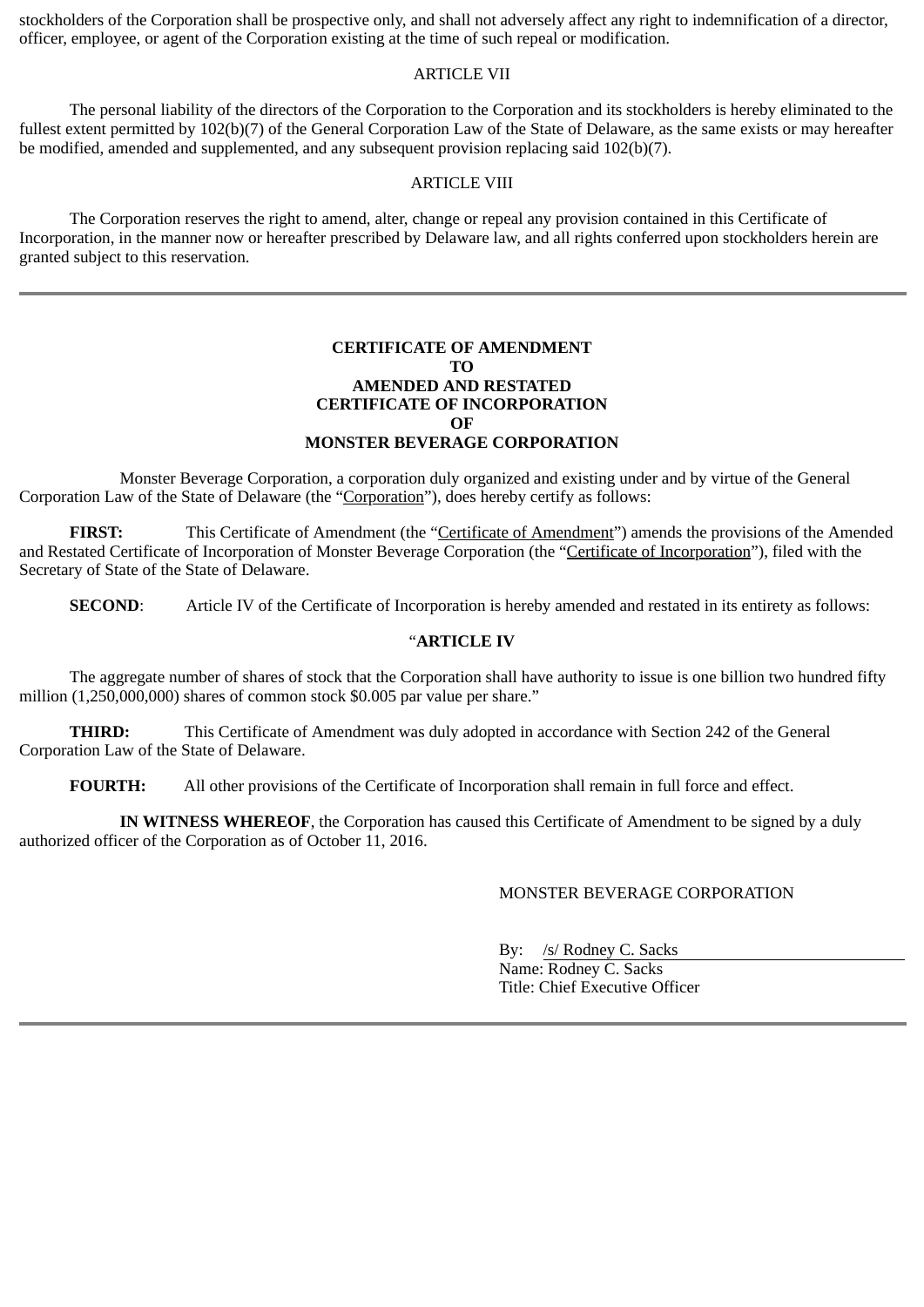stockholders of the Corporation shall be prospective only, and shall not adversely affect any right to indemnification of a director, officer, employee, or agent of the Corporation existing at the time of such repeal or modification.

ARTICLE VII

The personal liability of the directors of the Corporation to the Corporation and its stockholders is hereby eliminated to the fullest extent permitted by 102(b)(7) of the General Corporation Law of the State of Delaware, as the same exists or may hereafter be modified, amended and supplemented, and any subsequent provision replacing said 102(b)(7).

ARTICLE VIII

The Corporation reserves the right to amend, alter, change or repeal any provision contained in this Certificate of Incorporation, in the manner now or hereafter prescribed by Delaware law, and all rights conferred upon stockholders herein are granted subject to this reservation.

---

**CERTIFICATE OF AMENDMENT**
**TO**
**AMENDED AND RESTATED**
**CERTIFICATE OF INCORPORATION**
**OF**
**MONSTER BEVERAGE CORPORATION**

Monster Beverage Corporation, a corporation duly organized and existing under and by virtue of the General Corporation Law of the State of Delaware (the "Corporation"), does hereby certify as follows:

**FIRST:** This Certificate of Amendment (the "Certificate of Amendment") amends the provisions of the Amended and Restated Certificate of Incorporation of Monster Beverage Corporation (the "Certificate of Incorporation"), filed with the Secretary of State of the State of Delaware.

**SECOND**: Article IV of the Certificate of Incorporation is hereby amended and restated in its entirety as follows:

"**ARTICLE IV**

The aggregate number of shares of stock that the Corporation shall have authority to issue is one billion two hundred fifty million (1,250,000,000) shares of common stock $0.005 par value per share."

**THIRD:** This Certificate of Amendment was duly adopted in accordance with Section 242 of the General Corporation Law of the State of Delaware.

**FOURTH:** All other provisions of the Certificate of Incorporation shall remain in full force and effect.

**IN WITNESS WHEREOF**, the Corporation has caused this Certificate of Amendment to be signed by a duly authorized officer of the Corporation as of October 11, 2016.

MONSTER BEVERAGE CORPORATION

By: /s/ Rodney C. Sacks
Name: Rodney C. Sacks
Title: Chief Executive Officer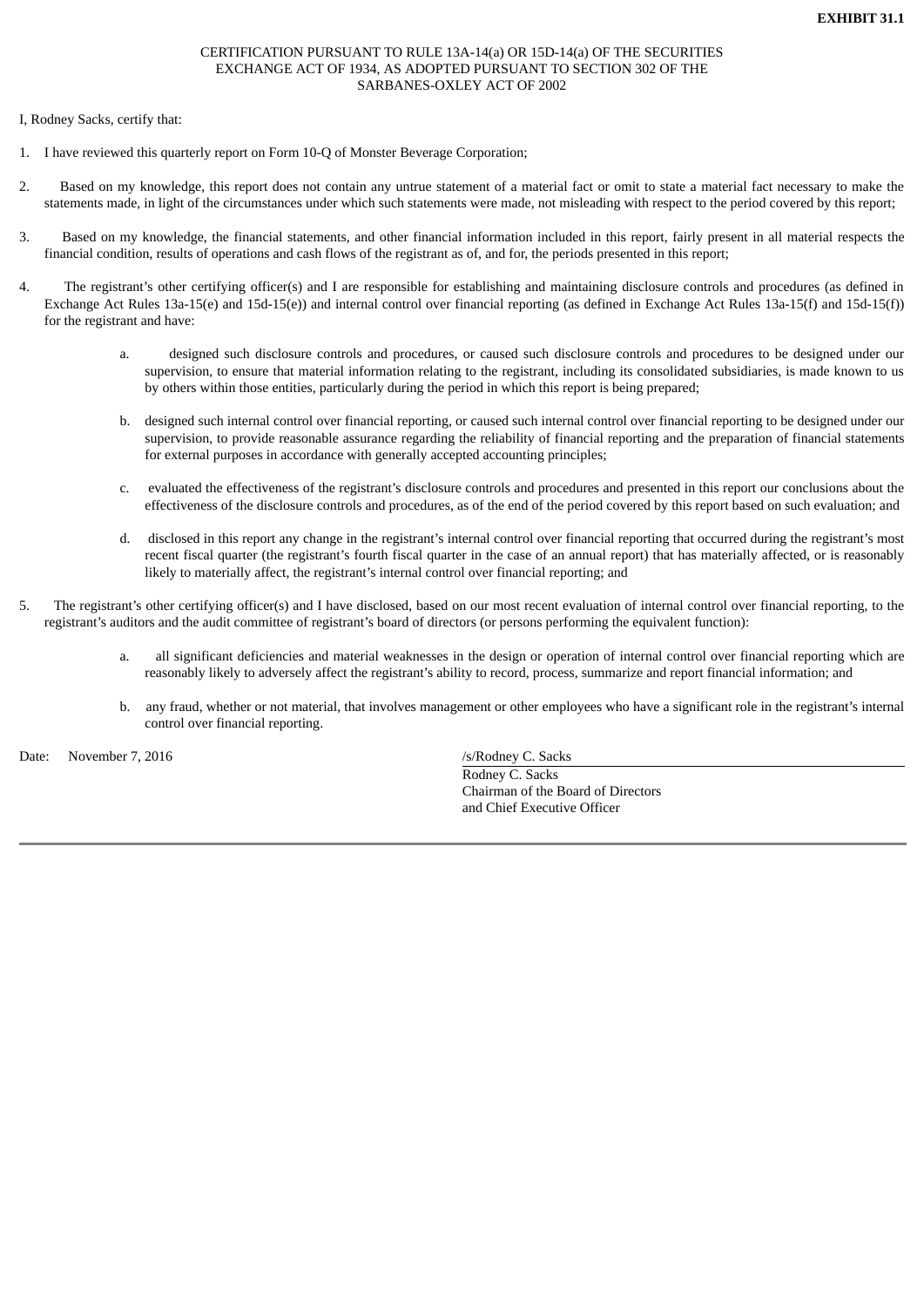**EXHIBIT 31.1**

CERTIFICATION PURSUANT TO RULE 13A-14(a) OR 15D-14(a) OF THE SECURITIES EXCHANGE ACT OF 1934, AS ADOPTED PURSUANT TO SECTION 302 OF THE SARBANES-OXLEY ACT OF 2002

I, Rodney Sacks, certify that:

1. I have reviewed this quarterly report on Form 10-Q of Monster Beverage Corporation;

2. Based on my knowledge, this report does not contain any untrue statement of a material fact or omit to state a material fact necessary to make the statements made, in light of the circumstances under which such statements were made, not misleading with respect to the period covered by this report;

3. Based on my knowledge, the financial statements, and other financial information included in this report, fairly present in all material respects the financial condition, results of operations and cash flows of the registrant as of, and for, the periods presented in this report;

4. The registrant's other certifying officer(s) and I are responsible for establishing and maintaining disclosure controls and procedures (as defined in Exchange Act Rules 13a-15(e) and 15d-15(e)) and internal control over financial reporting (as defined in Exchange Act Rules 13a-15(f) and 15d-15(f)) for the registrant and have:

   a. designed such disclosure controls and procedures, or caused such disclosure controls and procedures to be designed under our supervision, to ensure that material information relating to the registrant, including its consolidated subsidiaries, is made known to us by others within those entities, particularly during the period in which this report is being prepared;

   b. designed such internal control over financial reporting, or caused such internal control over financial reporting to be designed under our supervision, to provide reasonable assurance regarding the reliability of financial reporting and the preparation of financial statements for external purposes in accordance with generally accepted accounting principles;

   c. evaluated the effectiveness of the registrant's disclosure controls and procedures and presented in this report our conclusions about the effectiveness of the disclosure controls and procedures, as of the end of the period covered by this report based on such evaluation; and

   d. disclosed in this report any change in the registrant's internal control over financial reporting that occurred during the registrant's most recent fiscal quarter (the registrant's fourth fiscal quarter in the case of an annual report) that has materially affected, or is reasonably likely to materially affect, the registrant's internal control over financial reporting; and

5. The registrant's other certifying officer(s) and I have disclosed, based on our most recent evaluation of internal control over financial reporting, to the registrant's auditors and the audit committee of registrant's board of directors (or persons performing the equivalent function):

   a. all significant deficiencies and material weaknesses in the design or operation of internal control over financial reporting which are reasonably likely to adversely affect the registrant's ability to record, process, summarize and report financial information; and

   b. any fraud, whether or not material, that involves management or other employees who have a significant role in the registrant's internal control over financial reporting.

Date: November 7, 2016

/s/Rodney C. Sacks
Rodney C. Sacks
Chairman of the Board of Directors
and Chief Executive Officer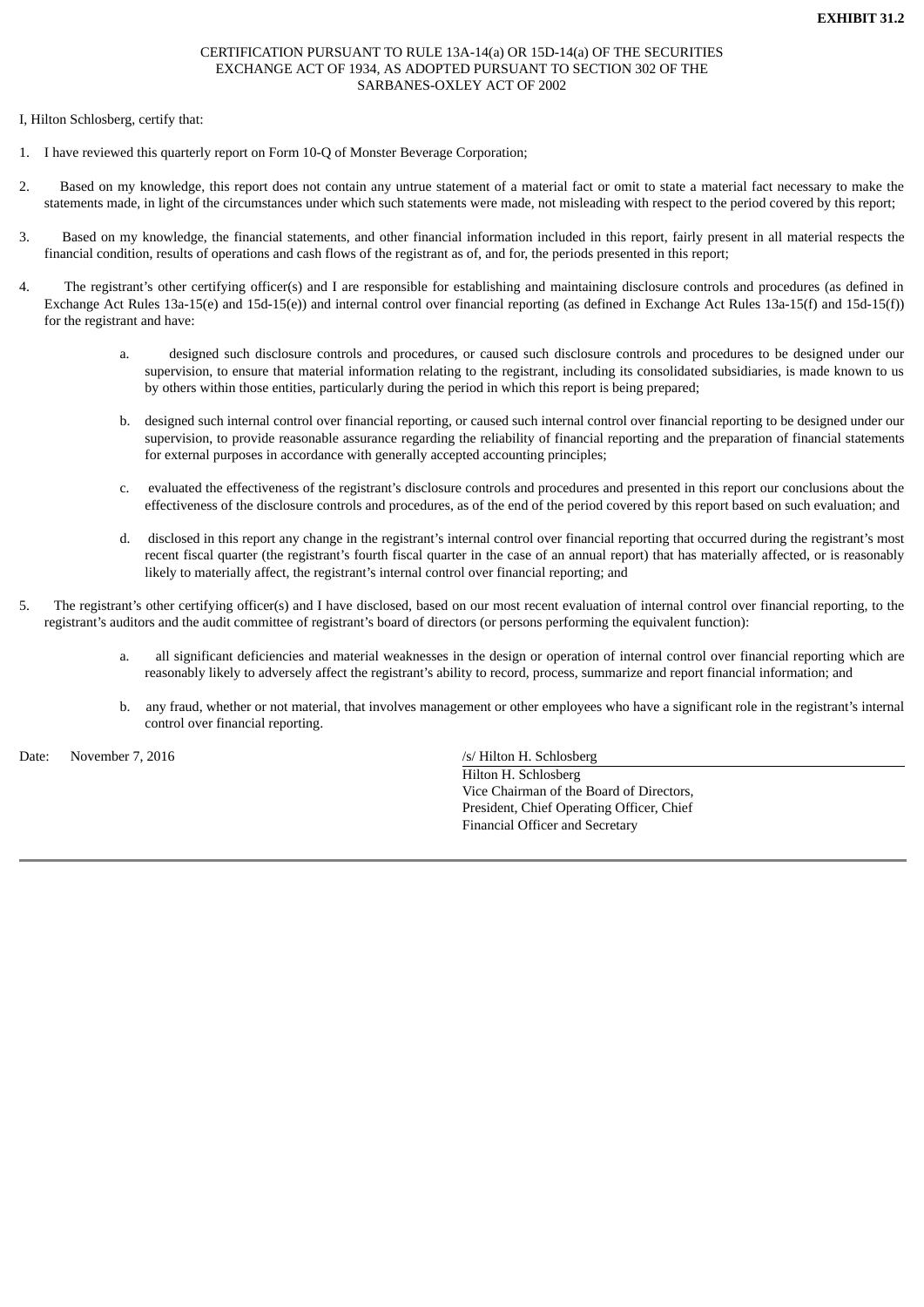**EXHIBIT 31.2**

CERTIFICATION PURSUANT TO RULE 13A-14(a) OR 15D-14(a) OF THE SECURITIES EXCHANGE ACT OF 1934, AS ADOPTED PURSUANT TO SECTION 302 OF THE SARBANES-OXLEY ACT OF 2002

I, Hilton Schlosberg, certify that:

1. I have reviewed this quarterly report on Form 10-Q of Monster Beverage Corporation;

2. Based on my knowledge, this report does not contain any untrue statement of a material fact or omit to state a material fact necessary to make the statements made, in light of the circumstances under which such statements were made, not misleading with respect to the period covered by this report;

3. Based on my knowledge, the financial statements, and other financial information included in this report, fairly present in all material respects the financial condition, results of operations and cash flows of the registrant as of, and for, the periods presented in this report;

4. The registrant's other certifying officer(s) and I are responsible for establishing and maintaining disclosure controls and procedures (as defined in Exchange Act Rules 13a-15(e) and 15d-15(e)) and internal control over financial reporting (as defined in Exchange Act Rules 13a-15(f) and 15d-15(f)) for the registrant and have:

   a. designed such disclosure controls and procedures, or caused such disclosure controls and procedures to be designed under our supervision, to ensure that material information relating to the registrant, including its consolidated subsidiaries, is made known to us by others within those entities, particularly during the period in which this report is being prepared;

   b. designed such internal control over financial reporting, or caused such internal control over financial reporting to be designed under our supervision, to provide reasonable assurance regarding the reliability of financial reporting and the preparation of financial statements for external purposes in accordance with generally accepted accounting principles;

   c. evaluated the effectiveness of the registrant's disclosure controls and procedures and presented in this report our conclusions about the effectiveness of the disclosure controls and procedures, as of the end of the period covered by this report based on such evaluation; and

   d. disclosed in this report any change in the registrant's internal control over financial reporting that occurred during the registrant's most recent fiscal quarter (the registrant's fourth fiscal quarter in the case of an annual report) that has materially affected, or is reasonably likely to materially affect, the registrant's internal control over financial reporting; and

5. The registrant's other certifying officer(s) and I have disclosed, based on our most recent evaluation of internal control over financial reporting, to the registrant's auditors and the audit committee of registrant's board of directors (or persons performing the equivalent function):

   a. all significant deficiencies and material weaknesses in the design or operation of internal control over financial reporting which are reasonably likely to adversely affect the registrant's ability to record, process, summarize and report financial information; and

   b. any fraud, whether or not material, that involves management or other employees who have a significant role in the registrant's internal control over financial reporting.

Date: November 7, 2016

/s/ Hilton H. Schlosberg
Hilton H. Schlosberg
Vice Chairman of the Board of Directors,
President, Chief Operating Officer, Chief
Financial Officer and Secretary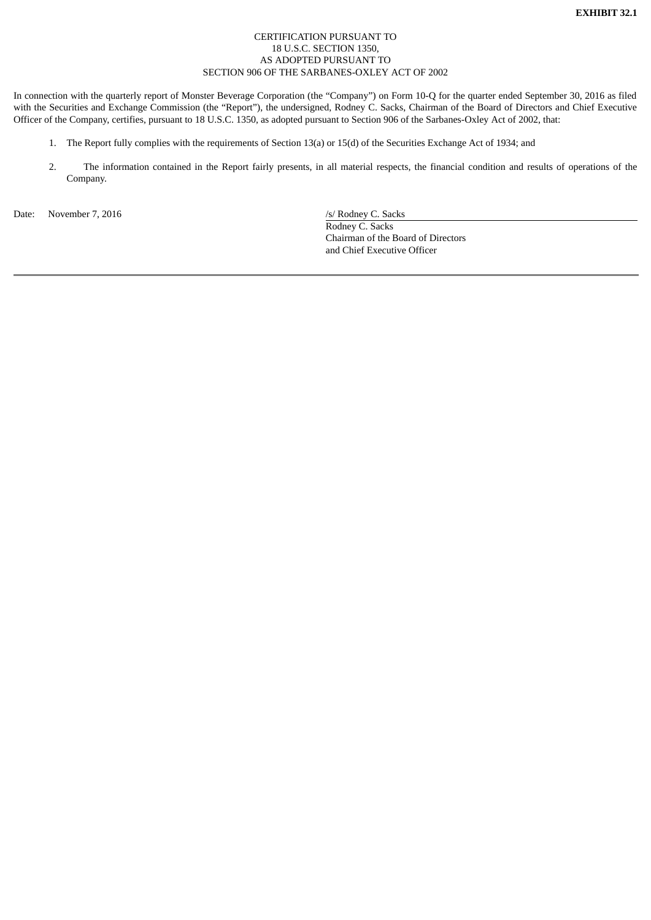**EXHIBIT 32.1**

CERTIFICATION PURSUANT TO
18 U.S.C. SECTION 1350,
AS ADOPTED PURSUANT TO
SECTION 906 OF THE SARBANES-OXLEY ACT OF 2002

In connection with the quarterly report of Monster Beverage Corporation (the "Company") on Form 10-Q for the quarter ended September 30, 2016 as filed with the Securities and Exchange Commission (the "Report"), the undersigned, Rodney C. Sacks, Chairman of the Board of Directors and Chief Executive Officer of the Company, certifies, pursuant to 18 U.S.C. 1350, as adopted pursuant to Section 906 of the Sarbanes-Oxley Act of 2002, that:

1. The Report fully complies with the requirements of Section 13(a) or 15(d) of the Securities Exchange Act of 1934; and

2. The information contained in the Report fairly presents, in all material respects, the financial condition and results of operations of the Company.

Date: November 7, 2016

/s/ Rodney C. Sacks
Rodney C. Sacks
Chairman of the Board of Directors
and Chief Executive Officer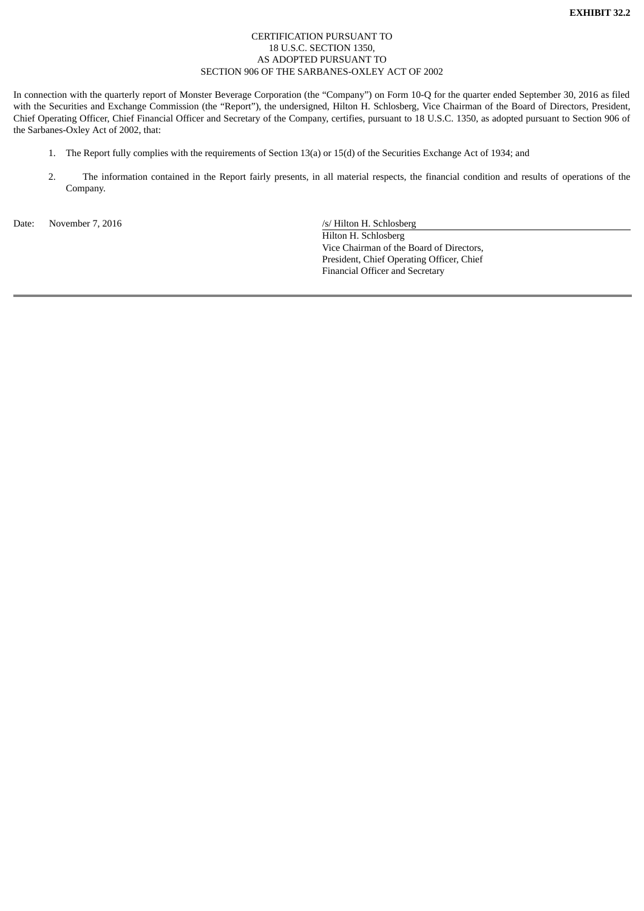**EXHIBIT 32.2**

CERTIFICATION PURSUANT TO
18 U.S.C. SECTION 1350,
AS ADOPTED PURSUANT TO
SECTION 906 OF THE SARBANES-OXLEY ACT OF 2002

In connection with the quarterly report of Monster Beverage Corporation (the "Company") on Form 10-Q for the quarter ended September 30, 2016 as filed with the Securities and Exchange Commission (the "Report"), the undersigned, Hilton H. Schlosberg, Vice Chairman of the Board of Directors, President, Chief Operating Officer, Chief Financial Officer and Secretary of the Company, certifies, pursuant to 18 U.S.C. 1350, as adopted pursuant to Section 906 of the Sarbanes-Oxley Act of 2002, that:

1. The Report fully complies with the requirements of Section 13(a) or 15(d) of the Securities Exchange Act of 1934; and
2. The information contained in the Report fairly presents, in all material respects, the financial condition and results of operations of the Company.

Date: November 7, 2016

/s/ Hilton H. Schlosberg
Hilton H. Schlosberg
Vice Chairman of the Board of Directors,
President, Chief Operating Officer, Chief
Financial Officer and Secretary